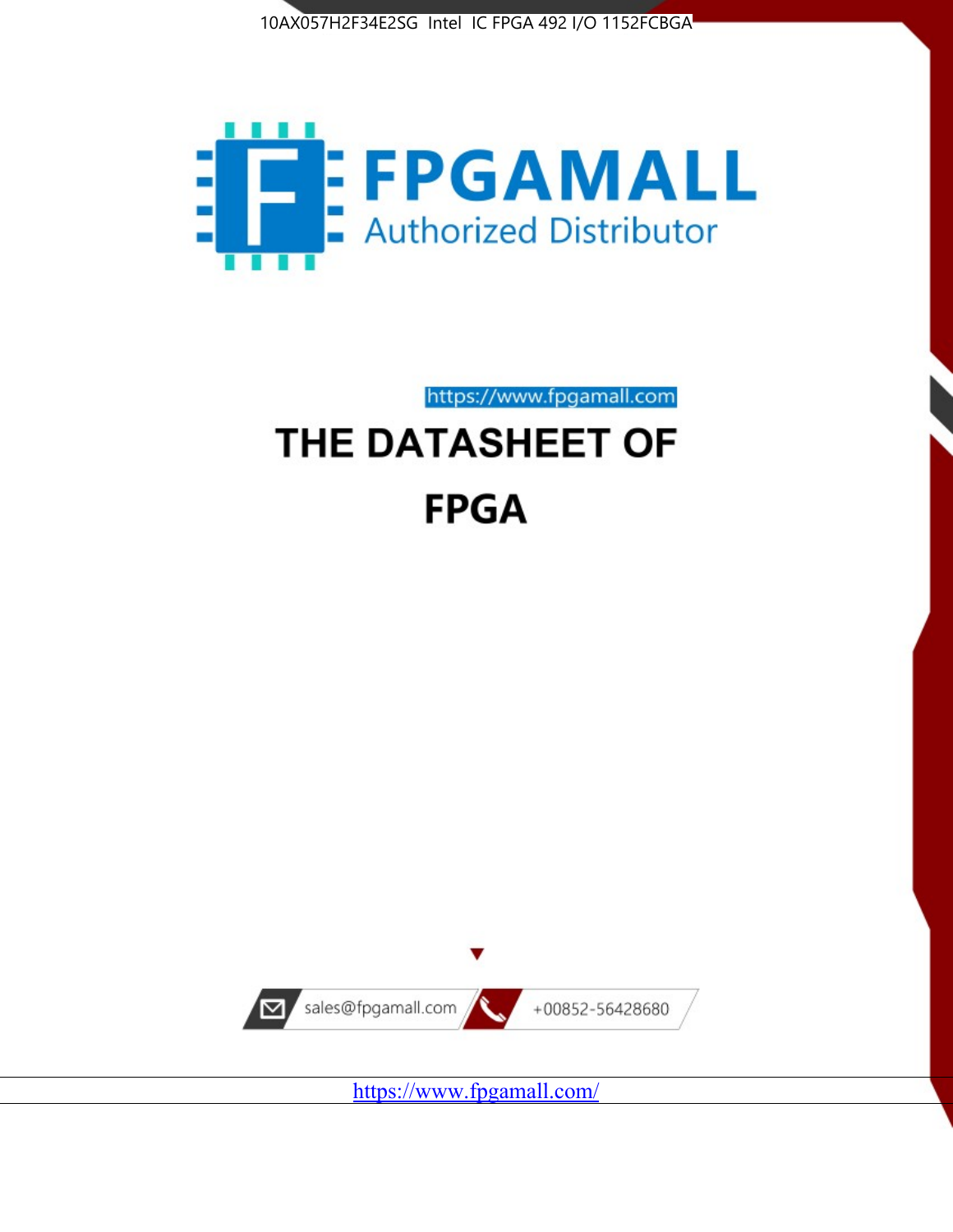10AX057H2F34E2SG Intel IC FPGA 492 I/O 1152FCBGA

FPGAMALL

Authorized Distributor

https://www.fpgamall.com

# THE DATASHEET OF

# FPGA

sales@fpgamall.com

+00852-56428680

https://www.fpgamall.com/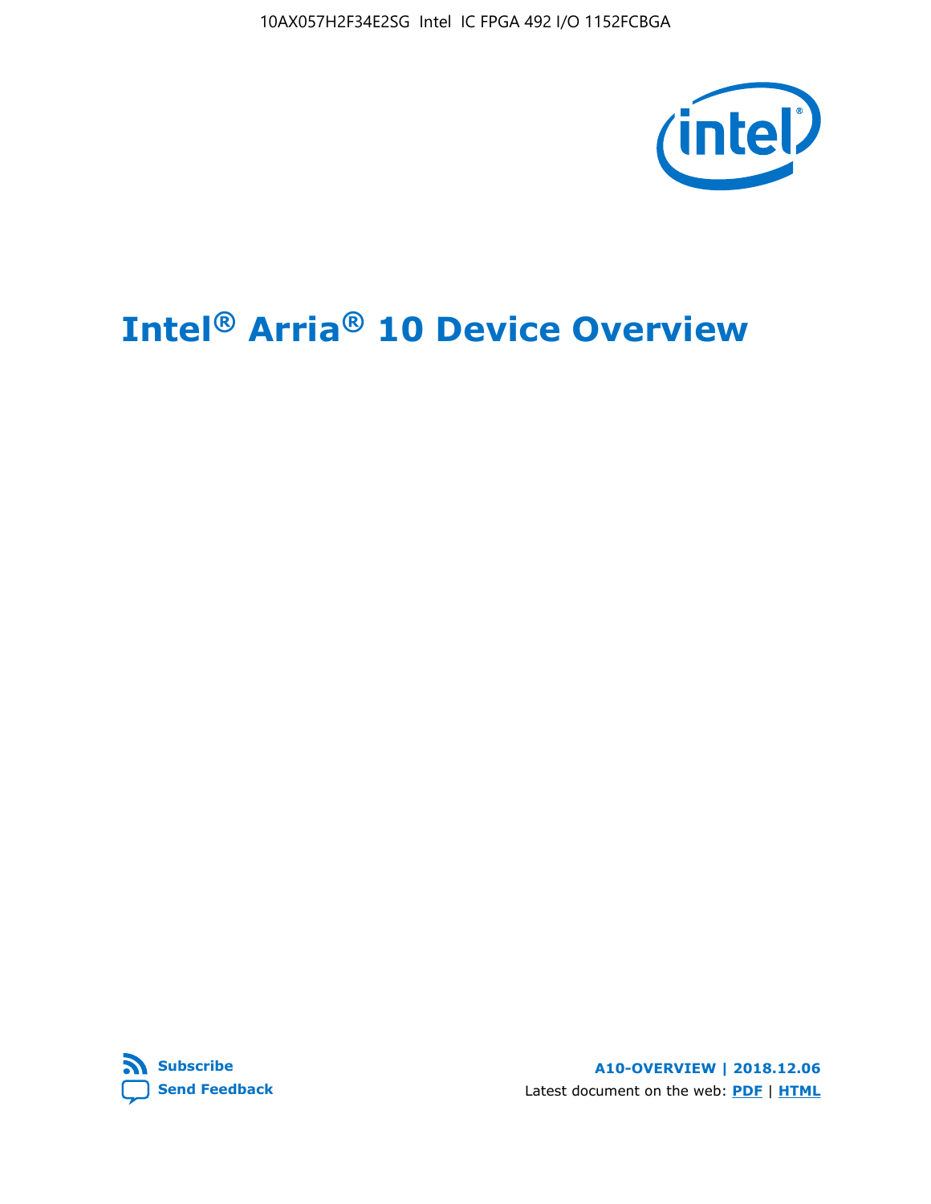# Intel® Arria® 10 Device Overview

Subscribe

Send Feedback

A10-OVERVIEW | 2018.12.06

Latest document on the web: PDF | HTML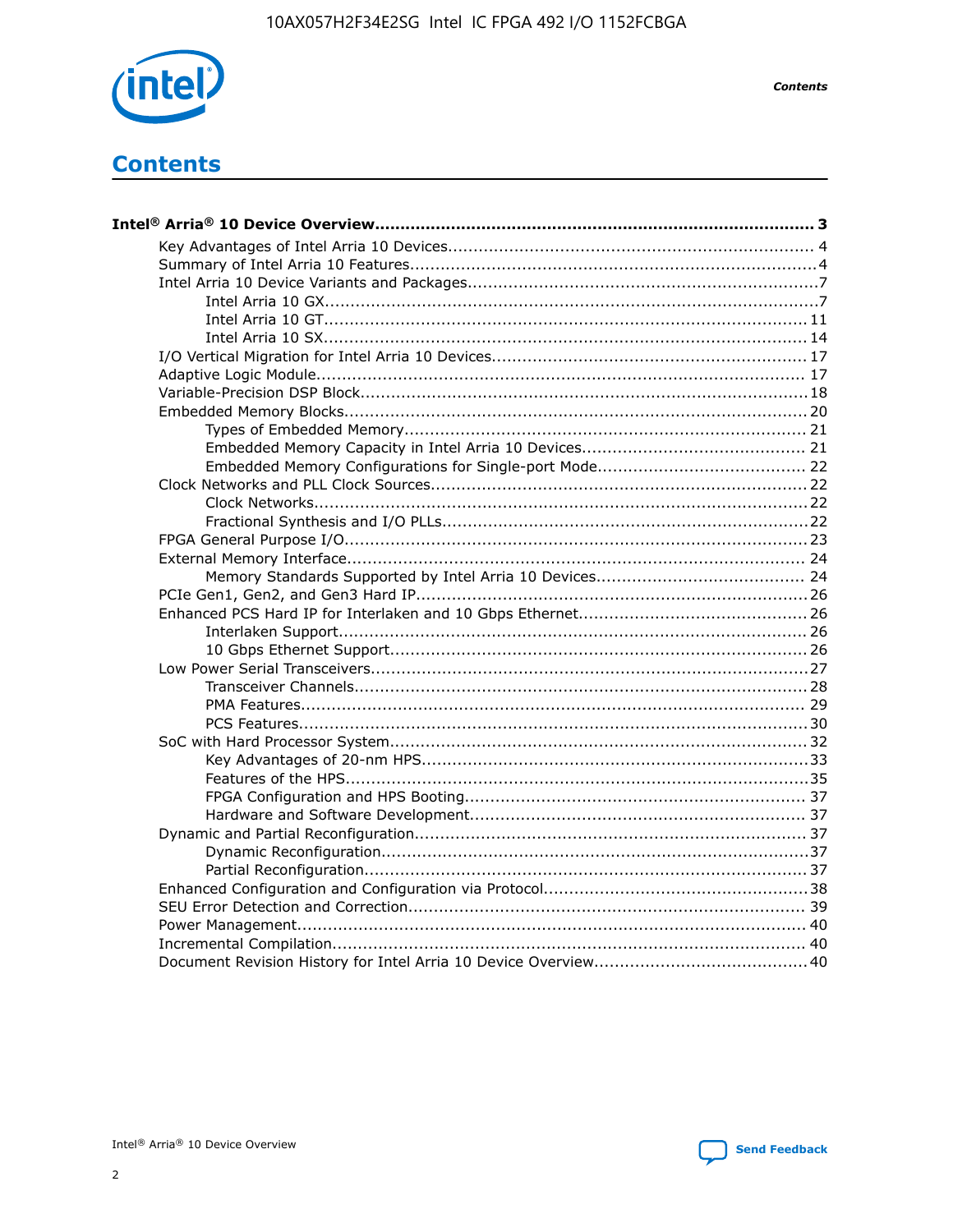# Contents

**Intel® Arria® 10 Device Overview....................................................................................... 3**

- Key Advantages of Intel Arria 10 Devices........................................................................ 4
- Summary of Intel Arria 10 Features................................................................................4
- Intel Arria 10 Device Variants and Packages.....................................................................7
  - Intel Arria 10 GX.................................................................................................7
  - Intel Arria 10 GT............................................................................................... 11
  - Intel Arria 10 SX............................................................................................... 14
- I/O Vertical Migration for Intel Arria 10 Devices.............................................................. 17
- Adaptive Logic Module................................................................................................ 17
- Variable-Precision DSP Block........................................................................................18
- Embedded Memory Blocks........................................................................................... 20
  - Types of Embedded Memory............................................................................... 21
  - Embedded Memory Capacity in Intel Arria 10 Devices............................................ 21
  - Embedded Memory Configurations for Single-port Mode......................................... 22
- Clock Networks and PLL Clock Sources.......................................................................... 22
  - Clock Networks................................................................................................. 22
  - Fractional Synthesis and I/O PLLs........................................................................ 22
- FPGA General Purpose I/O.......................................................................................... 23
- External Memory Interface.......................................................................................... 24
  - Memory Standards Supported by Intel Arria 10 Devices......................................... 24
- PCIe Gen1, Gen2, and Gen3 Hard IP............................................................................. 26
- Enhanced PCS Hard IP for Interlaken and 10 Gbps Ethernet............................................. 26
  - Interlaken Support............................................................................................ 26
  - 10 Gbps Ethernet Support.................................................................................. 26
- Low Power Serial Transceivers..................................................................................... 27
  - Transceiver Channels......................................................................................... 28
  - PMA Features................................................................................................... 29
  - PCS Features.................................................................................................... 30
- SoC with Hard Processor System.................................................................................. 32
  - Key Advantages of 20-nm HPS............................................................................ 33
  - Features of the HPS........................................................................................... 35
  - FPGA Configuration and HPS Booting................................................................... 37
  - Hardware and Software Development.................................................................. 37
- Dynamic and Partial Reconfiguration............................................................................. 37
  - Dynamic Reconfiguration.................................................................................... 37
  - Partial Reconfiguration....................................................................................... 37
- Enhanced Configuration and Configuration via Protocol.................................................... 38
- SEU Error Detection and Correction.............................................................................. 39
- Power Management.................................................................................................... 40
- Incremental Compilation............................................................................................. 40
- Document Revision History for Intel Arria 10 Device Overview.......................................... 40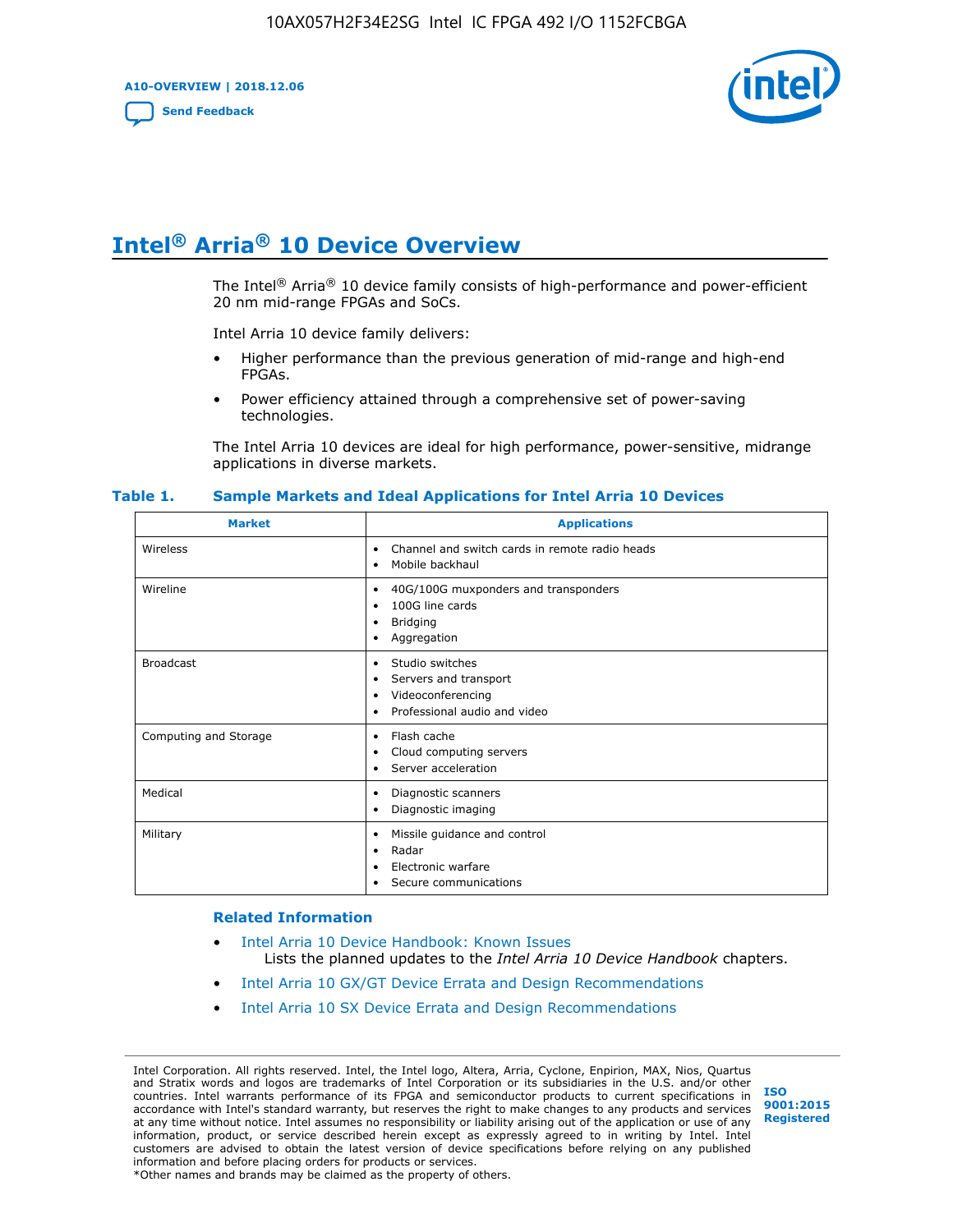# Intel® Arria® 10 Device Overview

The Intel® Arria® 10 device family consists of high-performance and power-efficient 20 nm mid-range FPGAs and SoCs.

Intel Arria 10 device family delivers:

- Higher performance than the previous generation of mid-range and high-end FPGAs.
- Power efficiency attained through a comprehensive set of power-saving technologies.

The Intel Arria 10 devices are ideal for high performance, power-sensitive, midrange applications in diverse markets.

**Table 1. Sample Markets and Ideal Applications for Intel Arria 10 Devices**

| Market | Applications |
|---|---|
| Wireless | • Channel and switch cards in remote radio heads<br>• Mobile backhaul |
| Wireline | • 40G/100G muxponders and transponders<br>• 100G line cards<br>• Bridging<br>• Aggregation |
| Broadcast | • Studio switches<br>• Servers and transport<br>• Videoconferencing<br>• Professional audio and video |
| Computing and Storage | • Flash cache<br>• Cloud computing servers<br>• Server acceleration |
| Medical | • Diagnostic scanners<br>• Diagnostic imaging |
| Military | • Missile guidance and control<br>• Radar<br>• Electronic warfare<br>• Secure communications |

### Related Information

- Intel Arria 10 Device Handbook: Known Issues
  Lists the planned updates to the *Intel Arria 10 Device Handbook* chapters.
- Intel Arria 10 GX/GT Device Errata and Design Recommendations
- Intel Arria 10 SX Device Errata and Design Recommendations

Intel Corporation. All rights reserved. Intel, the Intel logo, Altera, Arria, Cyclone, Enpirion, MAX, Nios, Quartus and Stratix words and logos are trademarks of Intel Corporation or its subsidiaries in the U.S. and/or other countries. Intel warrants performance of its FPGA and semiconductor products to current specifications in accordance with Intel's standard warranty, but reserves the right to make changes to any products and services at any time without notice. Intel assumes no responsibility or liability arising out of the application or use of any information, product, or service described herein except as expressly agreed to in writing by Intel. Intel customers are advised to obtain the latest version of device specifications before relying on any published information and before placing orders for products or services.
*Other names and brands may be claimed as the property of others.

ISO 9001:2015 Registered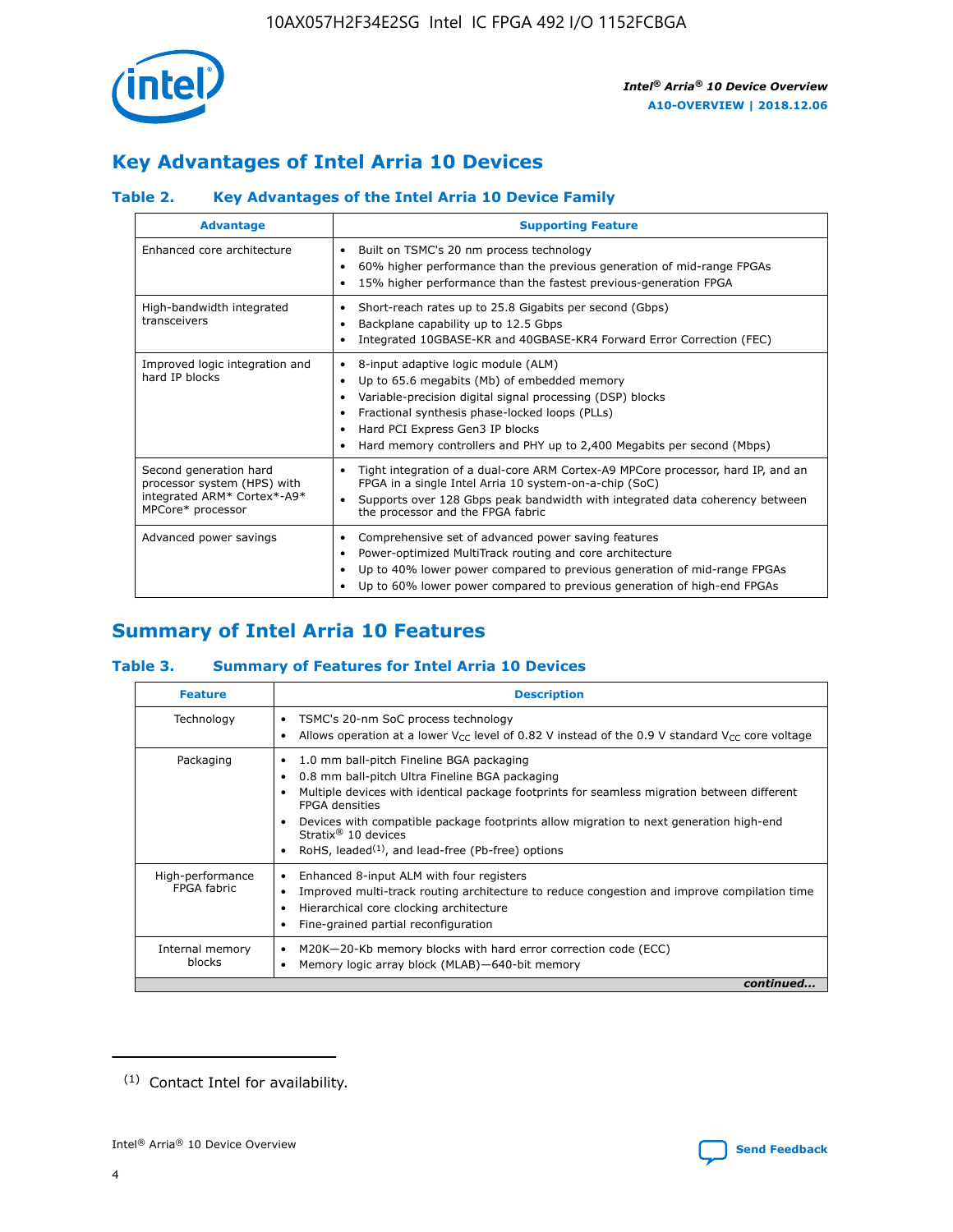## Key Advantages of Intel Arria 10 Devices

### Table 2. Key Advantages of the Intel Arria 10 Device Family

| Advantage | Supporting Feature |
|---|---|
| Enhanced core architecture | • Built on TSMC's 20 nm process technology<br>• 60% higher performance than the previous generation of mid-range FPGAs<br>• 15% higher performance than the fastest previous-generation FPGA |
| High-bandwidth integrated transceivers | • Short-reach rates up to 25.8 Gigabits per second (Gbps)<br>• Backplane capability up to 12.5 Gbps<br>• Integrated 10GBASE-KR and 40GBASE-KR4 Forward Error Correction (FEC) |
| Improved logic integration and hard IP blocks | • 8-input adaptive logic module (ALM)<br>• Up to 65.6 megabits (Mb) of embedded memory<br>• Variable-precision digital signal processing (DSP) blocks<br>• Fractional synthesis phase-locked loops (PLLs)<br>• Hard PCI Express Gen3 IP blocks<br>• Hard memory controllers and PHY up to 2,400 Megabits per second (Mbps) |
| Second generation hard processor system (HPS) with integrated ARM* Cortex*-A9* MPCore* processor | • Tight integration of a dual-core ARM Cortex-A9 MPCore processor, hard IP, and an FPGA in a single Intel Arria 10 system-on-a-chip (SoC)<br>• Supports over 128 Gbps peak bandwidth with integrated data coherency between the processor and the FPGA fabric |
| Advanced power savings | • Comprehensive set of advanced power saving features<br>• Power-optimized MultiTrack routing and core architecture<br>• Up to 40% lower power compared to previous generation of mid-range FPGAs<br>• Up to 60% lower power compared to previous generation of high-end FPGAs |

## Summary of Intel Arria 10 Features

### Table 3. Summary of Features for Intel Arria 10 Devices

| Feature | Description |
|---|---|
| Technology | • TSMC's 20-nm SoC process technology<br>• Allows operation at a lower $V_{CC}$ level of 0.82 V instead of the 0.9 V standard $V_{CC}$ core voltage |
| Packaging | • 1.0 mm ball-pitch Fineline BGA packaging<br>• 0.8 mm ball-pitch Ultra Fineline BGA packaging<br>• Multiple devices with identical package footprints for seamless migration between different FPGA densities<br>• Devices with compatible package footprints allow migration to next generation high-end Stratix® 10 devices<br>• RoHS, leaded[(1)], and lead-free (Pb-free) options |
| High-performance FPGA fabric | • Enhanced 8-input ALM with four registers<br>• Improved multi-track routing architecture to reduce congestion and improve compilation time<br>• Hierarchical core clocking architecture<br>• Fine-grained partial reconfiguration |
| Internal memory blocks | • M20K—20-Kb memory blocks with hard error correction code (ECC)<br>• Memory logic array block (MLAB)—640-bit memory |

*continued...*

(1) Contact Intel for availability.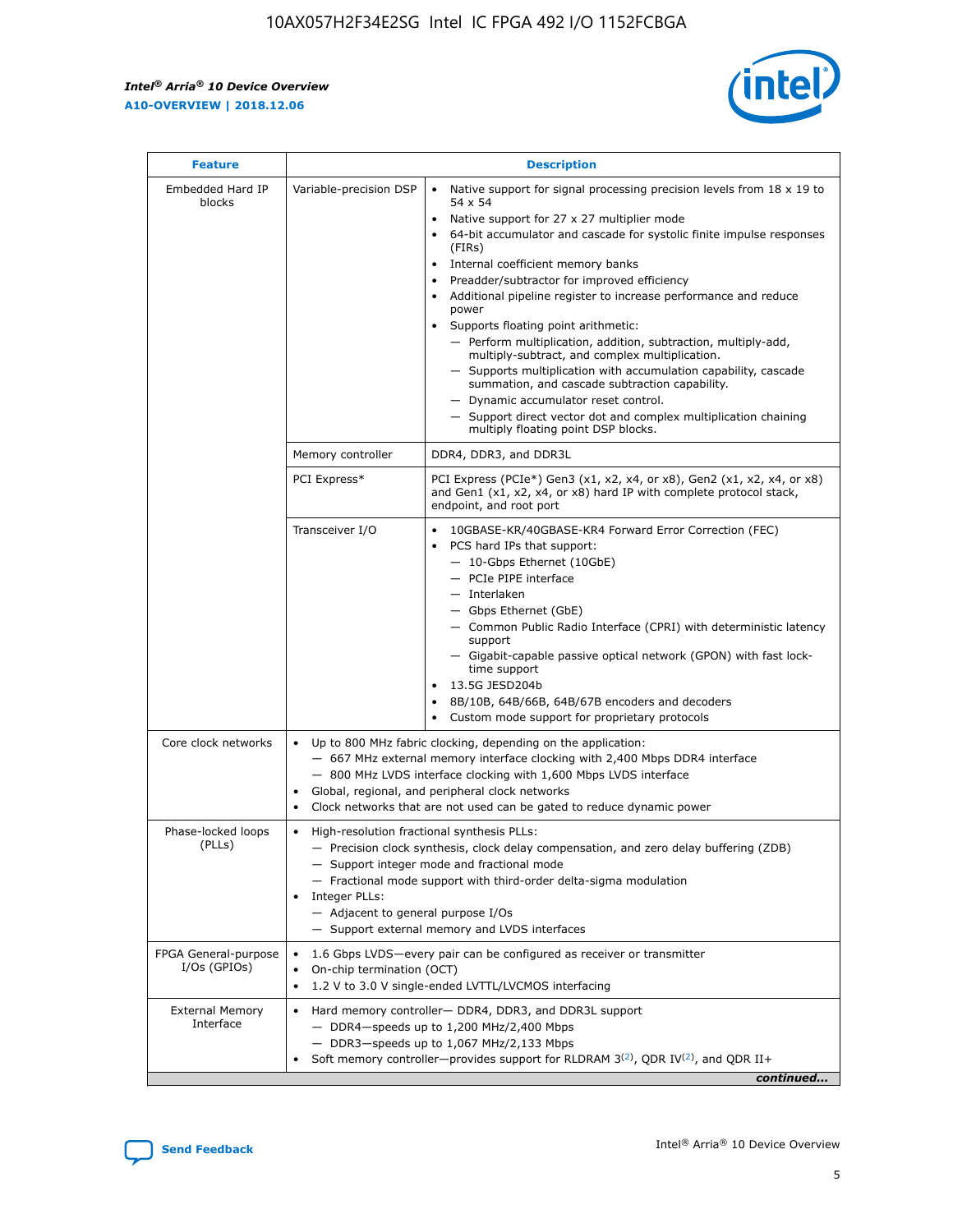| Feature | Description | |
|---|---|---|
| Embedded Hard IP blocks | Variable-precision DSP | • Native support for signal processing precision levels from 18 x 19 to 54 x 54<br>• Native support for 27 x 27 multiplier mode<br>• 64-bit accumulator and cascade for systolic finite impulse responses (FIRs)<br>• Internal coefficient memory banks<br>• Preadder/subtractor for improved efficiency<br>• Additional pipeline register to increase performance and reduce power<br>• Supports floating point arithmetic:<br>— Perform multiplication, addition, subtraction, multiply-add, multiply-subtract, and complex multiplication.<br>— Supports multiplication with accumulation capability, cascade summation, and cascade subtraction capability.<br>— Dynamic accumulator reset control.<br>— Support direct vector dot and complex multiplication chaining multiply floating point DSP blocks. |
| | Memory controller | DDR4, DDR3, and DDR3L |
| | PCI Express* | PCI Express (PCIe*) Gen3 (x1, x2, x4, or x8), Gen2 (x1, x2, x4, or x8) and Gen1 (x1, x2, x4, or x8) hard IP with complete protocol stack, endpoint, and root port |
| | Transceiver I/O | • 10GBASE-KR/40GBASE-KR4 Forward Error Correction (FEC)<br>• PCS hard IPs that support:<br>— 10-Gbps Ethernet (10GbE)<br>— PCIe PIPE interface<br>— Interlaken<br>— Gbps Ethernet (GbE)<br>— Common Public Radio Interface (CPRI) with deterministic latency support<br>— Gigabit-capable passive optical network (GPON) with fast lock-time support<br>• 13.5G JESD204b<br>• 8B/10B, 64B/66B, 64B/67B encoders and decoders<br>• Custom mode support for proprietary protocols |
| Core clock networks | • Up to 800 MHz fabric clocking, depending on the application:<br>— 667 MHz external memory interface clocking with 2,400 Mbps DDR4 interface<br>— 800 MHz LVDS interface clocking with 1,600 Mbps LVDS interface<br>• Global, regional, and peripheral clock networks<br>• Clock networks that are not used can be gated to reduce dynamic power | |
| Phase-locked loops (PLLs) | • High-resolution fractional synthesis PLLs:<br>— Precision clock synthesis, clock delay compensation, and zero delay buffering (ZDB)<br>— Support integer mode and fractional mode<br>— Fractional mode support with third-order delta-sigma modulation<br>• Integer PLLs:<br>— Adjacent to general purpose I/Os<br>— Support external memory and LVDS interfaces | |
| FPGA General-purpose I/Os (GPIOs) | • 1.6 Gbps LVDS—every pair can be configured as receiver or transmitter<br>• On-chip termination (OCT)<br>• 1.2 V to 3.0 V single-ended LVTTL/LVCMOS interfacing | |
| External Memory Interface | • Hard memory controller— DDR4, DDR3, and DDR3L support<br>— DDR4—speeds up to 1,200 MHz/2,400 Mbps<br>— DDR3—speeds up to 1,067 MHz/2,133 Mbps<br>• Soft memory controller—provides support for RLDRAM 3[(2)], QDR IV[(2)], and QDR II+ | |

*continued...*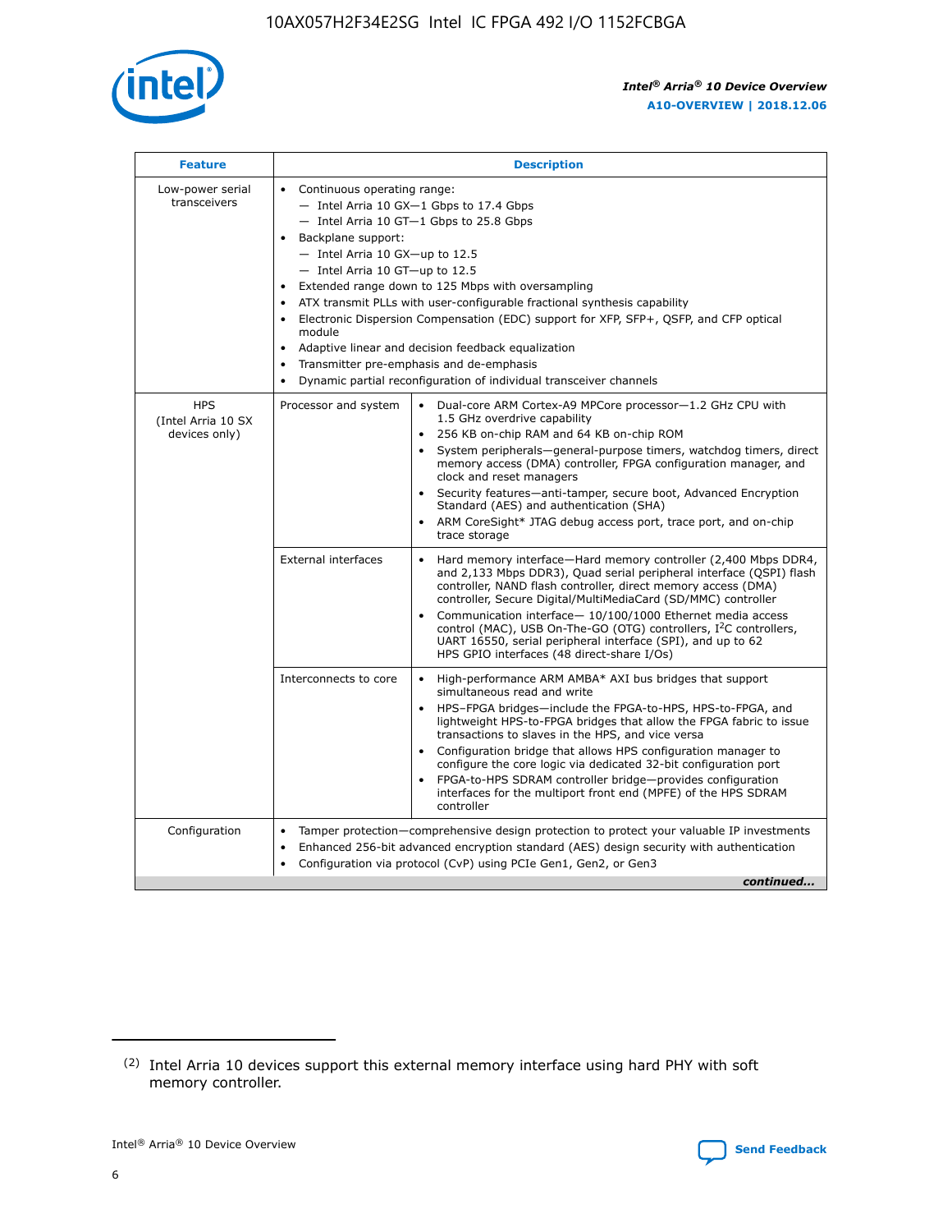| Feature | Description | |
|---|---|---|
| Low-power serial transceivers | • Continuous operating range:<br>— Intel Arria 10 GX—1 Gbps to 17.4 Gbps<br>— Intel Arria 10 GT—1 Gbps to 25.8 Gbps<br>• Backplane support:<br>— Intel Arria 10 GX—up to 12.5<br>— Intel Arria 10 GT—up to 12.5<br>• Extended range down to 125 Mbps with oversampling<br>• ATX transmit PLLs with user-configurable fractional synthesis capability<br>• Electronic Dispersion Compensation (EDC) support for XFP, SFP+, QSFP, and CFP optical module<br>• Adaptive linear and decision feedback equalization<br>• Transmitter pre-emphasis and de-emphasis<br>• Dynamic partial reconfiguration of individual transceiver channels | |
| HPS (Intel Arria 10 SX devices only) | Processor and system | • Dual-core ARM Cortex-A9 MPCore processor—1.2 GHz CPU with 1.5 GHz overdrive capability<br>• 256 KB on-chip RAM and 64 KB on-chip ROM<br>• System peripherals—general-purpose timers, watchdog timers, direct memory access (DMA) controller, FPGA configuration manager, and clock and reset managers<br>• Security features—anti-tamper, secure boot, Advanced Encryption Standard (AES) and authentication (SHA)<br>• ARM CoreSight* JTAG debug access port, trace port, and on-chip trace storage |
| | External interfaces | • Hard memory interface—Hard memory controller (2,400 Mbps DDR4, and 2,133 Mbps DDR3), Quad serial peripheral interface (QSPI) flash controller, NAND flash controller, direct memory access (DMA) controller, Secure Digital/MultiMediaCard (SD/MMC) controller<br>• Communication interface— 10/100/1000 Ethernet media access control (MAC), USB On-The-GO (OTG) controllers, I$^2$C controllers, UART 16550, serial peripheral interface (SPI), and up to 62 HPS GPIO interfaces (48 direct-share I/Os) |
| | Interconnects to core | • High-performance ARM AMBA* AXI bus bridges that support simultaneous read and write<br>• HPS–FPGA bridges—include the FPGA-to-HPS, HPS-to-FPGA, and lightweight HPS-to-FPGA bridges that allow the FPGA fabric to issue transactions to slaves in the HPS, and vice versa<br>• Configuration bridge that allows HPS configuration manager to configure the core logic via dedicated 32-bit configuration port<br>• FPGA-to-HPS SDRAM controller bridge—provides configuration interfaces for the multiport front end (MPFE) of the HPS SDRAM controller |
| Configuration | • Tamper protection—comprehensive design protection to protect your valuable IP investments<br>• Enhanced 256-bit advanced encryption standard (AES) design security with authentication<br>• Configuration via protocol (CvP) using PCIe Gen1, Gen2, or Gen3 | |

*continued...*

(2) Intel Arria 10 devices support this external memory interface using hard PHY with soft memory controller.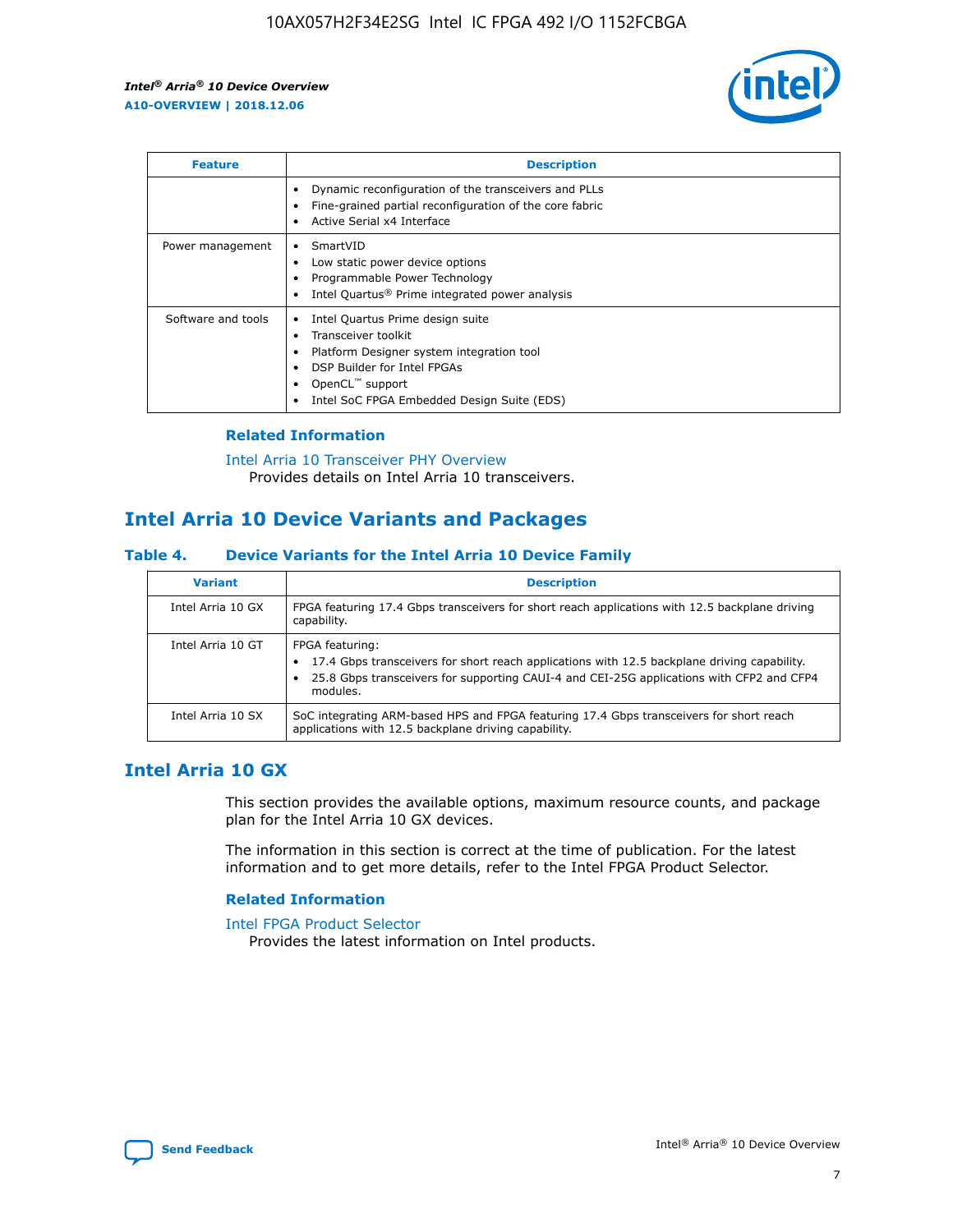| Feature | Description |
| --- | --- |
| | • Dynamic reconfiguration of the transceivers and PLLs<br>• Fine-grained partial reconfiguration of the core fabric<br>• Active Serial x4 Interface |
| Power management | • SmartVID<br>• Low static power device options<br>• Programmable Power Technology<br>• Intel Quartus® Prime integrated power analysis |
| Software and tools | • Intel Quartus Prime design suite<br>• Transceiver toolkit<br>• Platform Designer system integration tool<br>• DSP Builder for Intel FPGAs<br>• OpenCL™ support<br>• Intel SoC FPGA Embedded Design Suite (EDS) |

### Related Information

Intel Arria 10 Transceiver PHY Overview
Provides details on Intel Arria 10 transceivers.

## Intel Arria 10 Device Variants and Packages

#### Table 4. Device Variants for the Intel Arria 10 Device Family

| Variant | Description |
| --- | --- |
| Intel Arria 10 GX | FPGA featuring 17.4 Gbps transceivers for short reach applications with 12.5 backplane driving capability. |
| Intel Arria 10 GT | FPGA featuring:<br>• 17.4 Gbps transceivers for short reach applications with 12.5 backplane driving capability.<br>• 25.8 Gbps transceivers for supporting CAUI-4 and CEI-25G applications with CFP2 and CFP4 modules. |
| Intel Arria 10 SX | SoC integrating ARM-based HPS and FPGA featuring 17.4 Gbps transceivers for short reach applications with 12.5 backplane driving capability. |

## Intel Arria 10 GX

This section provides the available options, maximum resource counts, and package plan for the Intel Arria 10 GX devices.

The information in this section is correct at the time of publication. For the latest information and to get more details, refer to the Intel FPGA Product Selector.

### Related Information

Intel FPGA Product Selector
Provides the latest information on Intel products.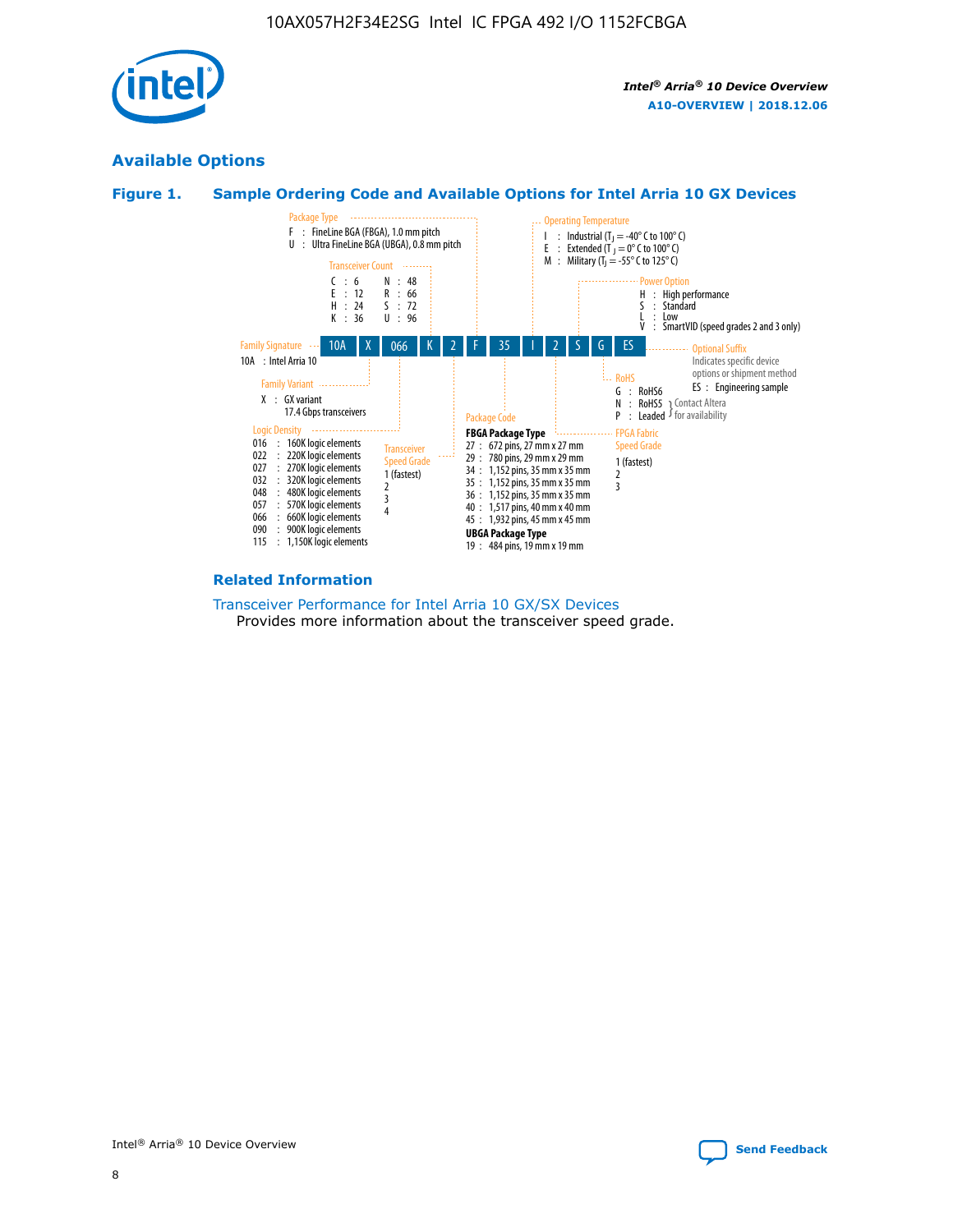## Available Options

### Figure 1. Sample Ordering Code and Available Options for Intel Arria 10 GX Devices

10A | X | 066 | K | 2 | F | 35 | I | 2 | S | G | ES

Family Signature
10A : Intel Arria 10

Family Variant
X : GX variant
17.4 Gbps transceivers

Logic Density
016 : 160K logic elements
022 : 220K logic elements
027 : 270K logic elements
032 : 320K logic elements
048 : 480K logic elements
057 : 570K logic elements
066 : 660K logic elements
090 : 900K logic elements
115 : 1,150K logic elements

Transceiver Count
C : 6
E : 12
H : 24
K : 36
N : 48
R : 66
S : 72
U : 96

Transceiver Speed Grade
1 (fastest)
2
3
4

Package Type
F : FineLine BGA (FBGA), 1.0 mm pitch
U : Ultra FineLine BGA (UBGA), 0.8 mm pitch

Package Code
**FBGA Package Type**
27 : 672 pins, 27 mm x 27 mm
29 : 780 pins, 29 mm x 29 mm
34 : 1,152 pins, 35 mm x 35 mm
35 : 1,152 pins, 35 mm x 35 mm
36 : 1,152 pins, 35 mm x 35 mm
40 : 1,517 pins, 40 mm x 40 mm
45 : 1,932 pins, 45 mm x 45 mm
**UBGA Package Type**
19 : 484 pins, 19 mm x 19 mm

Operating Temperature
I : Industrial ($T_J$ = -40° C to 100° C)
E : Extended ($T_J$ = 0° C to 100° C)
M : Military ($T_J$ = -55° C to 125° C)

FPGA Fabric Speed Grade
1 (fastest)
2
3

Power Option
H : High performance
S : Standard
L : Low
V : SmartVID (speed grades 2 and 3 only)

RoHS
G : RoHS6
N : RoHS5
P : Leaded
Contact Altera for availability

Optional Suffix
Indicates specific device options or shipment method
ES : Engineering sample

### Related Information

Transceiver Performance for Intel Arria 10 GX/SX Devices
Provides more information about the transceiver speed grade.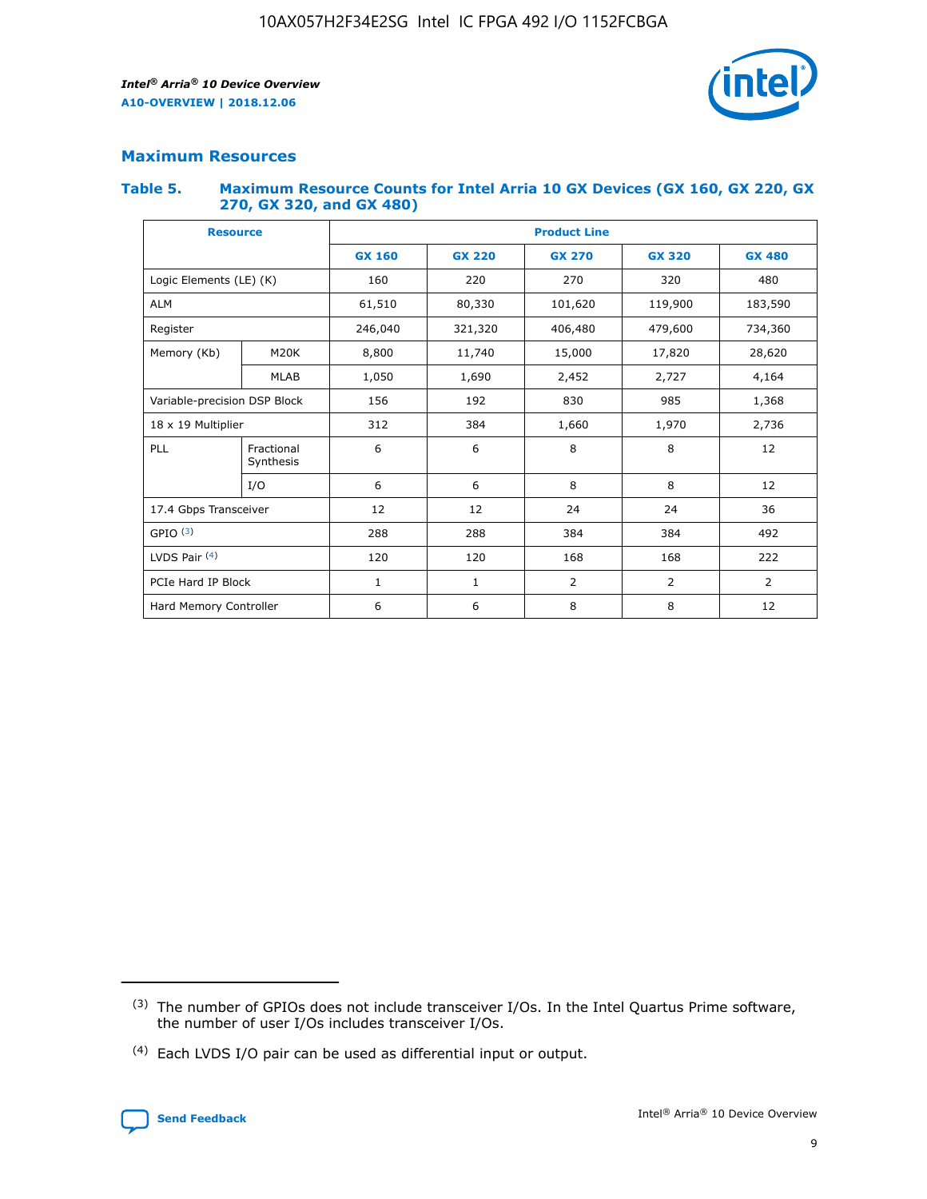## Maximum Resources

### Table 5. Maximum Resource Counts for Intel Arria 10 GX Devices (GX 160, GX 220, GX 270, GX 320, and GX 480)

| Resource | | Product Line | | | | |
|---|---|---|---|---|---|---|
| | | GX 160 | GX 220 | GX 270 | GX 320 | GX 480 |
| Logic Elements (LE) (K) | | 160 | 220 | 270 | 320 | 480 |
| ALM | | 61,510 | 80,330 | 101,620 | 119,900 | 183,590 |
| Register | | 246,040 | 321,320 | 406,480 | 479,600 | 734,360 |
| Memory (Kb) | M20K | 8,800 | 11,740 | 15,000 | 17,820 | 28,620 |
| | MLAB | 1,050 | 1,690 | 2,452 | 2,727 | 4,164 |
| Variable-precision DSP Block | | 156 | 192 | 830 | 985 | 1,368 |
| 18 x 19 Multiplier | | 312 | 384 | 1,660 | 1,970 | 2,736 |
| PLL | Fractional Synthesis | 6 | 6 | 8 | 8 | 12 |
| | I/O | 6 | 6 | 8 | 8 | 12 |
| 17.4 Gbps Transceiver | | 12 | 12 | 24 | 24 | 36 |
| GPIO (3) | | 288 | 288 | 384 | 384 | 492 |
| LVDS Pair (4) | | 120 | 120 | 168 | 168 | 222 |
| PCIe Hard IP Block | | 1 | 1 | 2 | 2 | 2 |
| Hard Memory Controller | | 6 | 6 | 8 | 8 | 12 |

(3) The number of GPIOs does not include transceiver I/Os. In the Intel Quartus Prime software, the number of user I/Os includes transceiver I/Os.

(4) Each LVDS I/O pair can be used as differential input or output.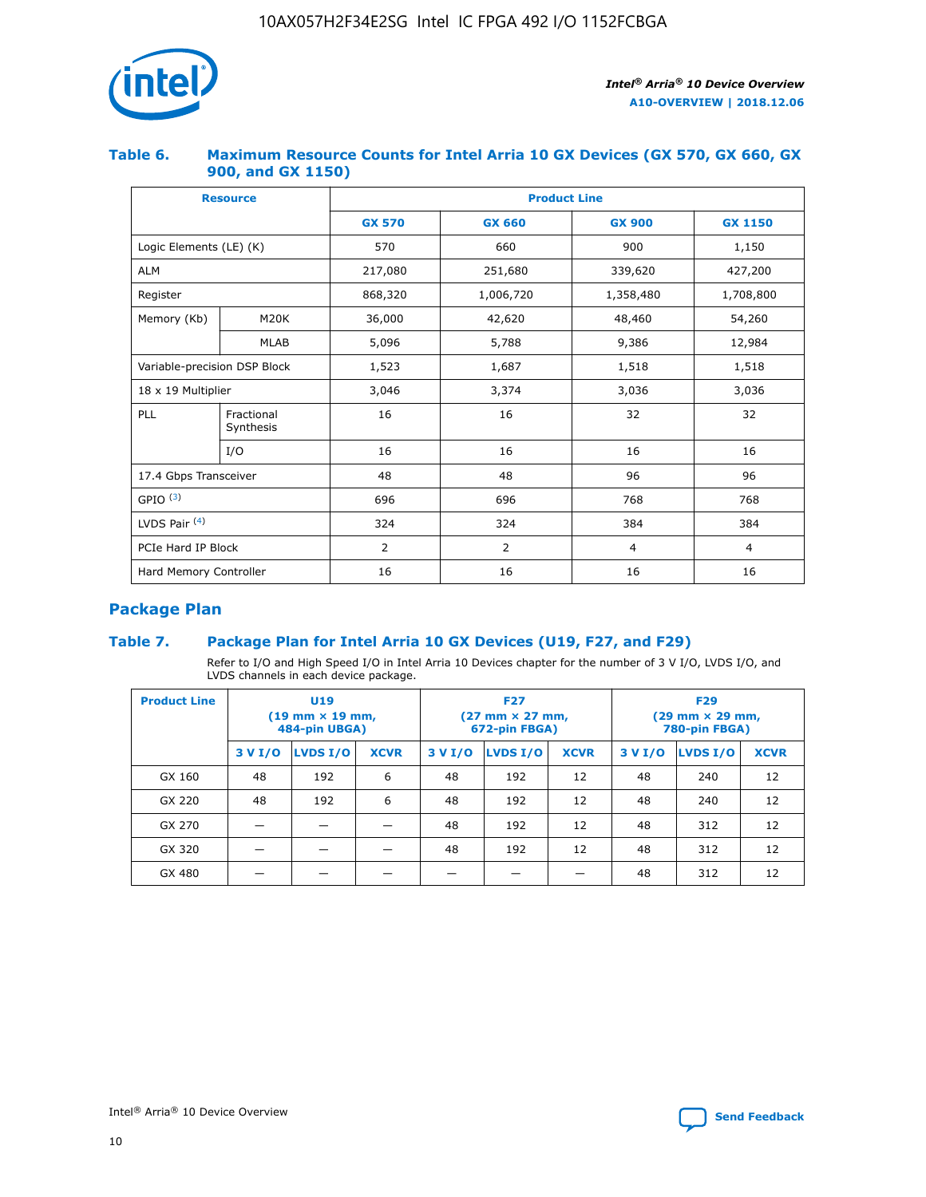### Table 6. Maximum Resource Counts for Intel Arria 10 GX Devices (GX 570, GX 660, GX 900, and GX 1150)

| Resource | | Product Line | | | |
|---|---|---|---|---|---|
| | | GX 570 | GX 660 | GX 900 | GX 1150 |
| Logic Elements (LE) (K) | | 570 | 660 | 900 | 1,150 |
| ALM | | 217,080 | 251,680 | 339,620 | 427,200 |
| Register | | 868,320 | 1,006,720 | 1,358,480 | 1,708,800 |
| Memory (Kb) | M20K | 36,000 | 42,620 | 48,460 | 54,260 |
| | MLAB | 5,096 | 5,788 | 9,386 | 12,984 |
| Variable-precision DSP Block | | 1,523 | 1,687 | 1,518 | 1,518 |
| 18 x 19 Multiplier | | 3,046 | 3,374 | 3,036 | 3,036 |
| PLL | Fractional Synthesis | 16 | 16 | 32 | 32 |
| | I/O | 16 | 16 | 16 | 16 |
| 17.4 Gbps Transceiver | | 48 | 48 | 96 | 96 |
| GPIO [(3)] | | 696 | 696 | 768 | 768 |
| LVDS Pair [(4)] | | 324 | 324 | 384 | 384 |
| PCIe Hard IP Block | | 2 | 2 | 4 | 4 |
| Hard Memory Controller | | 16 | 16 | 16 | 16 |

## Package Plan

### Table 7. Package Plan for Intel Arria 10 GX Devices (U19, F27, and F29)

Refer to I/O and High Speed I/O in Intel Arria 10 Devices chapter for the number of 3 V I/O, LVDS I/O, and LVDS channels in each device package.

| Product Line | U19 (19 mm × 19 mm, 484-pin UBGA) | | | F27 (27 mm × 27 mm, 672-pin FBGA) | | | F29 (29 mm × 29 mm, 780-pin FBGA) | | |
|---|---|---|---|---|---|---|---|---|---|
| | 3 V I/O | LVDS I/O | XCVR | 3 V I/O | LVDS I/O | XCVR | 3 V I/O | LVDS I/O | XCVR |
| GX 160 | 48 | 192 | 6 | 48 | 192 | 12 | 48 | 240 | 12 |
| GX 220 | 48 | 192 | 6 | 48 | 192 | 12 | 48 | 240 | 12 |
| GX 270 | — | — | — | 48 | 192 | 12 | 48 | 312 | 12 |
| GX 320 | — | — | — | 48 | 192 | 12 | 48 | 312 | 12 |
| GX 480 | — | — | — | — | — | — | 48 | 312 | 12 |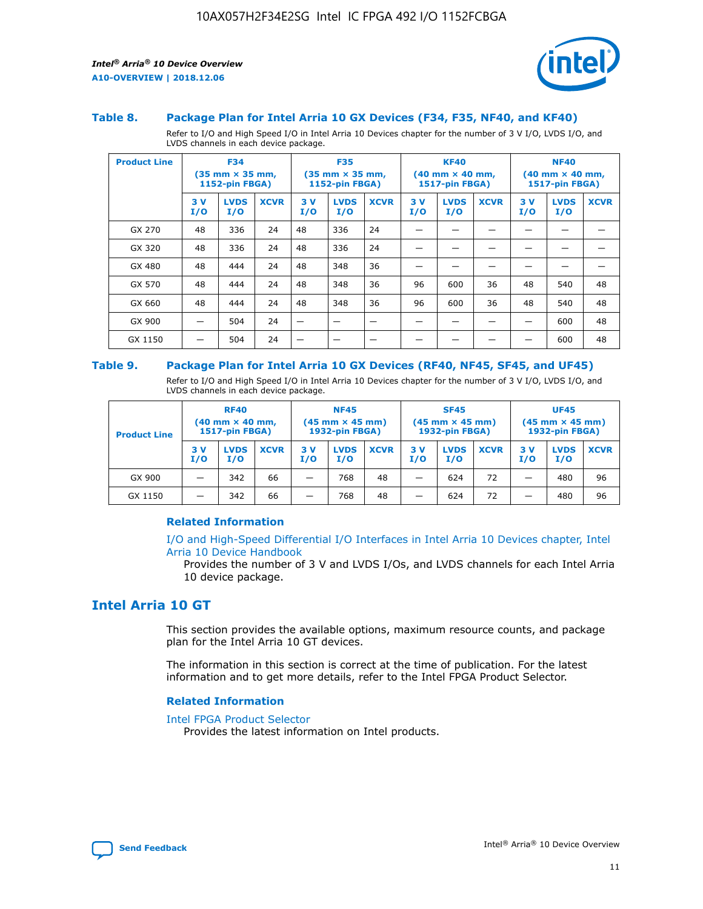### Table 8. Package Plan for Intel Arria 10 GX Devices (F34, F35, NF40, and KF40)

Refer to I/O and High Speed I/O in Intel Arria 10 Devices chapter for the number of 3 V I/O, LVDS I/O, and LVDS channels in each device package.

| Product Line | F34 (35 mm × 35 mm, 1152-pin FBGA) | | | F35 (35 mm × 35 mm, 1152-pin FBGA) | | | KF40 (40 mm × 40 mm, 1517-pin FBGA) | | | NF40 (40 mm × 40 mm, 1517-pin FBGA) | | |
|---|---|---|---|---|---|---|---|---|---|---|---|---|
| | 3 V I/O | LVDS I/O | XCVR | 3 V I/O | LVDS I/O | XCVR | 3 V I/O | LVDS I/O | XCVR | 3 V I/O | LVDS I/O | XCVR |
| GX 270 | 48 | 336 | 24 | 48 | 336 | 24 | — | — | — | — | — | — |
| GX 320 | 48 | 336 | 24 | 48 | 336 | 24 | — | — | — | — | — | — |
| GX 480 | 48 | 444 | 24 | 48 | 348 | 36 | — | — | — | — | — | — |
| GX 570 | 48 | 444 | 24 | 48 | 348 | 36 | 96 | 600 | 36 | 48 | 540 | 48 |
| GX 660 | 48 | 444 | 24 | 48 | 348 | 36 | 96 | 600 | 36 | 48 | 540 | 48 |
| GX 900 | — | 504 | 24 | — | — | — | — | — | — | — | 600 | 48 |
| GX 1150 | — | 504 | 24 | — | — | — | — | — | — | — | 600 | 48 |

### Table 9. Package Plan for Intel Arria 10 GX Devices (RF40, NF45, SF45, and UF45)

Refer to I/O and High Speed I/O in Intel Arria 10 Devices chapter for the number of 3 V I/O, LVDS I/O, and LVDS channels in each device package.

| Product Line | RF40 (40 mm × 40 mm, 1517-pin FBGA) | | | NF45 (45 mm × 45 mm) 1932-pin FBGA) | | | SF45 (45 mm × 45 mm) 1932-pin FBGA) | | | UF45 (45 mm × 45 mm) 1932-pin FBGA) | | |
|---|---|---|---|---|---|---|---|---|---|---|---|---|
| | 3 V I/O | LVDS I/O | XCVR | 3 V I/O | LVDS I/O | XCVR | 3 V I/O | LVDS I/O | XCVR | 3 V I/O | LVDS I/O | XCVR |
| GX 900 | — | 342 | 66 | — | 768 | 48 | — | 624 | 72 | — | 480 | 96 |
| GX 1150 | — | 342 | 66 | — | 768 | 48 | — | 624 | 72 | — | 480 | 96 |

#### Related Information

I/O and High-Speed Differential I/O Interfaces in Intel Arria 10 Devices chapter, Intel Arria 10 Device Handbook

Provides the number of 3 V and LVDS I/Os, and LVDS channels for each Intel Arria 10 device package.

## Intel Arria 10 GT

This section provides the available options, maximum resource counts, and package plan for the Intel Arria 10 GT devices.

The information in this section is correct at the time of publication. For the latest information and to get more details, refer to the Intel FPGA Product Selector.

#### Related Information

Intel FPGA Product Selector

Provides the latest information on Intel products.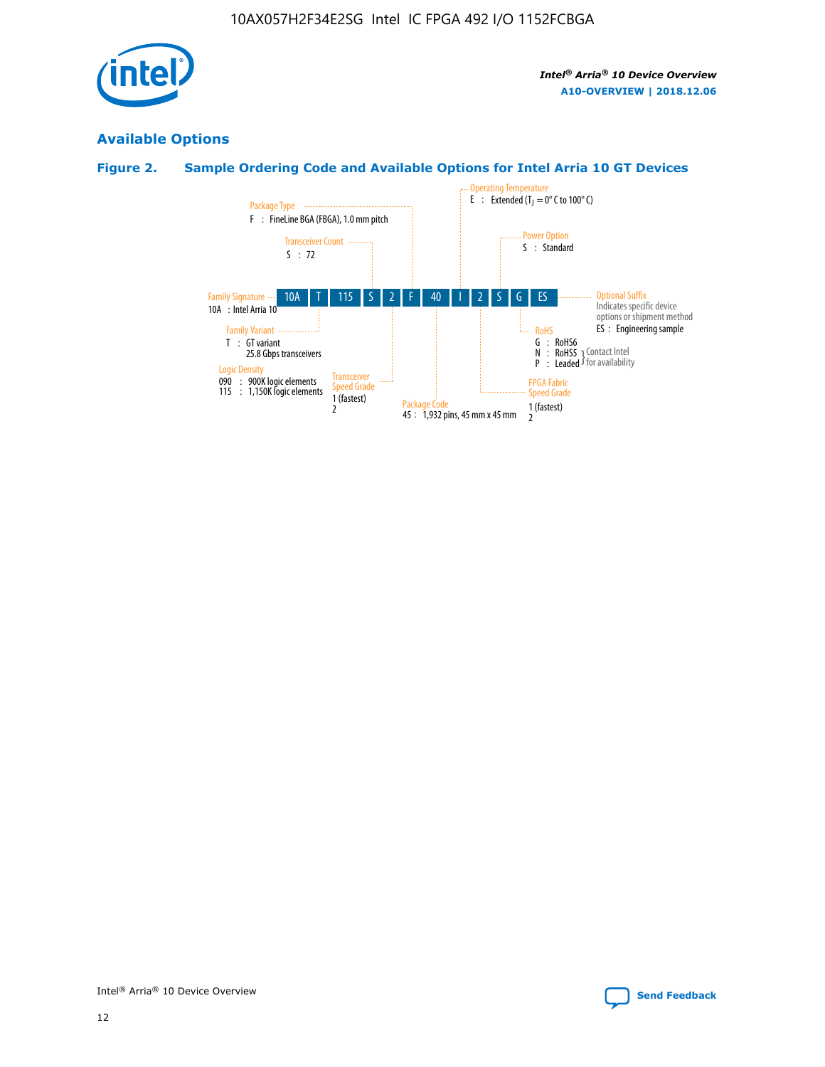## Available Options

### Figure 2. Sample Ordering Code and Available Options for Intel Arria 10 GT Devices

10A T 115 S 2 F 40 I 2 S G ES

Family Signature
10A : Intel Arria 10

Family Variant
T : GT variant
25.8 Gbps transceivers

Logic Density
090 : 900K logic elements
115 : 1,150K logic elements

Transceiver Count
S : 72

Transceiver Speed Grade
1 (fastest)
2

Package Type
F : FineLine BGA (FBGA), 1.0 mm pitch

Package Code
45 : 1,932 pins, 45 mm x 45 mm

Operating Temperature
E : Extended ($T_J$ = 0° C to 100° C)

FPGA Fabric Speed Grade
1 (fastest)
2

Power Option
S : Standard

RoHS
G : RoHS6
N : RoHS5
P : Leaded
(N, P: Contact Intel for availability)

Optional Suffix
Indicates specific device options or shipment method
ES : Engineering sample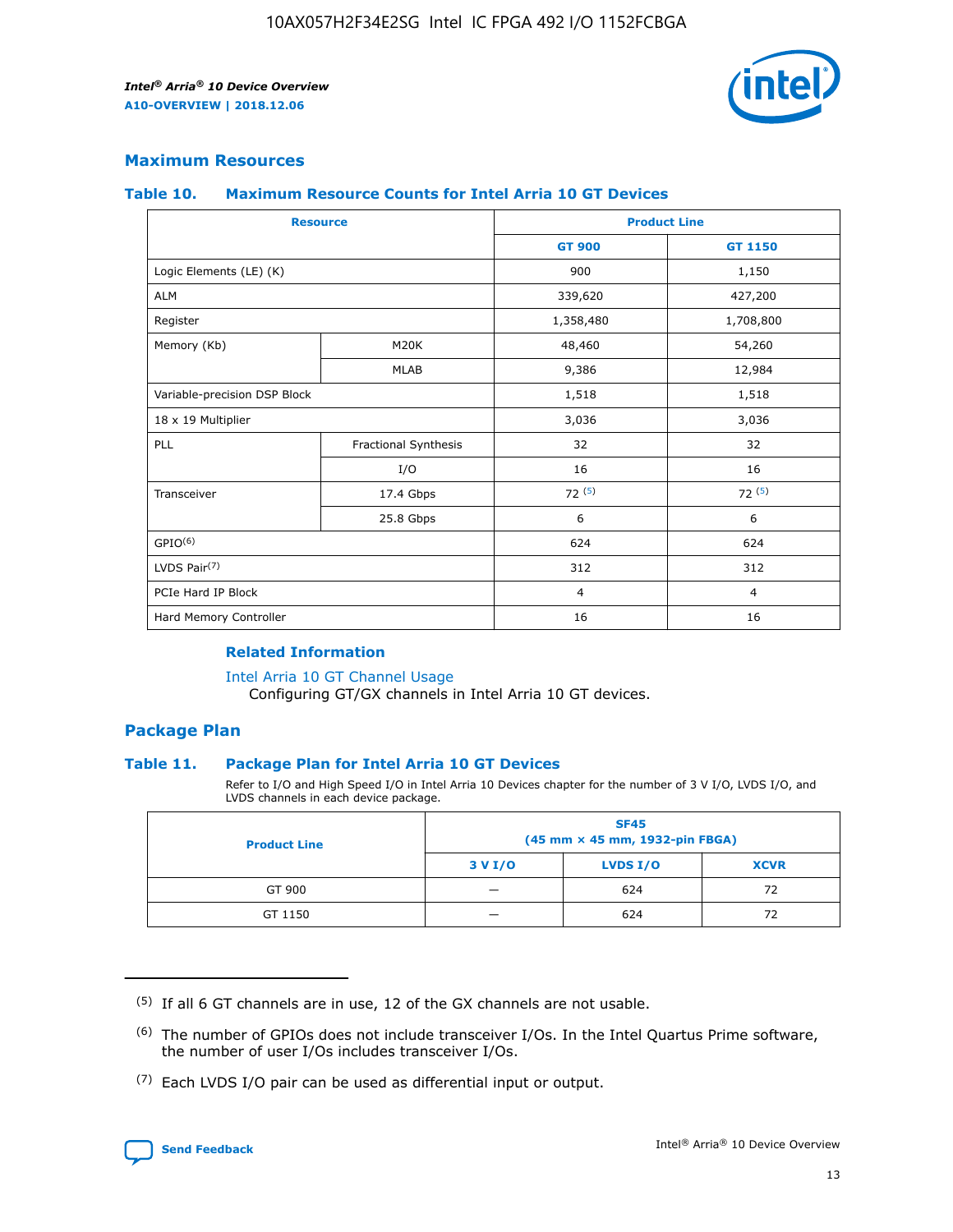## Maximum Resources

### Table 10. Maximum Resource Counts for Intel Arria 10 GT Devices

| Resource | | Product Line | |
|---|---|---|---|
| | | GT 900 | GT 1150 |
| Logic Elements (LE) (K) | | 900 | 1,150 |
| ALM | | 339,620 | 427,200 |
| Register | | 1,358,480 | 1,708,800 |
| Memory (Kb) | M20K | 48,460 | 54,260 |
| | MLAB | 9,386 | 12,984 |
| Variable-precision DSP Block | | 1,518 | 1,518 |
| 18 x 19 Multiplier | | 3,036 | 3,036 |
| PLL | Fractional Synthesis | 32 | 32 |
| | I/O | 16 | 16 |
| Transceiver | 17.4 Gbps | 72 (5) | 72 (5) |
| | 25.8 Gbps | 6 | 6 |
| GPIO(6) | | 624 | 624 |
| LVDS Pair(7) | | 312 | 312 |
| PCIe Hard IP Block | | 4 | 4 |
| Hard Memory Controller | | 16 | 16 |

#### Related Information

Intel Arria 10 GT Channel Usage

Configuring GT/GX channels in Intel Arria 10 GT devices.

## Package Plan

### Table 11. Package Plan for Intel Arria 10 GT Devices

Refer to I/O and High Speed I/O in Intel Arria 10 Devices chapter for the number of 3 V I/O, LVDS I/O, and LVDS channels in each device package.

| Product Line | SF45 (45 mm × 45 mm, 1932-pin FBGA) | | |
|---|---|---|---|
| | 3 V I/O | LVDS I/O | XCVR |
| GT 900 | — | 624 | 72 |
| GT 1150 | — | 624 | 72 |

(5) If all 6 GT channels are in use, 12 of the GX channels are not usable.

(6) The number of GPIOs does not include transceiver I/Os. In the Intel Quartus Prime software, the number of user I/Os includes transceiver I/Os.

(7) Each LVDS I/O pair can be used as differential input or output.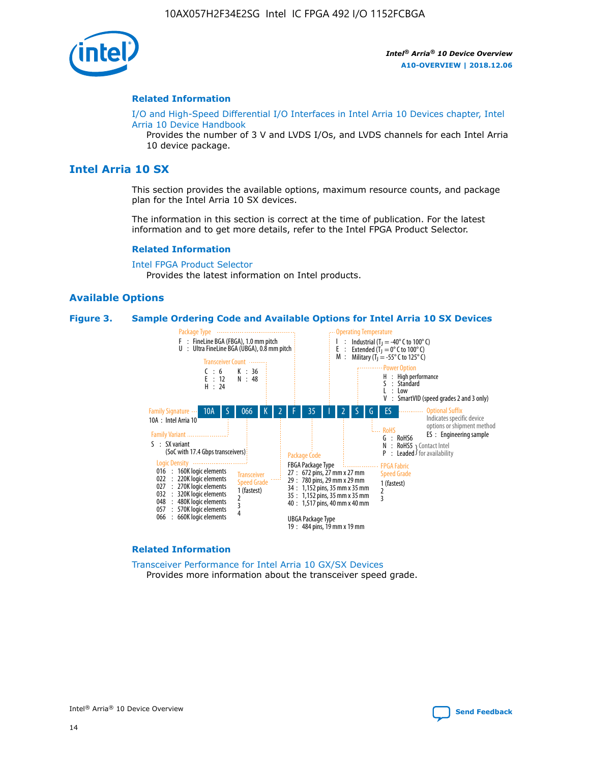## Related Information

I/O and High-Speed Differential I/O Interfaces in Intel Arria 10 Devices chapter, Intel Arria 10 Device Handbook

Provides the number of 3 V and LVDS I/Os, and LVDS channels for each Intel Arria 10 device package.

# Intel Arria 10 SX

This section provides the available options, maximum resource counts, and package plan for the Intel Arria 10 SX devices.

The information in this section is correct at the time of publication. For the latest information and to get more details, refer to the Intel FPGA Product Selector.

## Related Information

Intel FPGA Product Selector

Provides the latest information on Intel products.

## Available Options

**Figure 3. Sample Ordering Code and Available Options for Intel Arria 10 SX Devices**

10A S 066 K 2 F 35 I 2 S G ES

Family Signature
10A : Intel Arria 10

Family Variant
S : SX variant
(SoC with 17.4 Gbps transceivers)

Logic Density
016 : 160K logic elements
022 : 220K logic elements
027 : 270K logic elements
032 : 320K logic elements
048 : 480K logic elements
057 : 570K logic elements
066 : 660K logic elements

Transceiver Count
C : 6
E : 12
H : 24
K : 36
N : 48

Transceiver Speed Grade
1 (fastest)
2
3
4

Package Type
F : FineLine BGA (FBGA), 1.0 mm pitch
U : Ultra FineLine BGA (UBGA), 0.8 mm pitch

Package Code
FBGA Package Type
27 : 672 pins, 27 mm x 27 mm
29 : 780 pins, 29 mm x 29 mm
34 : 1,152 pins, 35 mm x 35 mm
35 : 1,152 pins, 35 mm x 35 mm
40 : 1,517 pins, 40 mm x 40 mm

UBGA Package Type
19 : 484 pins, 19 mm x 19 mm

Operating Temperature
I : Industrial ($T_J$ = -40° C to 100° C)
E : Extended ($T_J$ = 0° C to 100° C)
M : Military ($T_J$ = -55° C to 125° C)

FPGA Fabric Speed Grade
1 (fastest)
2
3

Power Option
H : High performance
S : Standard
L : Low
V : SmartVID (speed grades 2 and 3 only)

RoHS
G : RoHS6
N : RoHS5
P : Leaded
Contact Intel for availability

Optional Suffix
Indicates specific device options or shipment method
ES : Engineering sample

## Related Information

Transceiver Performance for Intel Arria 10 GX/SX Devices

Provides more information about the transceiver speed grade.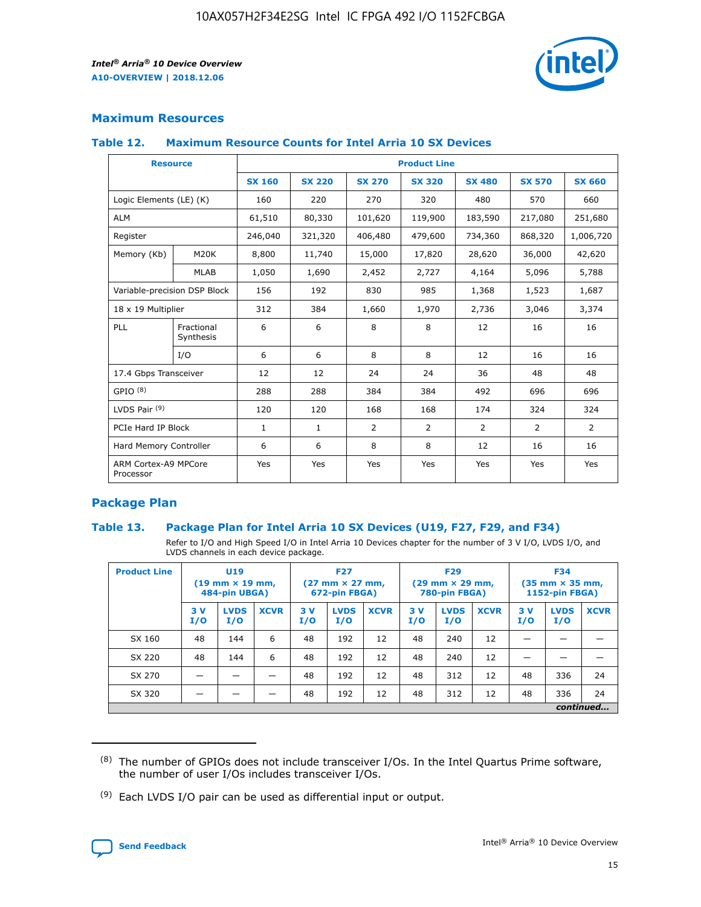## Maximum Resources

### Table 12. Maximum Resource Counts for Intel Arria 10 SX Devices

| Resource | | Product Line | | | | | | |
|---|---|---|---|---|---|---|---|---|
| | | SX 160 | SX 220 | SX 270 | SX 320 | SX 480 | SX 570 | SX 660 |
| Logic Elements (LE) (K) | | 160 | 220 | 270 | 320 | 480 | 570 | 660 |
| ALM | | 61,510 | 80,330 | 101,620 | 119,900 | 183,590 | 217,080 | 251,680 |
| Register | | 246,040 | 321,320 | 406,480 | 479,600 | 734,360 | 868,320 | 1,006,720 |
| Memory (Kb) | M20K | 8,800 | 11,740 | 15,000 | 17,820 | 28,620 | 36,000 | 42,620 |
| | MLAB | 1,050 | 1,690 | 2,452 | 2,727 | 4,164 | 5,096 | 5,788 |
| Variable-precision DSP Block | | 156 | 192 | 830 | 985 | 1,368 | 1,523 | 1,687 |
| 18 x 19 Multiplier | | 312 | 384 | 1,660 | 1,970 | 2,736 | 3,046 | 3,374 |
| PLL | Fractional Synthesis | 6 | 6 | 8 | 8 | 12 | 16 | 16 |
| | I/O | 6 | 6 | 8 | 8 | 12 | 16 | 16 |
| 17.4 Gbps Transceiver | | 12 | 12 | 24 | 24 | 36 | 48 | 48 |
| GPIO (8) | | 288 | 288 | 384 | 384 | 492 | 696 | 696 |
| LVDS Pair (9) | | 120 | 120 | 168 | 168 | 174 | 324 | 324 |
| PCIe Hard IP Block | | 1 | 1 | 2 | 2 | 2 | 2 | 2 |
| Hard Memory Controller | | 6 | 6 | 8 | 8 | 12 | 16 | 16 |
| ARM Cortex-A9 MPCore Processor | | Yes | Yes | Yes | Yes | Yes | Yes | Yes |

## Package Plan

### Table 13. Package Plan for Intel Arria 10 SX Devices (U19, F27, F29, and F34)

Refer to I/O and High Speed I/O in Intel Arria 10 Devices chapter for the number of 3 V I/O, LVDS I/O, and LVDS channels in each device package.

| Product Line | U19 (19 mm × 19 mm, 484-pin UBGA) | | | F27 (27 mm × 27 mm, 672-pin FBGA) | | | F29 (29 mm × 29 mm, 780-pin FBGA) | | | F34 (35 mm × 35 mm, 1152-pin FBGA) | | |
|---|---|---|---|---|---|---|---|---|---|---|---|---|
| | 3 V I/O | LVDS I/O | XCVR | 3 V I/O | LVDS I/O | XCVR | 3 V I/O | LVDS I/O | XCVR | 3 V I/O | LVDS I/O | XCVR |
| SX 160 | 48 | 144 | 6 | 48 | 192 | 12 | 48 | 240 | 12 | — | — | — |
| SX 220 | 48 | 144 | 6 | 48 | 192 | 12 | 48 | 240 | 12 | — | — | — |
| SX 270 | — | — | — | 48 | 192 | 12 | 48 | 312 | 12 | 48 | 336 | 24 |
| SX 320 | — | — | — | 48 | 192 | 12 | 48 | 312 | 12 | 48 | 336 | 24 |

*continued...*

(8) The number of GPIOs does not include transceiver I/Os. In the Intel Quartus Prime software, the number of user I/Os includes transceiver I/Os.

(9) Each LVDS I/O pair can be used as differential input or output.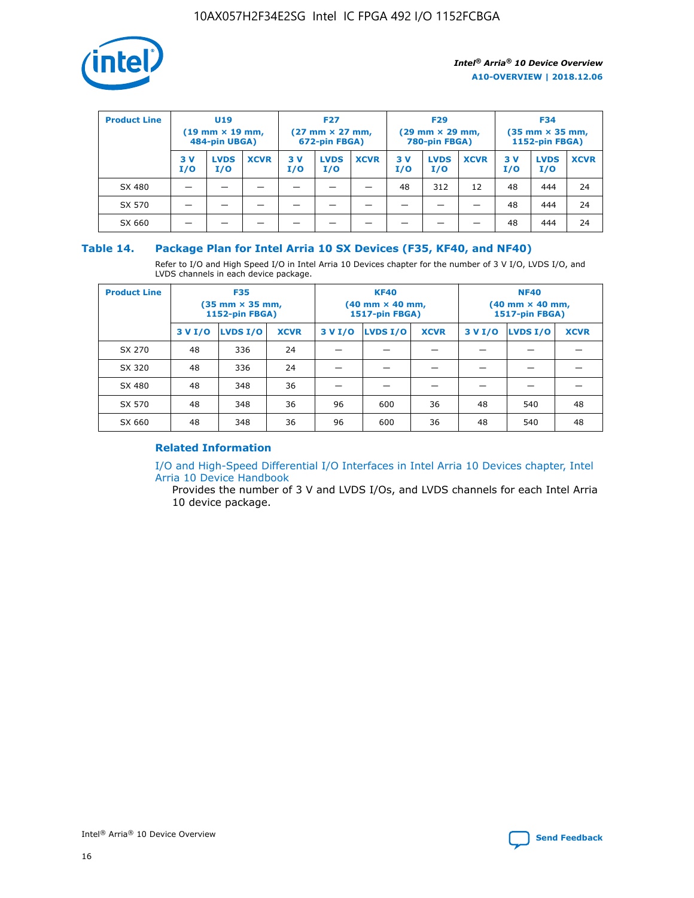| Product Line | U19 (19 mm × 19 mm, 484-pin UBGA) | | | F27 (27 mm × 27 mm, 672-pin FBGA) | | | F29 (29 mm × 29 mm, 780-pin FBGA) | | | F34 (35 mm × 35 mm, 1152-pin FBGA) | | |
|---|---|---|---|---|---|---|---|---|---|---|---|---|
| | 3 V I/O | LVDS I/O | XCVR | 3 V I/O | LVDS I/O | XCVR | 3 V I/O | LVDS I/O | XCVR | 3 V I/O | LVDS I/O | XCVR |
| SX 480 | — | — | — | — | — | — | 48 | 312 | 12 | 48 | 444 | 24 |
| SX 570 | — | — | — | — | — | — | — | — | — | 48 | 444 | 24 |
| SX 660 | — | — | — | — | — | — | — | — | — | 48 | 444 | 24 |

### Table 14. Package Plan for Intel Arria 10 SX Devices (F35, KF40, and NF40)

Refer to I/O and High Speed I/O in Intel Arria 10 Devices chapter for the number of 3 V I/O, LVDS I/O, and LVDS channels in each device package.

| Product Line | F35 (35 mm × 35 mm, 1152-pin FBGA) | | | KF40 (40 mm × 40 mm, 1517-pin FBGA) | | | NF40 (40 mm × 40 mm, 1517-pin FBGA) | | |
|---|---|---|---|---|---|---|---|---|---|
| | 3 V I/O | LVDS I/O | XCVR | 3 V I/O | LVDS I/O | XCVR | 3 V I/O | LVDS I/O | XCVR |
| SX 270 | 48 | 336 | 24 | — | — | — | — | — | — |
| SX 320 | 48 | 336 | 24 | — | — | — | — | — | — |
| SX 480 | 48 | 348 | 36 | — | — | — | — | — | — |
| SX 570 | 48 | 348 | 36 | 96 | 600 | 36 | 48 | 540 | 48 |
| SX 660 | 48 | 348 | 36 | 96 | 600 | 36 | 48 | 540 | 48 |

### Related Information

I/O and High-Speed Differential I/O Interfaces in Intel Arria 10 Devices chapter, Intel Arria 10 Device Handbook

Provides the number of 3 V and LVDS I/Os, and LVDS channels for each Intel Arria 10 device package.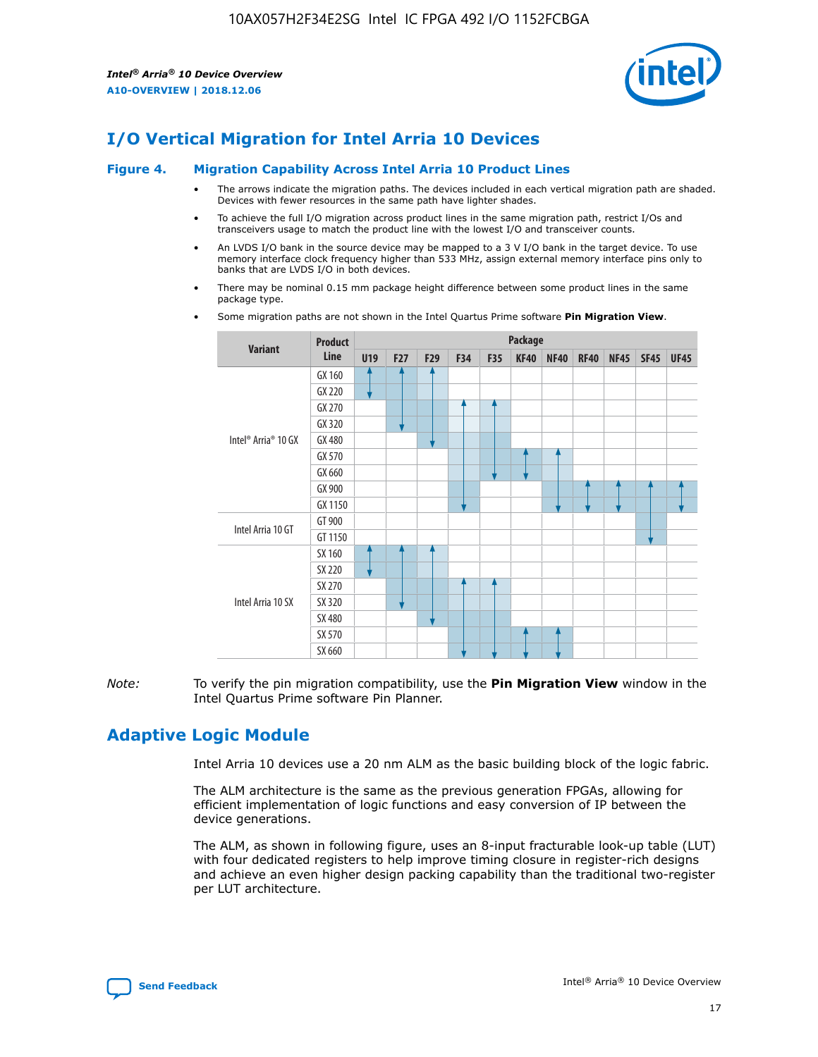## I/O Vertical Migration for Intel Arria 10 Devices

**Figure 4. Migration Capability Across Intel Arria 10 Product Lines**

- The arrows indicate the migration paths. The devices included in each vertical migration path are shaded. Devices with fewer resources in the same path have lighter shades.
- To achieve the full I/O migration across product lines in the same migration path, restrict I/Os and transceivers usage to match the product line with the lowest I/O and transceiver counts.
- An LVDS I/O bank in the source device may be mapped to a 3 V I/O bank in the target device. To use memory interface clock frequency higher than 533 MHz, assign external memory interface pins only to banks that are LVDS I/O in both devices.
- There may be nominal 0.15 mm package height difference between some product lines in the same package type.
- Some migration paths are not shown in the Intel Quartus Prime software **Pin Migration View**.

Variant
Product Line
Package
U19 F27 F29 F34 F35 KF40 NF40 RF40 NF45 SF45 UF45

Intel® Arria® 10 GX
GX 160
GX 220
GX 270
GX 320
GX 480
GX 570
GX 660
GX 900
GX 1150

Intel Arria 10 GT
GT 900
GT 1150

Intel Arria 10 SX
SX 160
SX 220
SX 270
SX 320
SX 480
SX 570
SX 660

*Note:* To verify the pin migration compatibility, use the **Pin Migration View** window in the Intel Quartus Prime software Pin Planner.

## Adaptive Logic Module

Intel Arria 10 devices use a 20 nm ALM as the basic building block of the logic fabric.

The ALM architecture is the same as the previous generation FPGAs, allowing for efficient implementation of logic functions and easy conversion of IP between the device generations.

The ALM, as shown in following figure, uses an 8-input fracturable look-up table (LUT) with four dedicated registers to help improve timing closure in register-rich designs and achieve an even higher design packing capability than the traditional two-register per LUT architecture.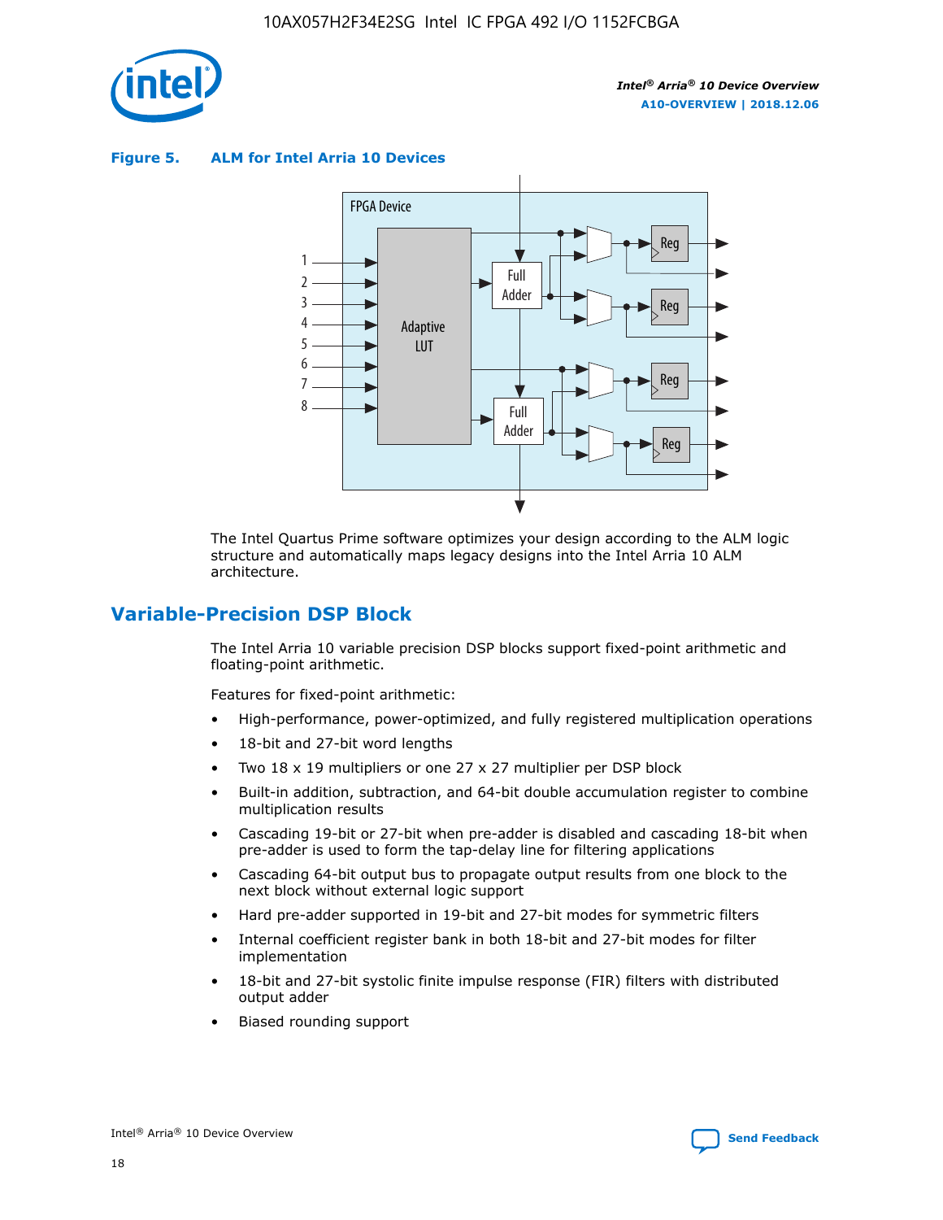**Figure 5. ALM for Intel Arria 10 Devices**

FPGA Device

1
2
3
4
5
6
7
8

Adaptive LUT

Full Adder

Full Adder

Reg

Reg

Reg

Reg

The Intel Quartus Prime software optimizes your design according to the ALM logic structure and automatically maps legacy designs into the Intel Arria 10 ALM architecture.

## Variable-Precision DSP Block

The Intel Arria 10 variable precision DSP blocks support fixed-point arithmetic and floating-point arithmetic.

Features for fixed-point arithmetic:

- High-performance, power-optimized, and fully registered multiplication operations
- 18-bit and 27-bit word lengths
- Two 18 x 19 multipliers or one 27 x 27 multiplier per DSP block
- Built-in addition, subtraction, and 64-bit double accumulation register to combine multiplication results
- Cascading 19-bit or 27-bit when pre-adder is disabled and cascading 18-bit when pre-adder is used to form the tap-delay line for filtering applications
- Cascading 64-bit output bus to propagate output results from one block to the next block without external logic support
- Hard pre-adder supported in 19-bit and 27-bit modes for symmetric filters
- Internal coefficient register bank in both 18-bit and 27-bit modes for filter implementation
- 18-bit and 27-bit systolic finite impulse response (FIR) filters with distributed output adder
- Biased rounding support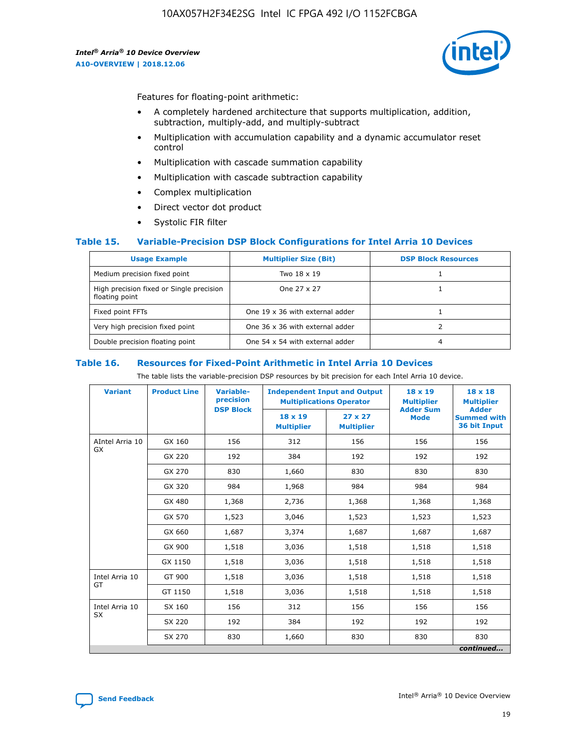Features for floating-point arithmetic:

- A completely hardened architecture that supports multiplication, addition, subtraction, multiply-add, and multiply-subtract
- Multiplication with accumulation capability and a dynamic accumulator reset control
- Multiplication with cascade summation capability
- Multiplication with cascade subtraction capability
- Complex multiplication
- Direct vector dot product
- Systolic FIR filter

### Table 15. Variable-Precision DSP Block Configurations for Intel Arria 10 Devices

| Usage Example | Multiplier Size (Bit) | DSP Block Resources |
|---|---|---|
| Medium precision fixed point | Two 18 x 19 | 1 |
| High precision fixed or Single precision floating point | One 27 x 27 | 1 |
| Fixed point FFTs | One 19 x 36 with external adder | 1 |
| Very high precision fixed point | One 36 x 36 with external adder | 2 |
| Double precision floating point | One 54 x 54 with external adder | 4 |

### Table 16. Resources for Fixed-Point Arithmetic in Intel Arria 10 Devices

The table lists the variable-precision DSP resources by bit precision for each Intel Arria 10 device.

| Variant | Product Line | Variable-precision DSP Block | Independent Input and Output Multiplications Operator | | 18 x 19 Multiplier Adder Sum Mode | 18 x 18 Multiplier Adder Summed with 36 bit Input |
|---|---|---|---|---|---|---|
| | | | 18 x 19 Multiplier | 27 x 27 Multiplier | | |
| AIntel Arria 10 GX | GX 160 | 156 | 312 | 156 | 156 | 156 |
| | GX 220 | 192 | 384 | 192 | 192 | 192 |
| | GX 270 | 830 | 1,660 | 830 | 830 | 830 |
| | GX 320 | 984 | 1,968 | 984 | 984 | 984 |
| | GX 480 | 1,368 | 2,736 | 1,368 | 1,368 | 1,368 |
| | GX 570 | 1,523 | 3,046 | 1,523 | 1,523 | 1,523 |
| | GX 660 | 1,687 | 3,374 | 1,687 | 1,687 | 1,687 |
| | GX 900 | 1,518 | 3,036 | 1,518 | 1,518 | 1,518 |
| | GX 1150 | 1,518 | 3,036 | 1,518 | 1,518 | 1,518 |
| Intel Arria 10 GT | GT 900 | 1,518 | 3,036 | 1,518 | 1,518 | 1,518 |
| | GT 1150 | 1,518 | 3,036 | 1,518 | 1,518 | 1,518 |
| Intel Arria 10 SX | SX 160 | 156 | 312 | 156 | 156 | 156 |
| | SX 220 | 192 | 384 | 192 | 192 | 192 |
| | SX 270 | 830 | 1,660 | 830 | 830 | 830 |

*continued...*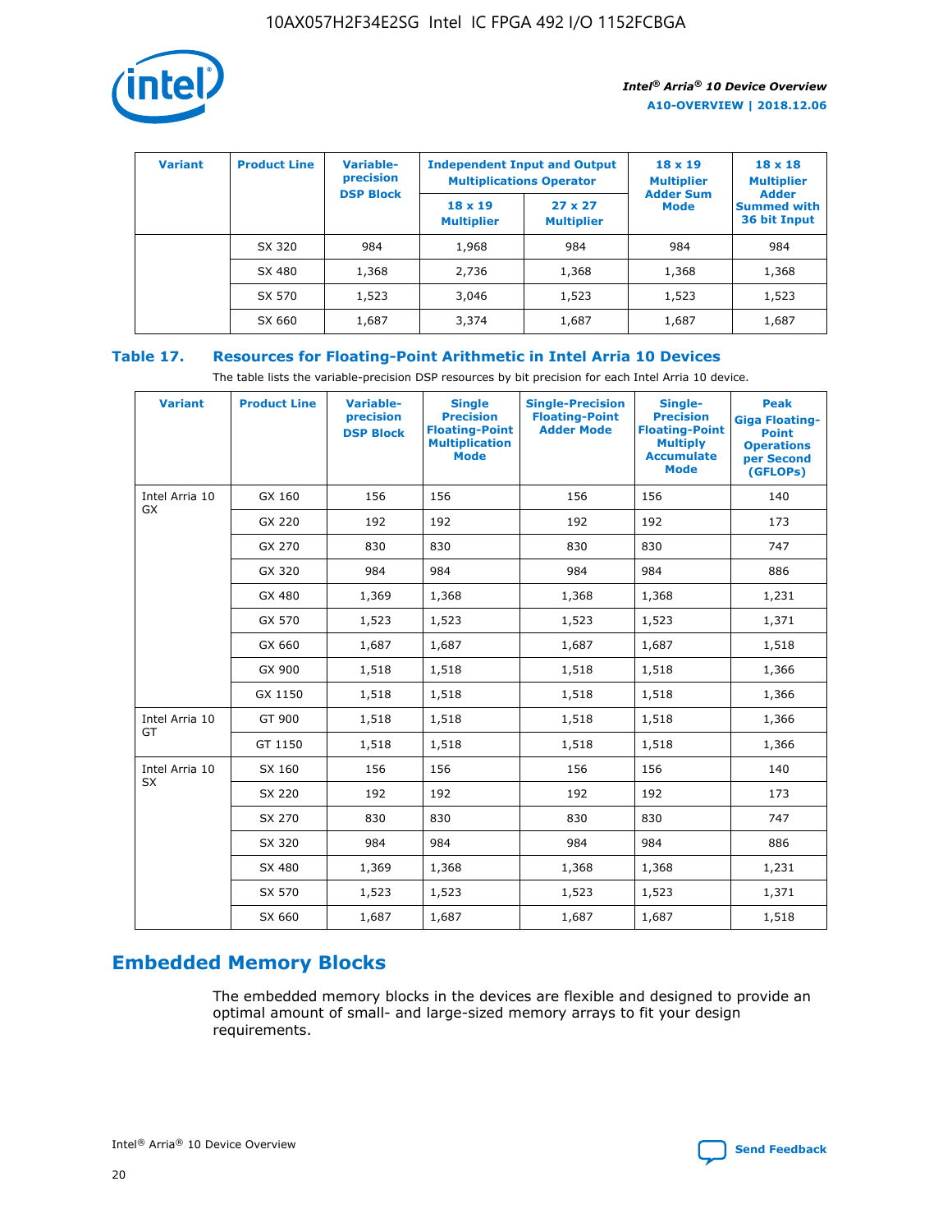| Variant | Product Line | Variable-precision DSP Block | Independent Input and Output Multiplications Operator | | 18 x 19 Multiplier Adder Sum Mode | 18 x 18 Multiplier Adder Summed with 36 bit Input |
|---|---|---|---|---|---|---|
| | | | 18 x 19 Multiplier | 27 x 27 Multiplier | | |
| | SX 320 | 984 | 1,968 | 984 | 984 | 984 |
| | SX 480 | 1,368 | 2,736 | 1,368 | 1,368 | 1,368 |
| | SX 570 | 1,523 | 3,046 | 1,523 | 1,523 | 1,523 |
| | SX 660 | 1,687 | 3,374 | 1,687 | 1,687 | 1,687 |

**Table 17. Resources for Floating-Point Arithmetic in Intel Arria 10 Devices**

The table lists the variable-precision DSP resources by bit precision for each Intel Arria 10 device.

| Variant | Product Line | Variable-precision DSP Block | Single Precision Floating-Point Multiplication Mode | Single-Precision Floating-Point Adder Mode | Single-Precision Floating-Point Multiply Accumulate Mode | Peak Giga Floating-Point Operations per Second (GFLOPs) |
|---|---|---|---|---|---|---|
| Intel Arria 10 GX | GX 160 | 156 | 156 | 156 | 156 | 140 |
| | GX 220 | 192 | 192 | 192 | 192 | 173 |
| | GX 270 | 830 | 830 | 830 | 830 | 747 |
| | GX 320 | 984 | 984 | 984 | 984 | 886 |
| | GX 480 | 1,369 | 1,368 | 1,368 | 1,368 | 1,231 |
| | GX 570 | 1,523 | 1,523 | 1,523 | 1,523 | 1,371 |
| | GX 660 | 1,687 | 1,687 | 1,687 | 1,687 | 1,518 |
| | GX 900 | 1,518 | 1,518 | 1,518 | 1,518 | 1,366 |
| | GX 1150 | 1,518 | 1,518 | 1,518 | 1,518 | 1,366 |
| Intel Arria 10 GT | GT 900 | 1,518 | 1,518 | 1,518 | 1,518 | 1,366 |
| | GT 1150 | 1,518 | 1,518 | 1,518 | 1,518 | 1,366 |
| Intel Arria 10 SX | SX 160 | 156 | 156 | 156 | 156 | 140 |
| | SX 220 | 192 | 192 | 192 | 192 | 173 |
| | SX 270 | 830 | 830 | 830 | 830 | 747 |
| | SX 320 | 984 | 984 | 984 | 984 | 886 |
| | SX 480 | 1,369 | 1,368 | 1,368 | 1,368 | 1,231 |
| | SX 570 | 1,523 | 1,523 | 1,523 | 1,523 | 1,371 |
| | SX 660 | 1,687 | 1,687 | 1,687 | 1,687 | 1,518 |

## Embedded Memory Blocks

The embedded memory blocks in the devices are flexible and designed to provide an optimal amount of small- and large-sized memory arrays to fit your design requirements.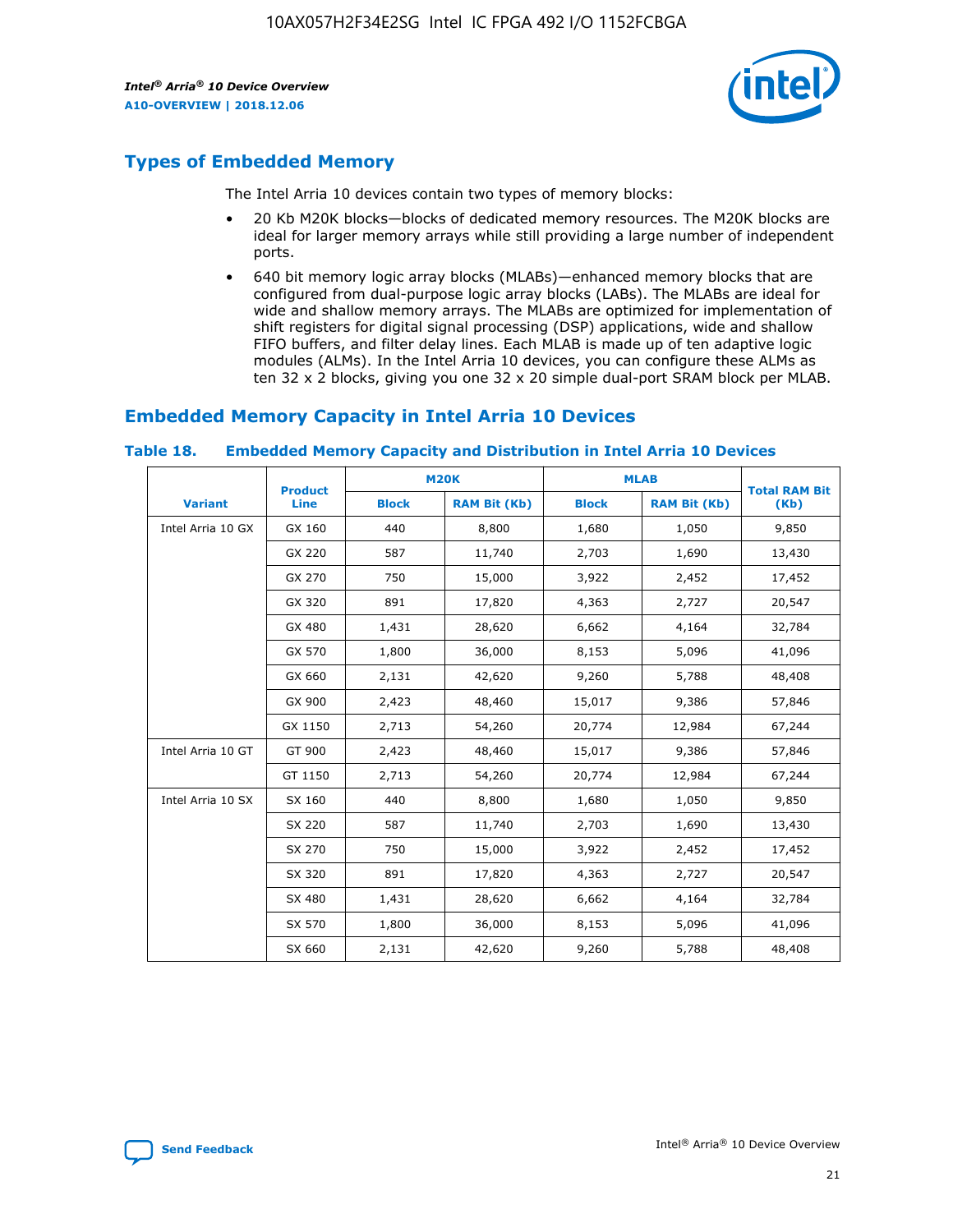## Types of Embedded Memory

The Intel Arria 10 devices contain two types of memory blocks:

- 20 Kb M20K blocks—blocks of dedicated memory resources. The M20K blocks are ideal for larger memory arrays while still providing a large number of independent ports.
- 640 bit memory logic array blocks (MLABs)—enhanced memory blocks that are configured from dual-purpose logic array blocks (LABs). The MLABs are ideal for wide and shallow memory arrays. The MLABs are optimized for implementation of shift registers for digital signal processing (DSP) applications, wide and shallow FIFO buffers, and filter delay lines. Each MLAB is made up of ten adaptive logic modules (ALMs). In the Intel Arria 10 devices, you can configure these ALMs as ten 32 x 2 blocks, giving you one 32 x 20 simple dual-port SRAM block per MLAB.

## Embedded Memory Capacity in Intel Arria 10 Devices

**Table 18. Embedded Memory Capacity and Distribution in Intel Arria 10 Devices**

| Variant | Product Line | M20K | | MLAB | | Total RAM Bit (Kb) |
|---|---|---|---|---|---|---|
| | | Block | RAM Bit (Kb) | Block | RAM Bit (Kb) | |
| Intel Arria 10 GX | GX 160 | 440 | 8,800 | 1,680 | 1,050 | 9,850 |
| | GX 220 | 587 | 11,740 | 2,703 | 1,690 | 13,430 |
| | GX 270 | 750 | 15,000 | 3,922 | 2,452 | 17,452 |
| | GX 320 | 891 | 17,820 | 4,363 | 2,727 | 20,547 |
| | GX 480 | 1,431 | 28,620 | 6,662 | 4,164 | 32,784 |
| | GX 570 | 1,800 | 36,000 | 8,153 | 5,096 | 41,096 |
| | GX 660 | 2,131 | 42,620 | 9,260 | 5,788 | 48,408 |
| | GX 900 | 2,423 | 48,460 | 15,017 | 9,386 | 57,846 |
| | GX 1150 | 2,713 | 54,260 | 20,774 | 12,984 | 67,244 |
| Intel Arria 10 GT | GT 900 | 2,423 | 48,460 | 15,017 | 9,386 | 57,846 |
| | GT 1150 | 2,713 | 54,260 | 20,774 | 12,984 | 67,244 |
| Intel Arria 10 SX | SX 160 | 440 | 8,800 | 1,680 | 1,050 | 9,850 |
| | SX 220 | 587 | 11,740 | 2,703 | 1,690 | 13,430 |
| | SX 270 | 750 | 15,000 | 3,922 | 2,452 | 17,452 |
| | SX 320 | 891 | 17,820 | 4,363 | 2,727 | 20,547 |
| | SX 480 | 1,431 | 28,620 | 6,662 | 4,164 | 32,784 |
| | SX 570 | 1,800 | 36,000 | 8,153 | 5,096 | 41,096 |
| | SX 660 | 2,131 | 42,620 | 9,260 | 5,788 | 48,408 |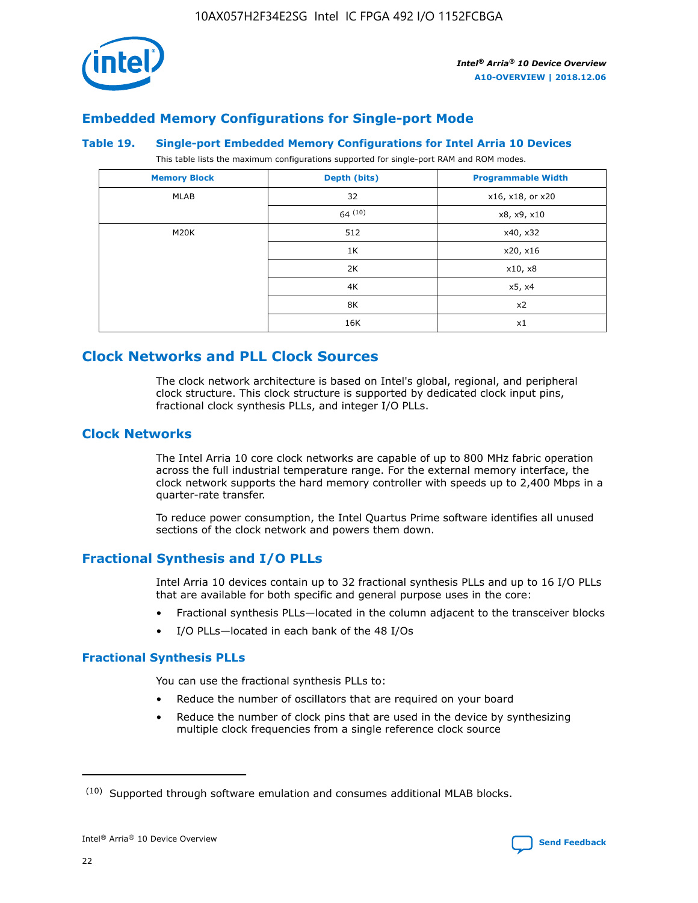## Embedded Memory Configurations for Single-port Mode

**Table 19. Single-port Embedded Memory Configurations for Intel Arria 10 Devices**

This table lists the maximum configurations supported for single-port RAM and ROM modes.

| Memory Block | Depth (bits) | Programmable Width |
|---|---|---|
| MLAB | 32 | x16, x18, or x20 |
| | 64 (10) | x8, x9, x10 |
| M20K | 512 | x40, x32 |
| | 1K | x20, x16 |
| | 2K | x10, x8 |
| | 4K | x5, x4 |
| | 8K | x2 |
| | 16K | x1 |

# Clock Networks and PLL Clock Sources

The clock network architecture is based on Intel's global, regional, and peripheral clock structure. This clock structure is supported by dedicated clock input pins, fractional clock synthesis PLLs, and integer I/O PLLs.

## Clock Networks

The Intel Arria 10 core clock networks are capable of up to 800 MHz fabric operation across the full industrial temperature range. For the external memory interface, the clock network supports the hard memory controller with speeds up to 2,400 Mbps in a quarter-rate transfer.

To reduce power consumption, the Intel Quartus Prime software identifies all unused sections of the clock network and powers them down.

## Fractional Synthesis and I/O PLLs

Intel Arria 10 devices contain up to 32 fractional synthesis PLLs and up to 16 I/O PLLs that are available for both specific and general purpose uses in the core:

- Fractional synthesis PLLs—located in the column adjacent to the transceiver blocks
- I/O PLLs—located in each bank of the 48 I/Os

### Fractional Synthesis PLLs

You can use the fractional synthesis PLLs to:

- Reduce the number of oscillators that are required on your board
- Reduce the number of clock pins that are used in the device by synthesizing multiple clock frequencies from a single reference clock source

(10) Supported through software emulation and consumes additional MLAB blocks.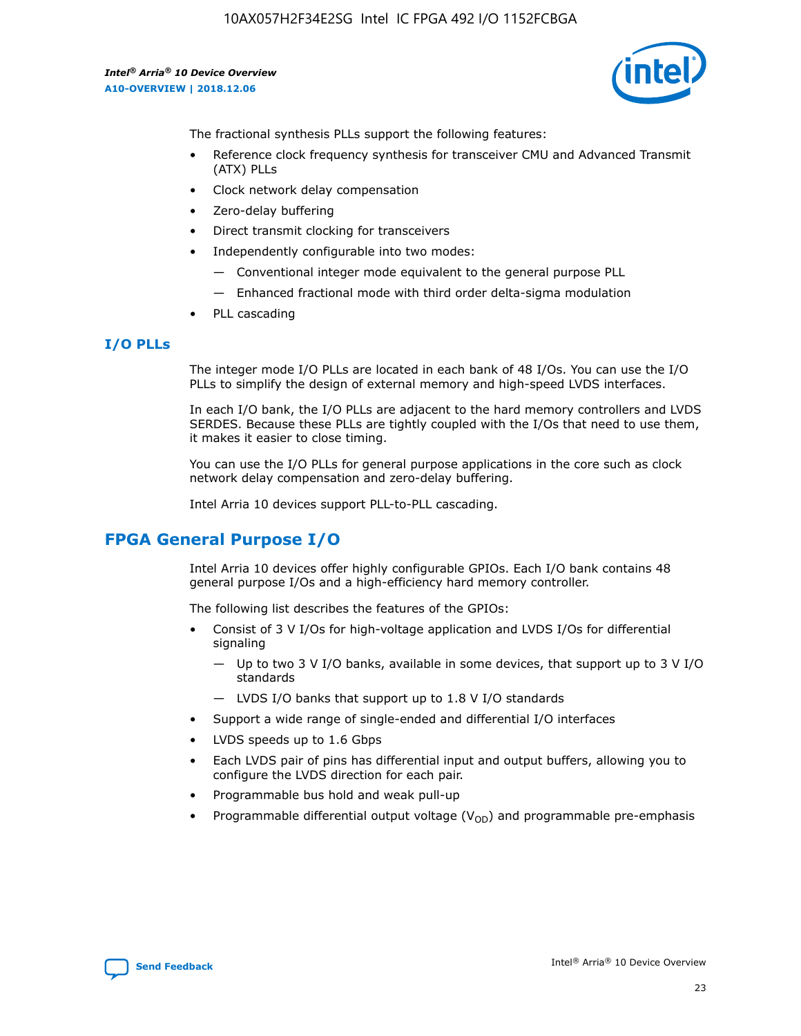The fractional synthesis PLLs support the following features:

- Reference clock frequency synthesis for transceiver CMU and Advanced Transmit (ATX) PLLs
- Clock network delay compensation
- Zero-delay buffering
- Direct transmit clocking for transceivers
- Independently configurable into two modes:
  - — Conventional integer mode equivalent to the general purpose PLL
  - — Enhanced fractional mode with third order delta-sigma modulation
- PLL cascading

### I/O PLLs

The integer mode I/O PLLs are located in each bank of 48 I/Os. You can use the I/O PLLs to simplify the design of external memory and high-speed LVDS interfaces.

In each I/O bank, the I/O PLLs are adjacent to the hard memory controllers and LVDS SERDES. Because these PLLs are tightly coupled with the I/Os that need to use them, it makes it easier to close timing.

You can use the I/O PLLs for general purpose applications in the core such as clock network delay compensation and zero-delay buffering.

Intel Arria 10 devices support PLL-to-PLL cascading.

## FPGA General Purpose I/O

Intel Arria 10 devices offer highly configurable GPIOs. Each I/O bank contains 48 general purpose I/Os and a high-efficiency hard memory controller.

The following list describes the features of the GPIOs:

- Consist of 3 V I/Os for high-voltage application and LVDS I/Os for differential signaling
  - — Up to two 3 V I/O banks, available in some devices, that support up to 3 V I/O standards
  - — LVDS I/O banks that support up to 1.8 V I/O standards
- Support a wide range of single-ended and differential I/O interfaces
- LVDS speeds up to 1.6 Gbps
- Each LVDS pair of pins has differential input and output buffers, allowing you to configure the LVDS direction for each pair.
- Programmable bus hold and weak pull-up
- Programmable differential output voltage ($V_{OD}$) and programmable pre-emphasis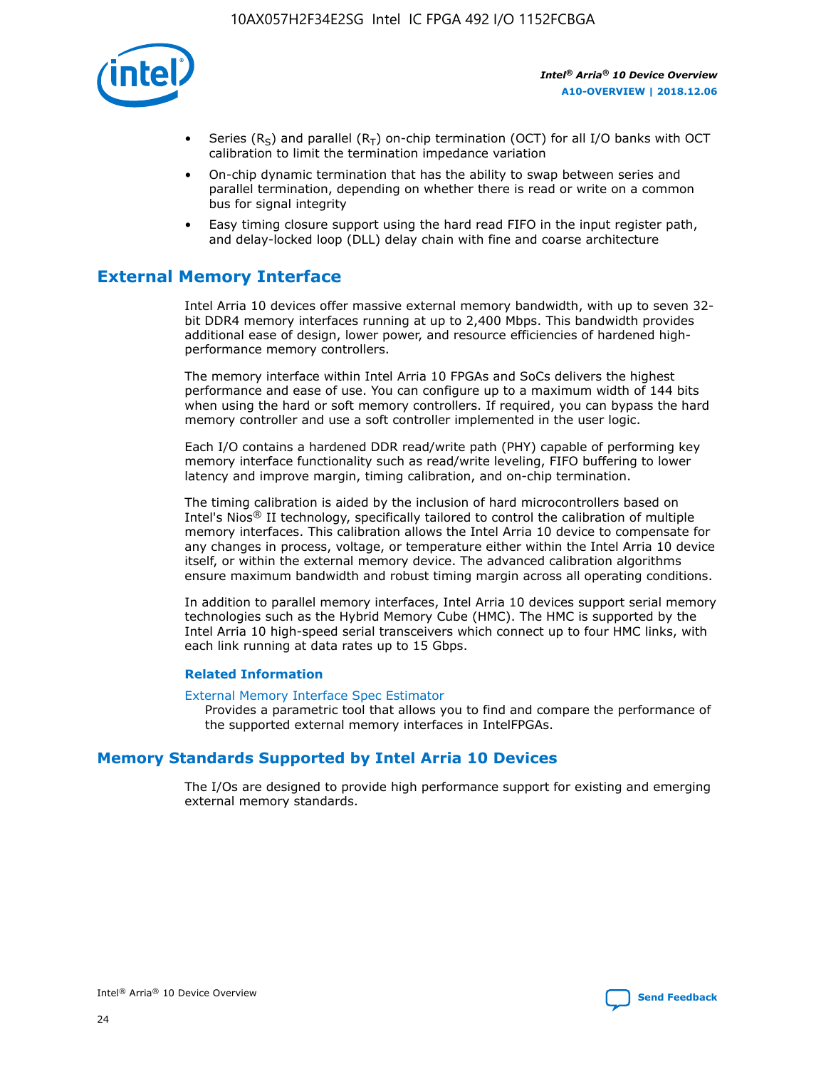- Series ($R_S$) and parallel ($R_T$) on-chip termination (OCT) for all I/O banks with OCT calibration to limit the termination impedance variation
- On-chip dynamic termination that has the ability to swap between series and parallel termination, depending on whether there is read or write on a common bus for signal integrity
- Easy timing closure support using the hard read FIFO in the input register path, and delay-locked loop (DLL) delay chain with fine and coarse architecture

## External Memory Interface

Intel Arria 10 devices offer massive external memory bandwidth, with up to seven 32-bit DDR4 memory interfaces running at up to 2,400 Mbps. This bandwidth provides additional ease of design, lower power, and resource efficiencies of hardened high-performance memory controllers.

The memory interface within Intel Arria 10 FPGAs and SoCs delivers the highest performance and ease of use. You can configure up to a maximum width of 144 bits when using the hard or soft memory controllers. If required, you can bypass the hard memory controller and use a soft controller implemented in the user logic.

Each I/O contains a hardened DDR read/write path (PHY) capable of performing key memory interface functionality such as read/write leveling, FIFO buffering to lower latency and improve margin, timing calibration, and on-chip termination.

The timing calibration is aided by the inclusion of hard microcontrollers based on Intel's Nios® II technology, specifically tailored to control the calibration of multiple memory interfaces. This calibration allows the Intel Arria 10 device to compensate for any changes in process, voltage, or temperature either within the Intel Arria 10 device itself, or within the external memory device. The advanced calibration algorithms ensure maximum bandwidth and robust timing margin across all operating conditions.

In addition to parallel memory interfaces, Intel Arria 10 devices support serial memory technologies such as the Hybrid Memory Cube (HMC). The HMC is supported by the Intel Arria 10 high-speed serial transceivers which connect up to four HMC links, with each link running at data rates up to 15 Gbps.

### Related Information

External Memory Interface Spec Estimator
Provides a parametric tool that allows you to find and compare the performance of the supported external memory interfaces in IntelFPGAs.

## Memory Standards Supported by Intel Arria 10 Devices

The I/Os are designed to provide high performance support for existing and emerging external memory standards.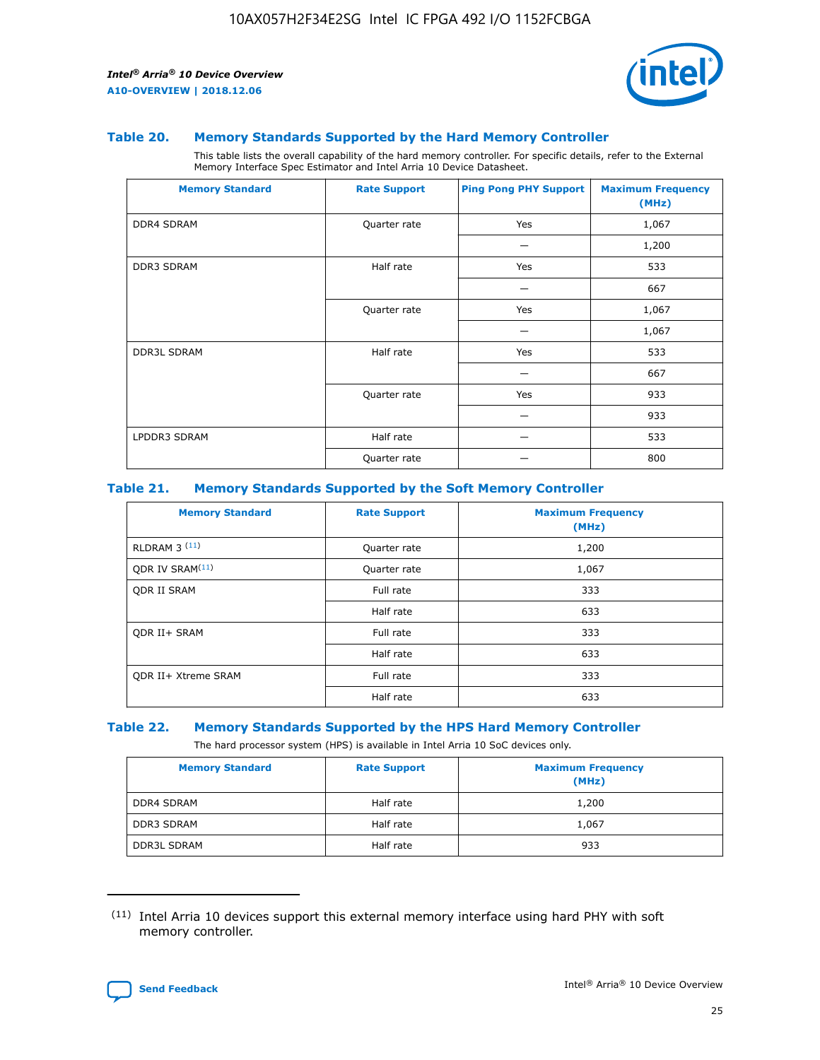### Table 20. Memory Standards Supported by the Hard Memory Controller

This table lists the overall capability of the hard memory controller. For specific details, refer to the External Memory Interface Spec Estimator and Intel Arria 10 Device Datasheet.

| Memory Standard | Rate Support | Ping Pong PHY Support | Maximum Frequency (MHz) |
| --- | --- | --- | --- |
| DDR4 SDRAM | Quarter rate | Yes | 1,067 |
| | | — | 1,200 |
| DDR3 SDRAM | Half rate | Yes | 533 |
| | | — | 667 |
| | Quarter rate | Yes | 1,067 |
| | | — | 1,067 |
| DDR3L SDRAM | Half rate | Yes | 533 |
| | | — | 667 |
| | Quarter rate | Yes | 933 |
| | | — | 933 |
| LPDDR3 SDRAM | Half rate | — | 533 |
| | Quarter rate | — | 800 |

### Table 21. Memory Standards Supported by the Soft Memory Controller

| Memory Standard | Rate Support | Maximum Frequency (MHz) |
| --- | --- | --- |
| RLDRAM 3 [11] | Quarter rate | 1,200 |
| QDR IV SRAM[11] | Quarter rate | 1,067 |
| QDR II SRAM | Full rate | 333 |
| | Half rate | 633 |
| QDR II+ SRAM | Full rate | 333 |
| | Half rate | 633 |
| QDR II+ Xtreme SRAM | Full rate | 333 |
| | Half rate | 633 |

### Table 22. Memory Standards Supported by the HPS Hard Memory Controller

The hard processor system (HPS) is available in Intel Arria 10 SoC devices only.

| Memory Standard | Rate Support | Maximum Frequency (MHz) |
| --- | --- | --- |
| DDR4 SDRAM | Half rate | 1,200 |
| DDR3 SDRAM | Half rate | 1,067 |
| DDR3L SDRAM | Half rate | 933 |

(11) Intel Arria 10 devices support this external memory interface using hard PHY with soft memory controller.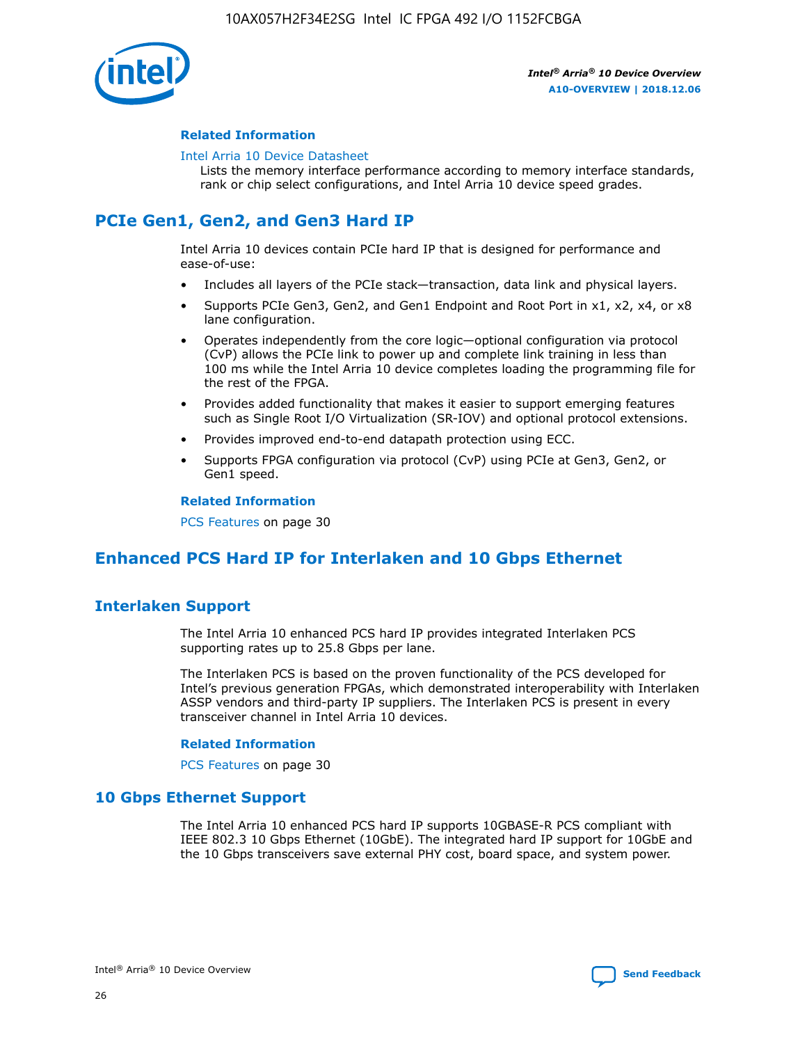#### Related Information

Intel Arria 10 Device Datasheet
Lists the memory interface performance according to memory interface standards, rank or chip select configurations, and Intel Arria 10 device speed grades.

## PCIe Gen1, Gen2, and Gen3 Hard IP

Intel Arria 10 devices contain PCIe hard IP that is designed for performance and ease-of-use:

- Includes all layers of the PCIe stack—transaction, data link and physical layers.
- Supports PCIe Gen3, Gen2, and Gen1 Endpoint and Root Port in x1, x2, x4, or x8 lane configuration.
- Operates independently from the core logic—optional configuration via protocol (CvP) allows the PCIe link to power up and complete link training in less than 100 ms while the Intel Arria 10 device completes loading the programming file for the rest of the FPGA.
- Provides added functionality that makes it easier to support emerging features such as Single Root I/O Virtualization (SR-IOV) and optional protocol extensions.
- Provides improved end-to-end datapath protection using ECC.
- Supports FPGA configuration via protocol (CvP) using PCIe at Gen3, Gen2, or Gen1 speed.

#### Related Information

PCS Features on page 30

## Enhanced PCS Hard IP for Interlaken and 10 Gbps Ethernet

## Interlaken Support

The Intel Arria 10 enhanced PCS hard IP provides integrated Interlaken PCS supporting rates up to 25.8 Gbps per lane.

The Interlaken PCS is based on the proven functionality of the PCS developed for Intel's previous generation FPGAs, which demonstrated interoperability with Interlaken ASSP vendors and third-party IP suppliers. The Interlaken PCS is present in every transceiver channel in Intel Arria 10 devices.

#### Related Information

PCS Features on page 30

## 10 Gbps Ethernet Support

The Intel Arria 10 enhanced PCS hard IP supports 10GBASE-R PCS compliant with IEEE 802.3 10 Gbps Ethernet (10GbE). The integrated hard IP support for 10GbE and the 10 Gbps transceivers save external PHY cost, board space, and system power.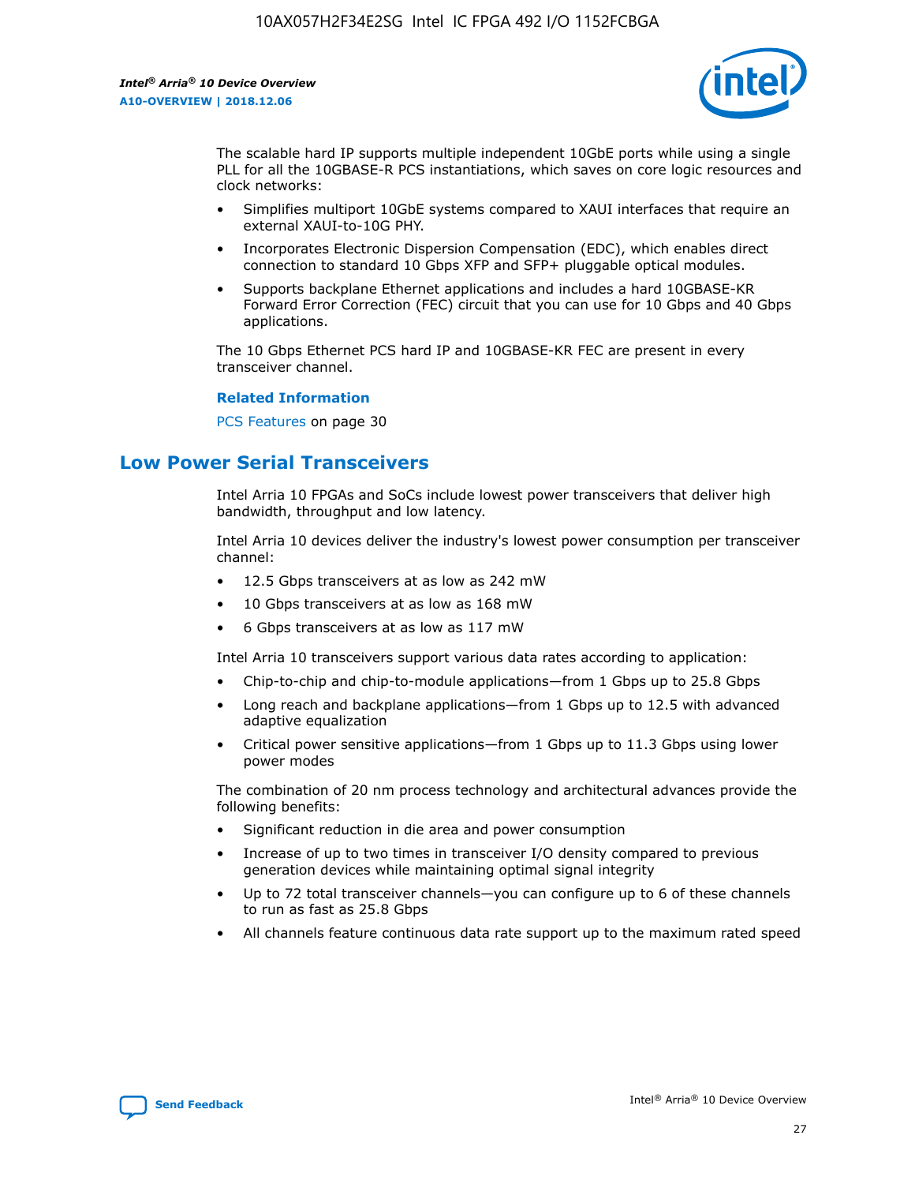The scalable hard IP supports multiple independent 10GbE ports while using a single PLL for all the 10GBASE-R PCS instantiations, which saves on core logic resources and clock networks:

- Simplifies multiport 10GbE systems compared to XAUI interfaces that require an external XAUI-to-10G PHY.
- Incorporates Electronic Dispersion Compensation (EDC), which enables direct connection to standard 10 Gbps XFP and SFP+ pluggable optical modules.
- Supports backplane Ethernet applications and includes a hard 10GBASE-KR Forward Error Correction (FEC) circuit that you can use for 10 Gbps and 40 Gbps applications.

The 10 Gbps Ethernet PCS hard IP and 10GBASE-KR FEC are present in every transceiver channel.

**Related Information**

PCS Features on page 30

## Low Power Serial Transceivers

Intel Arria 10 FPGAs and SoCs include lowest power transceivers that deliver high bandwidth, throughput and low latency.

Intel Arria 10 devices deliver the industry's lowest power consumption per transceiver channel:

- 12.5 Gbps transceivers at as low as 242 mW
- 10 Gbps transceivers at as low as 168 mW
- 6 Gbps transceivers at as low as 117 mW

Intel Arria 10 transceivers support various data rates according to application:

- Chip-to-chip and chip-to-module applications—from 1 Gbps up to 25.8 Gbps
- Long reach and backplane applications—from 1 Gbps up to 12.5 with advanced adaptive equalization
- Critical power sensitive applications—from 1 Gbps up to 11.3 Gbps using lower power modes

The combination of 20 nm process technology and architectural advances provide the following benefits:

- Significant reduction in die area and power consumption
- Increase of up to two times in transceiver I/O density compared to previous generation devices while maintaining optimal signal integrity
- Up to 72 total transceiver channels—you can configure up to 6 of these channels to run as fast as 25.8 Gbps
- All channels feature continuous data rate support up to the maximum rated speed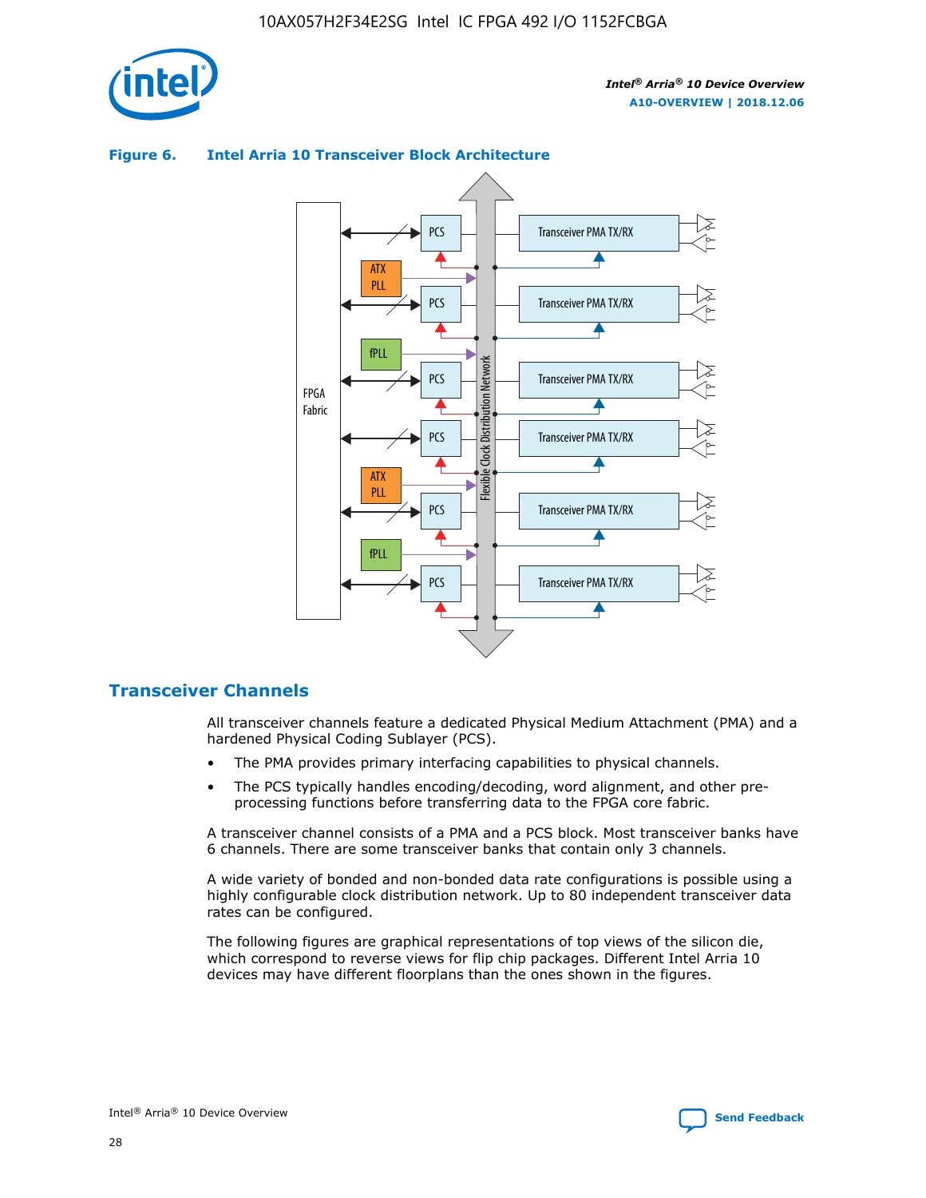**Figure 6. Intel Arria 10 Transceiver Block Architecture**

FPGA Fabric

PCS

ATX PLL

fPLL

Flexible Clock Distribution Network

Transceiver PMA TX/RX

## Transceiver Channels

All transceiver channels feature a dedicated Physical Medium Attachment (PMA) and a hardened Physical Coding Sublayer (PCS).

- The PMA provides primary interfacing capabilities to physical channels.
- The PCS typically handles encoding/decoding, word alignment, and other pre-processing functions before transferring data to the FPGA core fabric.

A transceiver channel consists of a PMA and a PCS block. Most transceiver banks have 6 channels. There are some transceiver banks that contain only 3 channels.

A wide variety of bonded and non-bonded data rate configurations is possible using a highly configurable clock distribution network. Up to 80 independent transceiver data rates can be configured.

The following figures are graphical representations of top views of the silicon die, which correspond to reverse views for flip chip packages. Different Intel Arria 10 devices may have different floorplans than the ones shown in the figures.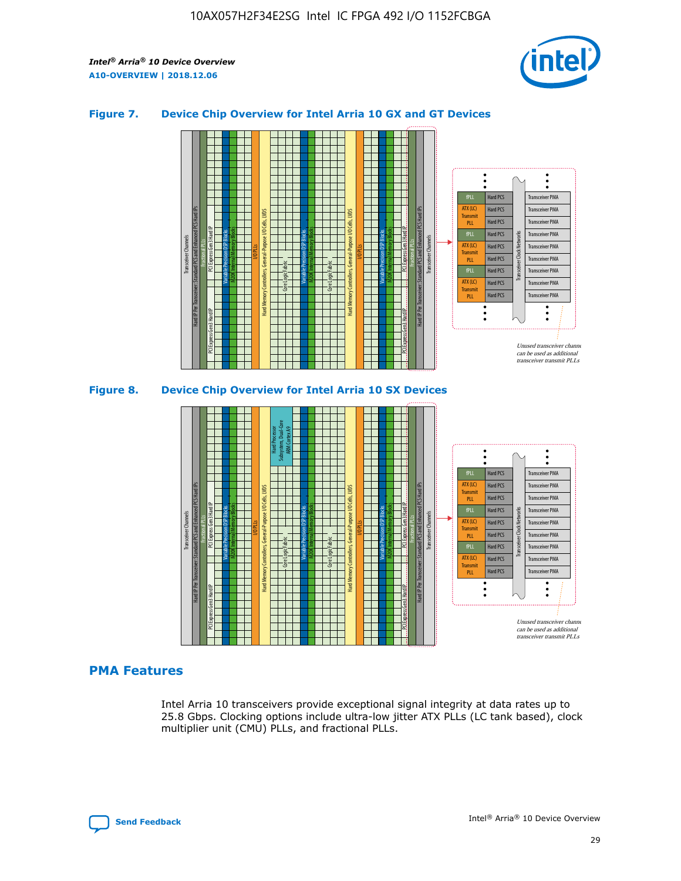### Figure 7. Device Chip Overview for Intel Arria 10 GX and GT Devices

Transceiver Channels
Hard IP Per Transceiver: Standard PCS and Enhanced PCS Hard IPs
Fractional PLLs
PCI Express Gen3 Hard IP
Variable Precision DSP Blocks
M20K Internal Memory Blocks
I/O PLLs
Hard Memory Controllers, General-Purpose I/O Cells, LVDS
Core Logic Fabric

fPLL
ATX (LC) Transmit PLL
Hard PCS
Transceiver PMA
Transceiver Clock Networks

Unused transceiver channels can be used as additional transceiver transmit PLLs

### Figure 8. Device Chip Overview for Intel Arria 10 SX Devices

Hard Processor Subsystem, Dual-Core ARM Cortex A9
Transceiver Channels
Hard IP Per Transceiver: Standard PCS and Enhanced PCS Hard IPs
Fractional PLLs
PCI Express Gen3 Hard IP
Variable Precision DSP Blocks
M20K Internal Memory Blocks
I/O PLLs
Hard Memory Controllers, General-Purpose I/O Cells, LVDS
Core Logic Fabric

fPLL
ATX (LC) Transmit PLL
Hard PCS
Transceiver PMA
Transceiver Clock Networks

Unused transceiver channels can be used as additional transceiver transmit PLLs

## PMA Features

Intel Arria 10 transceivers provide exceptional signal integrity at data rates up to 25.8 Gbps. Clocking options include ultra-low jitter ATX PLLs (LC tank based), clock multiplier unit (CMU) PLLs, and fractional PLLs.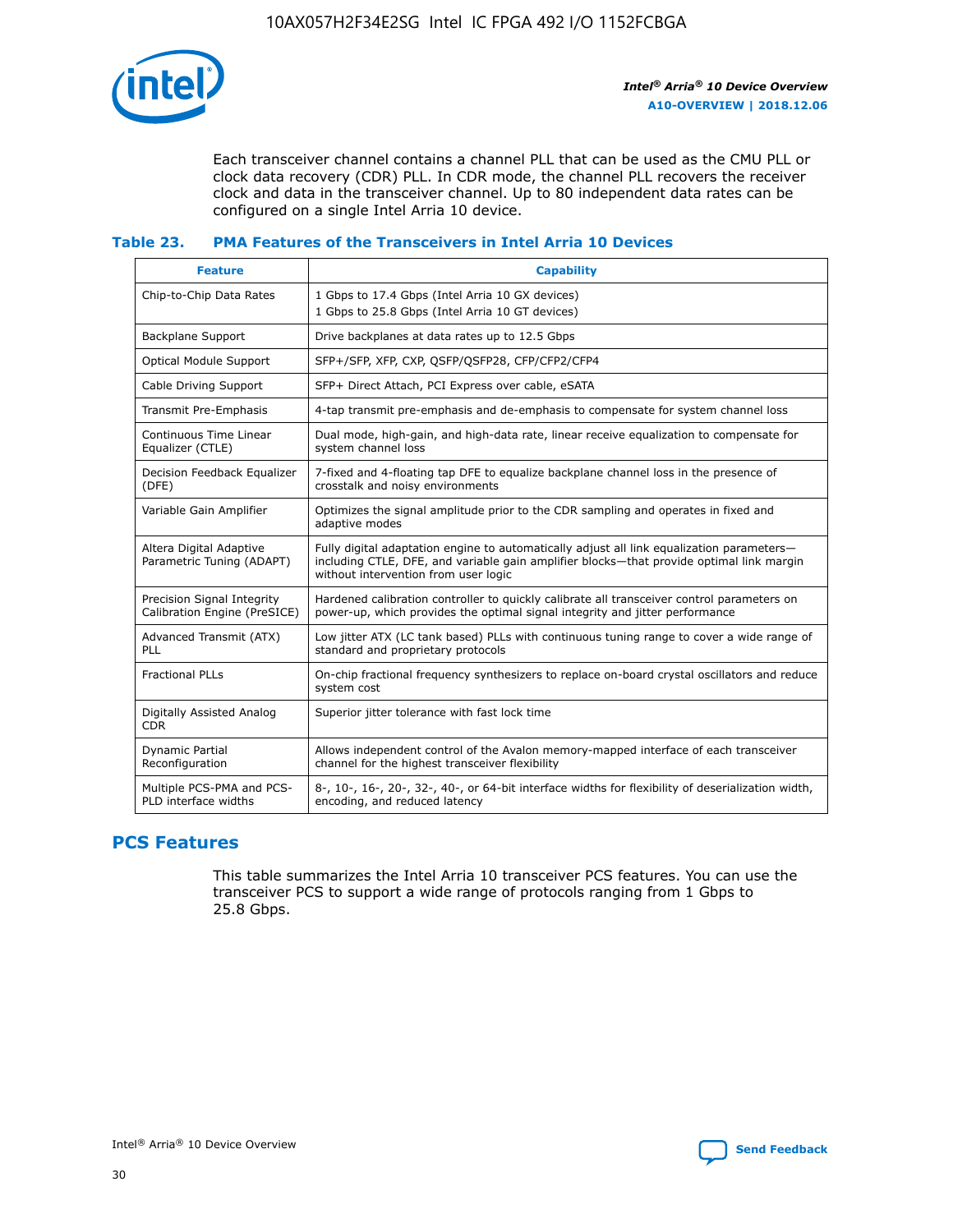Each transceiver channel contains a channel PLL that can be used as the CMU PLL or clock data recovery (CDR) PLL. In CDR mode, the channel PLL recovers the receiver clock and data in the transceiver channel. Up to 80 independent data rates can be configured on a single Intel Arria 10 device.

### Table 23. PMA Features of the Transceivers in Intel Arria 10 Devices

| Feature | Capability |
| --- | --- |
| Chip-to-Chip Data Rates | 1 Gbps to 17.4 Gbps (Intel Arria 10 GX devices)<br>1 Gbps to 25.8 Gbps (Intel Arria 10 GT devices) |
| Backplane Support | Drive backplanes at data rates up to 12.5 Gbps |
| Optical Module Support | SFP+/SFP, XFP, CXP, QSFP/QSFP28, CFP/CFP2/CFP4 |
| Cable Driving Support | SFP+ Direct Attach, PCI Express over cable, eSATA |
| Transmit Pre-Emphasis | 4-tap transmit pre-emphasis and de-emphasis to compensate for system channel loss |
| Continuous Time Linear Equalizer (CTLE) | Dual mode, high-gain, and high-data rate, linear receive equalization to compensate for system channel loss |
| Decision Feedback Equalizer (DFE) | 7-fixed and 4-floating tap DFE to equalize backplane channel loss in the presence of crosstalk and noisy environments |
| Variable Gain Amplifier | Optimizes the signal amplitude prior to the CDR sampling and operates in fixed and adaptive modes |
| Altera Digital Adaptive Parametric Tuning (ADAPT) | Fully digital adaptation engine to automatically adjust all link equalization parameters—including CTLE, DFE, and variable gain amplifier blocks—that provide optimal link margin without intervention from user logic |
| Precision Signal Integrity Calibration Engine (PreSICE) | Hardened calibration controller to quickly calibrate all transceiver control parameters on power-up, which provides the optimal signal integrity and jitter performance |
| Advanced Transmit (ATX) PLL | Low jitter ATX (LC tank based) PLLs with continuous tuning range to cover a wide range of standard and proprietary protocols |
| Fractional PLLs | On-chip fractional frequency synthesizers to replace on-board crystal oscillators and reduce system cost |
| Digitally Assisted Analog CDR | Superior jitter tolerance with fast lock time |
| Dynamic Partial Reconfiguration | Allows independent control of the Avalon memory-mapped interface of each transceiver channel for the highest transceiver flexibility |
| Multiple PCS-PMA and PCS-PLD interface widths | 8-, 10-, 16-, 20-, 32-, 40-, or 64-bit interface widths for flexibility of deserialization width, encoding, and reduced latency |

## PCS Features

This table summarizes the Intel Arria 10 transceiver PCS features. You can use the transceiver PCS to support a wide range of protocols ranging from 1 Gbps to 25.8 Gbps.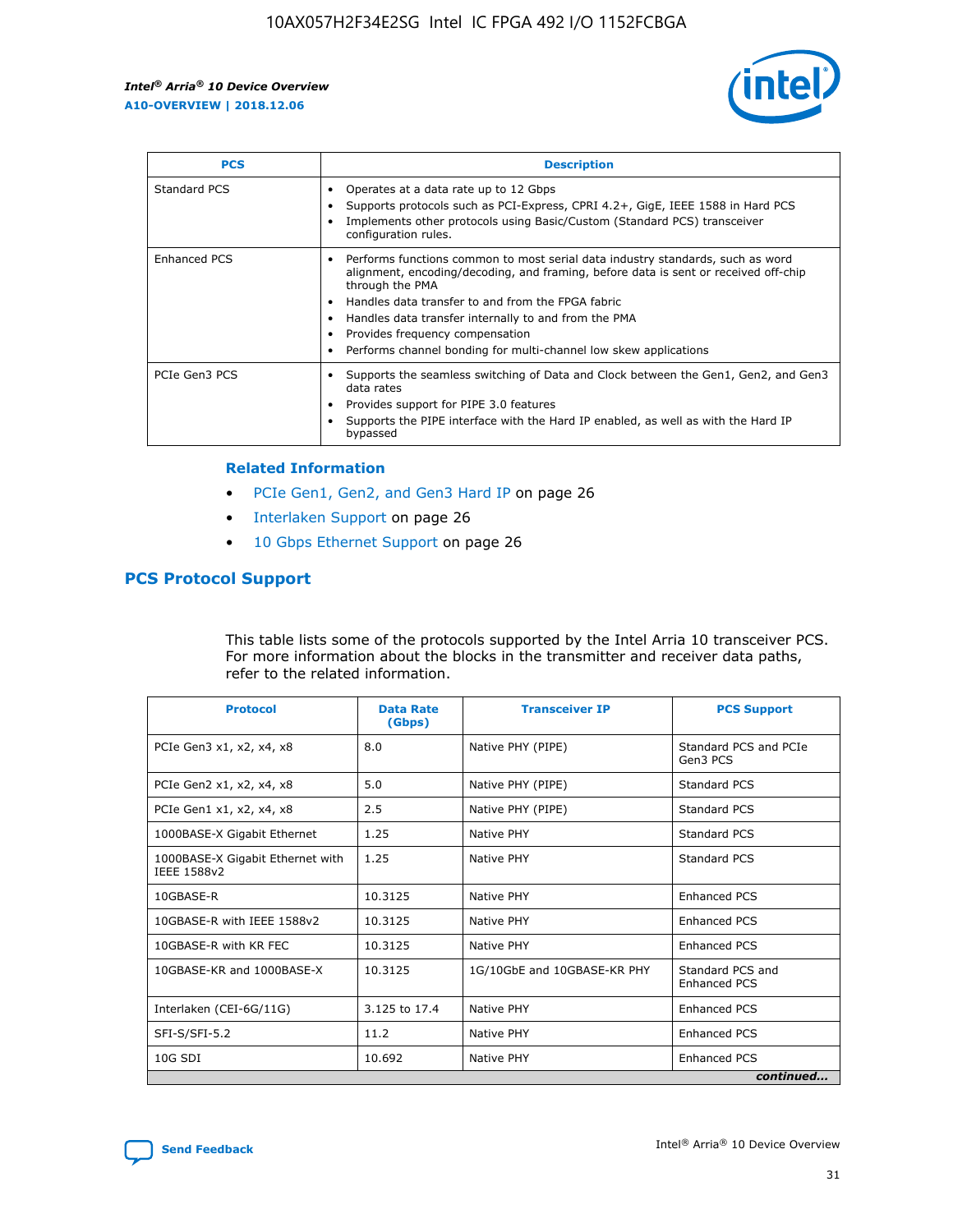| PCS | Description |
| --- | --- |
| Standard PCS | • Operates at a data rate up to 12 Gbps<br>• Supports protocols such as PCI-Express, CPRI 4.2+, GigE, IEEE 1588 in Hard PCS<br>• Implements other protocols using Basic/Custom (Standard PCS) transceiver configuration rules. |
| Enhanced PCS | • Performs functions common to most serial data industry standards, such as word alignment, encoding/decoding, and framing, before data is sent or received off-chip through the PMA<br>• Handles data transfer to and from the FPGA fabric<br>• Handles data transfer internally to and from the PMA<br>• Provides frequency compensation<br>• Performs channel bonding for multi-channel low skew applications |
| PCIe Gen3 PCS | • Supports the seamless switching of Data and Clock between the Gen1, Gen2, and Gen3 data rates<br>• Provides support for PIPE 3.0 features<br>• Supports the PIPE interface with the Hard IP enabled, as well as with the Hard IP bypassed |

### Related Information

- PCIe Gen1, Gen2, and Gen3 Hard IP on page 26
- Interlaken Support on page 26
- 10 Gbps Ethernet Support on page 26

## PCS Protocol Support

This table lists some of the protocols supported by the Intel Arria 10 transceiver PCS. For more information about the blocks in the transmitter and receiver data paths, refer to the related information.

| Protocol | Data Rate (Gbps) | Transceiver IP | PCS Support |
| --- | --- | --- | --- |
| PCIe Gen3 x1, x2, x4, x8 | 8.0 | Native PHY (PIPE) | Standard PCS and PCIe Gen3 PCS |
| PCIe Gen2 x1, x2, x4, x8 | 5.0 | Native PHY (PIPE) | Standard PCS |
| PCIe Gen1 x1, x2, x4, x8 | 2.5 | Native PHY (PIPE) | Standard PCS |
| 1000BASE-X Gigabit Ethernet | 1.25 | Native PHY | Standard PCS |
| 1000BASE-X Gigabit Ethernet with IEEE 1588v2 | 1.25 | Native PHY | Standard PCS |
| 10GBASE-R | 10.3125 | Native PHY | Enhanced PCS |
| 10GBASE-R with IEEE 1588v2 | 10.3125 | Native PHY | Enhanced PCS |
| 10GBASE-R with KR FEC | 10.3125 | Native PHY | Enhanced PCS |
| 10GBASE-KR and 1000BASE-X | 10.3125 | 1G/10GbE and 10GBASE-KR PHY | Standard PCS and Enhanced PCS |
| Interlaken (CEI-6G/11G) | 3.125 to 17.4 | Native PHY | Enhanced PCS |
| SFI-S/SFI-5.2 | 11.2 | Native PHY | Enhanced PCS |
| 10G SDI | 10.692 | Native PHY | Enhanced PCS |

*continued...*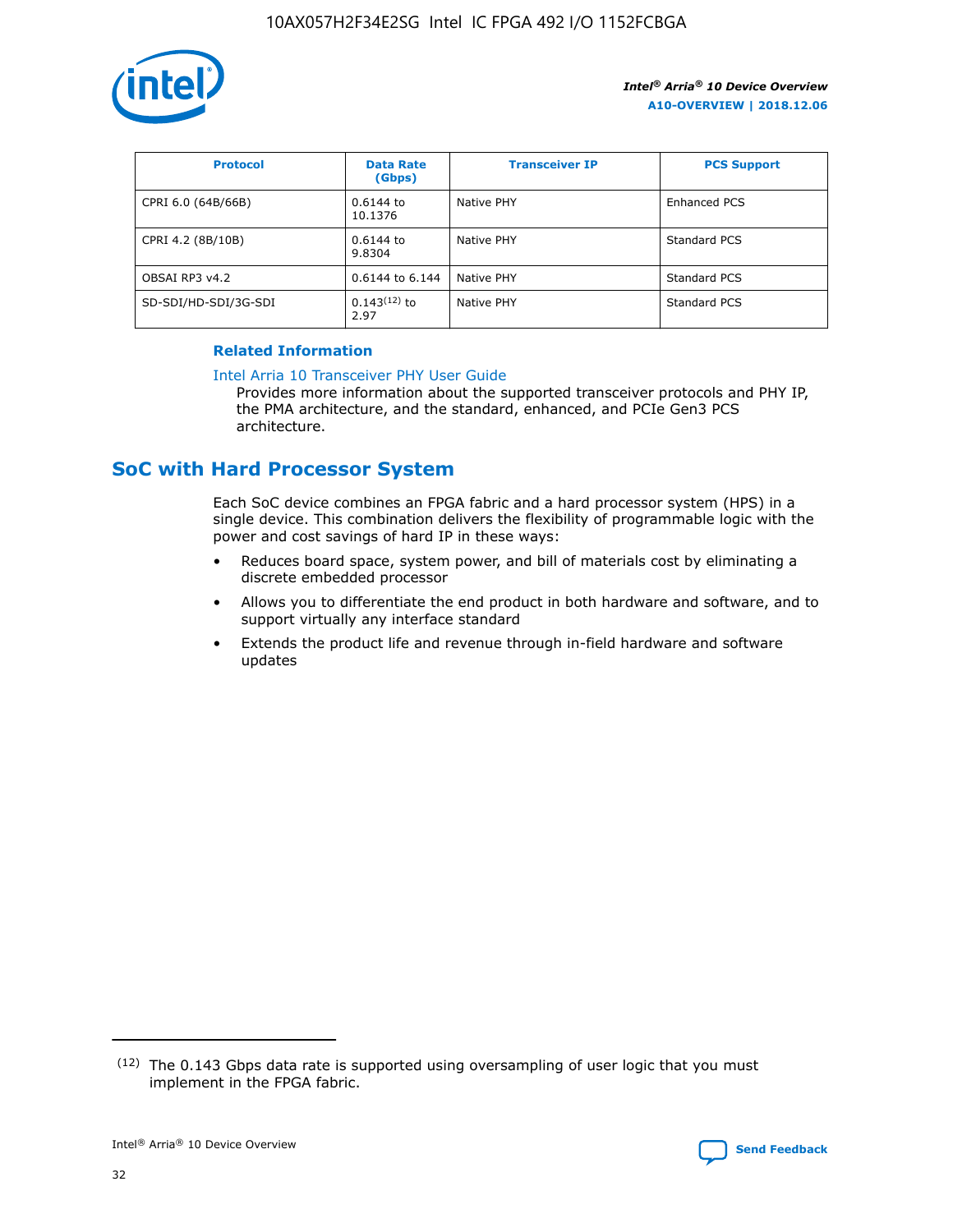| Protocol | Data Rate (Gbps) | Transceiver IP | PCS Support |
| --- | --- | --- | --- |
| CPRI 6.0 (64B/66B) | 0.6144 to 10.1376 | Native PHY | Enhanced PCS |
| CPRI 4.2 (8B/10B) | 0.6144 to 9.8304 | Native PHY | Standard PCS |
| OBSAI RP3 v4.2 | 0.6144 to 6.144 | Native PHY | Standard PCS |
| SD-SDI/HD-SDI/3G-SDI | 0.143[12] to 2.97 | Native PHY | Standard PCS |

**Related Information**

Intel Arria 10 Transceiver PHY User Guide

Provides more information about the supported transceiver protocols and PHY IP, the PMA architecture, and the standard, enhanced, and PCIe Gen3 PCS architecture.

## SoC with Hard Processor System

Each SoC device combines an FPGA fabric and a hard processor system (HPS) in a single device. This combination delivers the flexibility of programmable logic with the power and cost savings of hard IP in these ways:

- Reduces board space, system power, and bill of materials cost by eliminating a discrete embedded processor
- Allows you to differentiate the end product in both hardware and software, and to support virtually any interface standard
- Extends the product life and revenue through in-field hardware and software updates

(12) The 0.143 Gbps data rate is supported using oversampling of user logic that you must implement in the FPGA fabric.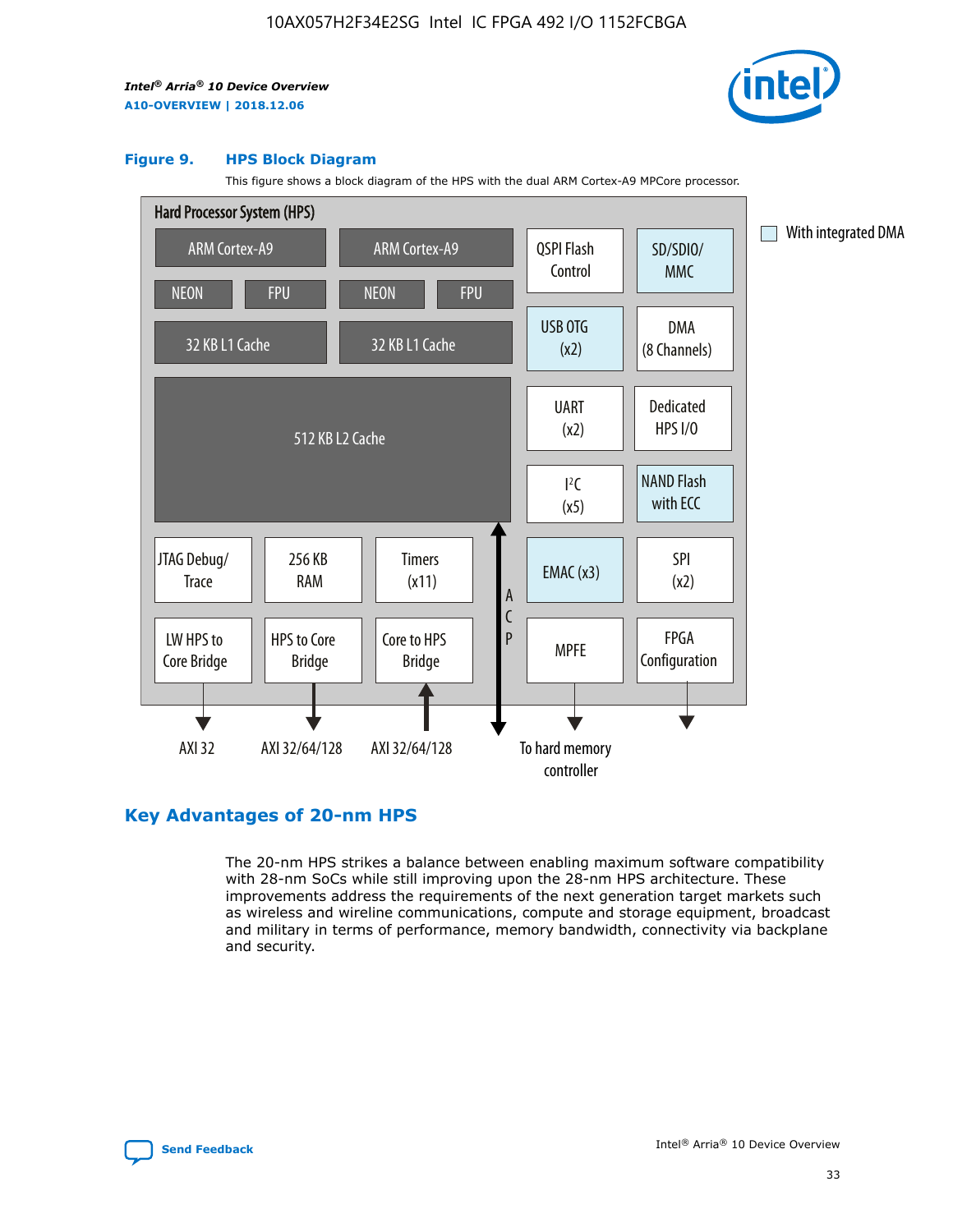**Figure 9. HPS Block Diagram**

This figure shows a block diagram of the HPS with the dual ARM Cortex-A9 MPCore processor.

Hard Processor System (HPS)

ARM Cortex-A9
NEON
FPU
32 KB L1 Cache

ARM Cortex-A9
NEON
FPU
32 KB L1 Cache

512 KB L2 Cache

JTAG Debug/ Trace
256 KB RAM
Timers (x11)
LW HPS to Core Bridge
HPS to Core Bridge
Core to HPS Bridge

ACP

QSPI Flash Control
SD/SDIO/ MMC
USB OTG (x2)
DMA (8 Channels)
UART (x2)
Dedicated HPS I/O
I²C (x5)
NAND Flash with ECC
EMAC (x3)
SPI (x2)
MPFE
FPGA Configuration

With integrated DMA

AXI 32
AXI 32/64/128
AXI 32/64/128
To hard memory controller

## Key Advantages of 20-nm HPS

The 20-nm HPS strikes a balance between enabling maximum software compatibility with 28-nm SoCs while still improving upon the 28-nm HPS architecture. These improvements address the requirements of the next generation target markets such as wireless and wireline communications, compute and storage equipment, broadcast and military in terms of performance, memory bandwidth, connectivity via backplane and security.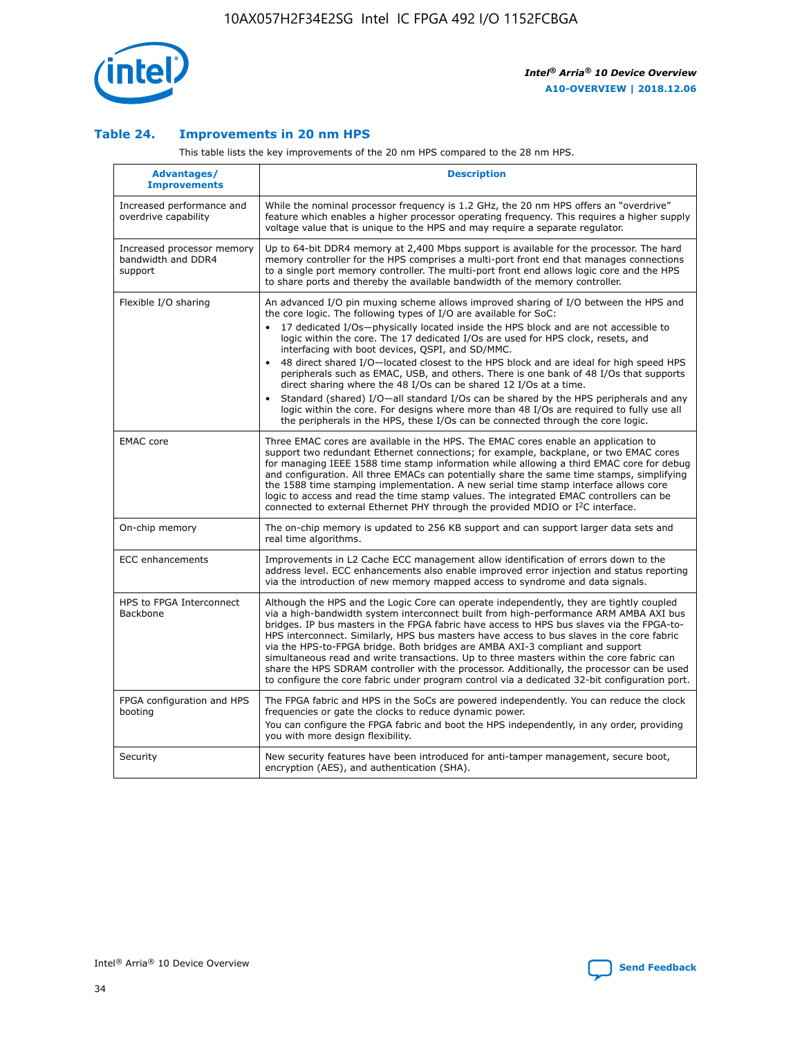### Table 24. Improvements in 20 nm HPS

This table lists the key improvements of the 20 nm HPS compared to the 28 nm HPS.

| Advantages/ Improvements | Description |
|---|---|
| Increased performance and overdrive capability | While the nominal processor frequency is 1.2 GHz, the 20 nm HPS offers an "overdrive" feature which enables a higher processor operating frequency. This requires a higher supply voltage value that is unique to the HPS and may require a separate regulator. |
| Increased processor memory bandwidth and DDR4 support | Up to 64-bit DDR4 memory at 2,400 Mbps support is available for the processor. The hard memory controller for the HPS comprises a multi-port front end that manages connections to a single port memory controller. The multi-port front end allows logic core and the HPS to share ports and thereby the available bandwidth of the memory controller. |
| Flexible I/O sharing | An advanced I/O pin muxing scheme allows improved sharing of I/O between the HPS and the core logic. The following types of I/O are available for SoC:<br>• 17 dedicated I/Os—physically located inside the HPS block and are not accessible to logic within the core. The 17 dedicated I/Os are used for HPS clock, resets, and interfacing with boot devices, QSPI, and SD/MMC.<br>• 48 direct shared I/O—located closest to the HPS block and are ideal for high speed HPS peripherals such as EMAC, USB, and others. There is one bank of 48 I/Os that supports direct sharing where the 48 I/Os can be shared 12 I/Os at a time.<br>• Standard (shared) I/O—all standard I/Os can be shared by the HPS peripherals and any logic within the core. For designs where more than 48 I/Os are required to fully use all the peripherals in the HPS, these I/Os can be connected through the core logic. |
| EMAC core | Three EMAC cores are available in the HPS. The EMAC cores enable an application to support two redundant Ethernet connections; for example, backplane, or two EMAC cores for managing IEEE 1588 time stamp information while allowing a third EMAC core for debug and configuration. All three EMACs can potentially share the same time stamps, simplifying the 1588 time stamping implementation. A new serial time stamp interface allows core logic to access and read the time stamp values. The integrated EMAC controllers can be connected to external Ethernet PHY through the provided MDIO or I²C interface. |
| On-chip memory | The on-chip memory is updated to 256 KB support and can support larger data sets and real time algorithms. |
| ECC enhancements | Improvements in L2 Cache ECC management allow identification of errors down to the address level. ECC enhancements also enable improved error injection and status reporting via the introduction of new memory mapped access to syndrome and data signals. |
| HPS to FPGA Interconnect Backbone | Although the HPS and the Logic Core can operate independently, they are tightly coupled via a high-bandwidth system interconnect built from high-performance ARM AMBA AXI bus bridges. IP bus masters in the FPGA fabric have access to HPS bus slaves via the FPGA-to-HPS interconnect. Similarly, HPS bus masters have access to bus slaves in the core fabric via the HPS-to-FPGA bridge. Both bridges are AMBA AXI-3 compliant and support simultaneous read and write transactions. Up to three masters within the core fabric can share the HPS SDRAM controller with the processor. Additionally, the processor can be used to configure the core fabric under program control via a dedicated 32-bit configuration port. |
| FPGA configuration and HPS booting | The FPGA fabric and HPS in the SoCs are powered independently. You can reduce the clock frequencies or gate the clocks to reduce dynamic power.<br>You can configure the FPGA fabric and boot the HPS independently, in any order, providing you with more design flexibility. |
| Security | New security features have been introduced for anti-tamper management, secure boot, encryption (AES), and authentication (SHA). |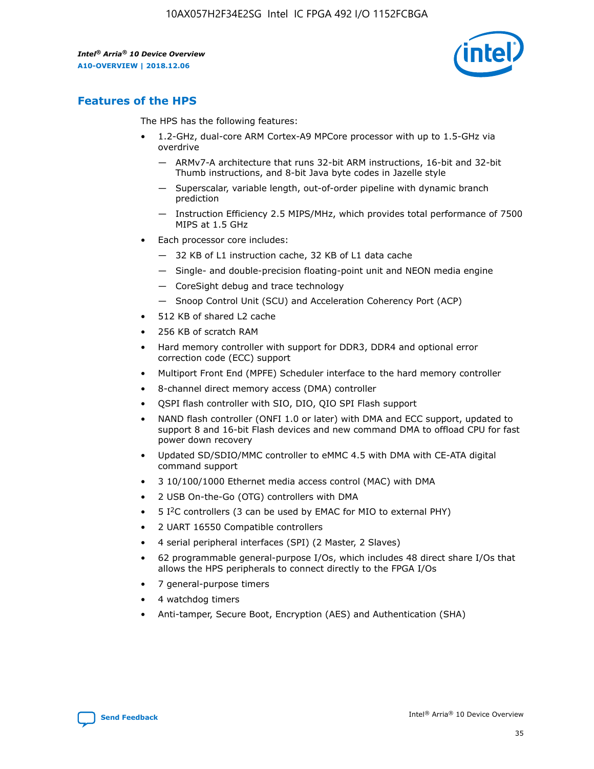## Features of the HPS

The HPS has the following features:

- 1.2-GHz, dual-core ARM Cortex-A9 MPCore processor with up to 1.5-GHz via overdrive
  - — ARMv7-A architecture that runs 32-bit ARM instructions, 16-bit and 32-bit Thumb instructions, and 8-bit Java byte codes in Jazelle style
  - — Superscalar, variable length, out-of-order pipeline with dynamic branch prediction
  - — Instruction Efficiency 2.5 MIPS/MHz, which provides total performance of 7500 MIPS at 1.5 GHz
- Each processor core includes:
  - — 32 KB of L1 instruction cache, 32 KB of L1 data cache
  - — Single- and double-precision floating-point unit and NEON media engine
  - — CoreSight debug and trace technology
  - — Snoop Control Unit (SCU) and Acceleration Coherency Port (ACP)
- 512 KB of shared L2 cache
- 256 KB of scratch RAM
- Hard memory controller with support for DDR3, DDR4 and optional error correction code (ECC) support
- Multiport Front End (MPFE) Scheduler interface to the hard memory controller
- 8-channel direct memory access (DMA) controller
- QSPI flash controller with SIO, DIO, QIO SPI Flash support
- NAND flash controller (ONFI 1.0 or later) with DMA and ECC support, updated to support 8 and 16-bit Flash devices and new command DMA to offload CPU for fast power down recovery
- Updated SD/SDIO/MMC controller to eMMC 4.5 with DMA with CE-ATA digital command support
- 3 10/100/1000 Ethernet media access control (MAC) with DMA
- 2 USB On-the-Go (OTG) controllers with DMA
- 5 I²C controllers (3 can be used by EMAC for MIO to external PHY)
- 2 UART 16550 Compatible controllers
- 4 serial peripheral interfaces (SPI) (2 Master, 2 Slaves)
- 62 programmable general-purpose I/Os, which includes 48 direct share I/Os that allows the HPS peripherals to connect directly to the FPGA I/Os
- 7 general-purpose timers
- 4 watchdog timers
- Anti-tamper, Secure Boot, Encryption (AES) and Authentication (SHA)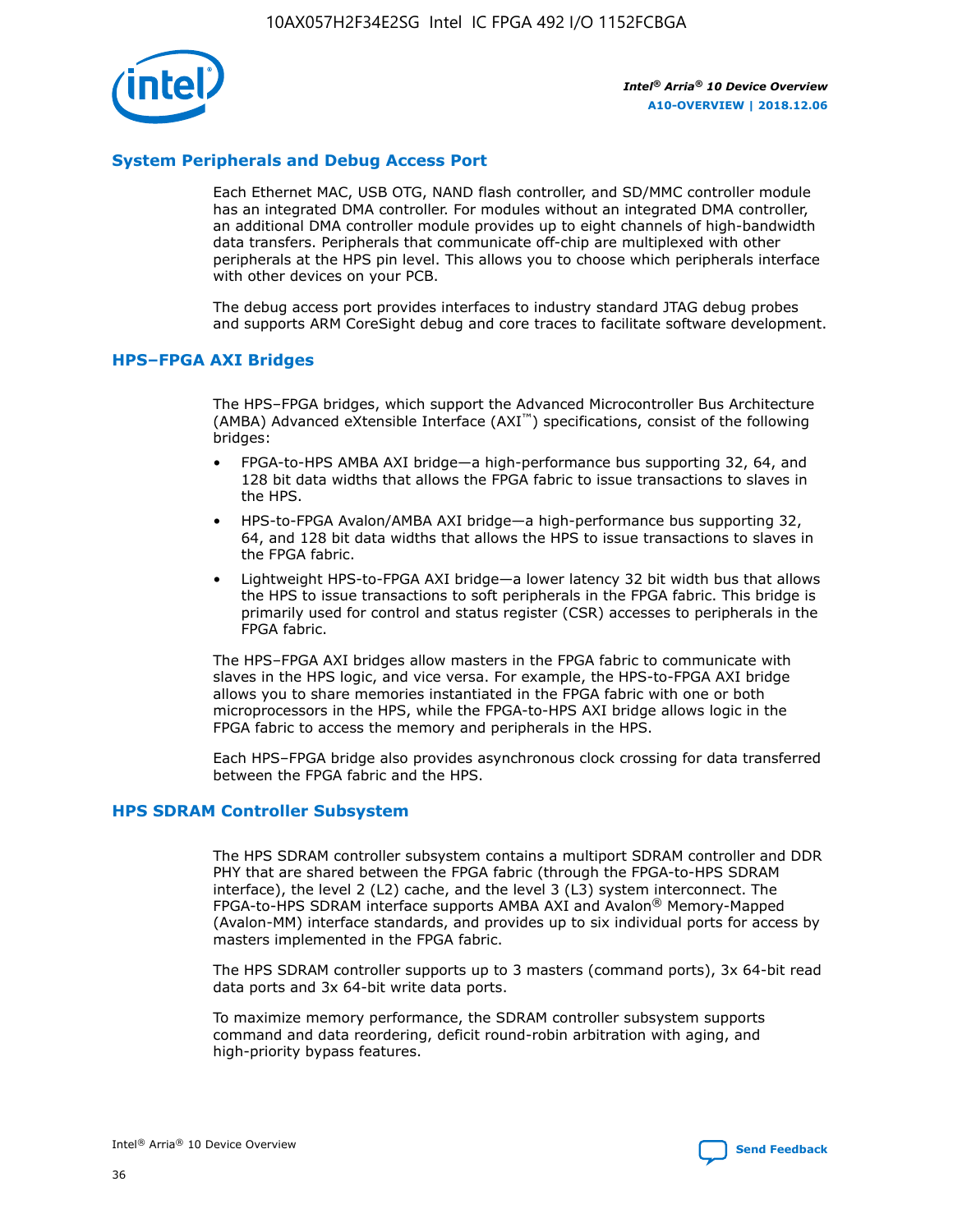## System Peripherals and Debug Access Port

Each Ethernet MAC, USB OTG, NAND flash controller, and SD/MMC controller module has an integrated DMA controller. For modules without an integrated DMA controller, an additional DMA controller module provides up to eight channels of high-bandwidth data transfers. Peripherals that communicate off-chip are multiplexed with other peripherals at the HPS pin level. This allows you to choose which peripherals interface with other devices on your PCB.

The debug access port provides interfaces to industry standard JTAG debug probes and supports ARM CoreSight debug and core traces to facilitate software development.

## HPS–FPGA AXI Bridges

The HPS–FPGA bridges, which support the Advanced Microcontroller Bus Architecture (AMBA) Advanced eXtensible Interface (AXI™) specifications, consist of the following bridges:

- FPGA-to-HPS AMBA AXI bridge—a high-performance bus supporting 32, 64, and 128 bit data widths that allows the FPGA fabric to issue transactions to slaves in the HPS.
- HPS-to-FPGA Avalon/AMBA AXI bridge—a high-performance bus supporting 32, 64, and 128 bit data widths that allows the HPS to issue transactions to slaves in the FPGA fabric.
- Lightweight HPS-to-FPGA AXI bridge—a lower latency 32 bit width bus that allows the HPS to issue transactions to soft peripherals in the FPGA fabric. This bridge is primarily used for control and status register (CSR) accesses to peripherals in the FPGA fabric.

The HPS–FPGA AXI bridges allow masters in the FPGA fabric to communicate with slaves in the HPS logic, and vice versa. For example, the HPS-to-FPGA AXI bridge allows you to share memories instantiated in the FPGA fabric with one or both microprocessors in the HPS, while the FPGA-to-HPS AXI bridge allows logic in the FPGA fabric to access the memory and peripherals in the HPS.

Each HPS–FPGA bridge also provides asynchronous clock crossing for data transferred between the FPGA fabric and the HPS.

## HPS SDRAM Controller Subsystem

The HPS SDRAM controller subsystem contains a multiport SDRAM controller and DDR PHY that are shared between the FPGA fabric (through the FPGA-to-HPS SDRAM interface), the level 2 (L2) cache, and the level 3 (L3) system interconnect. The FPGA-to-HPS SDRAM interface supports AMBA AXI and Avalon® Memory-Mapped (Avalon-MM) interface standards, and provides up to six individual ports for access by masters implemented in the FPGA fabric.

The HPS SDRAM controller supports up to 3 masters (command ports), 3x 64-bit read data ports and 3x 64-bit write data ports.

To maximize memory performance, the SDRAM controller subsystem supports command and data reordering, deficit round-robin arbitration with aging, and high-priority bypass features.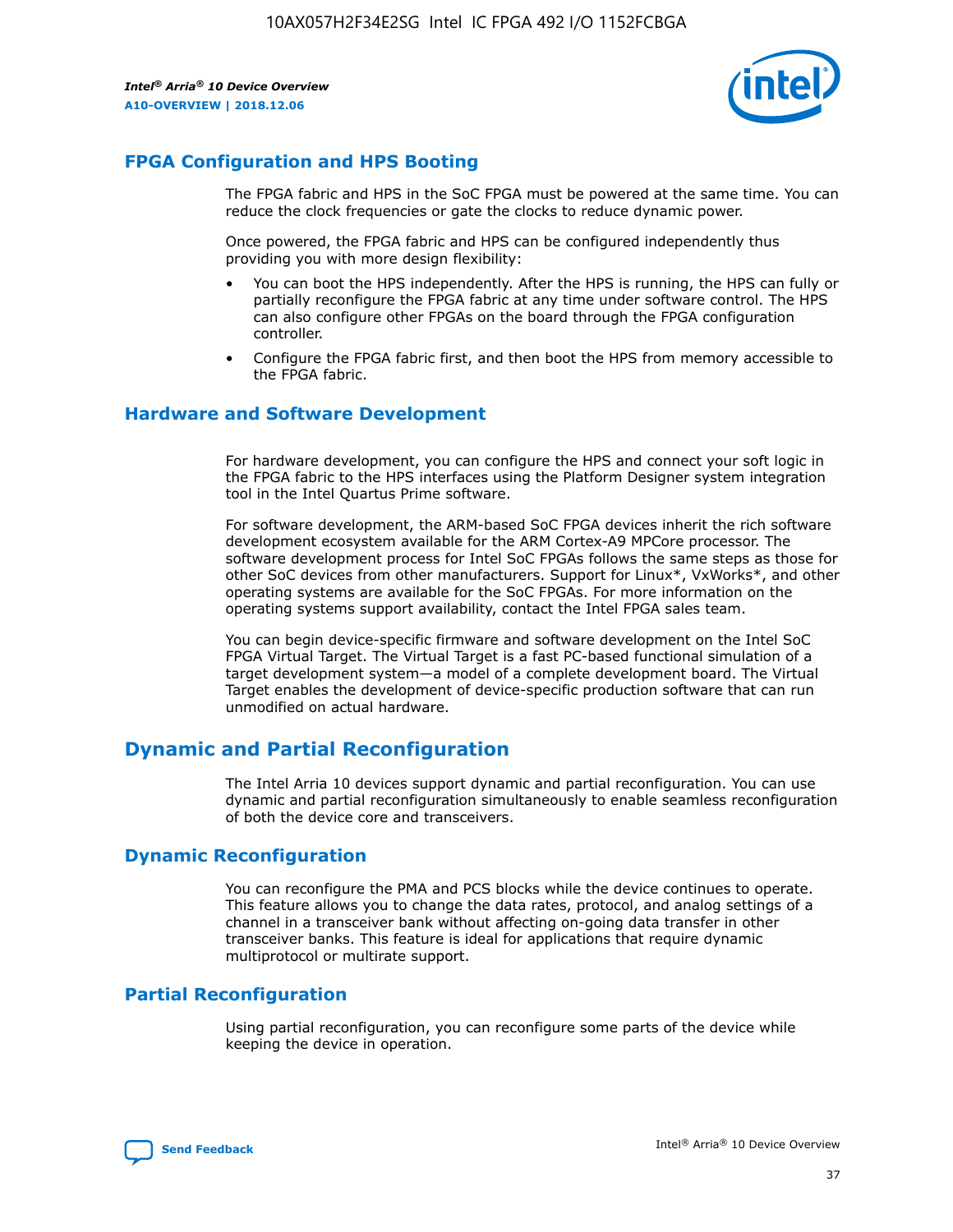## FPGA Configuration and HPS Booting

The FPGA fabric and HPS in the SoC FPGA must be powered at the same time. You can reduce the clock frequencies or gate the clocks to reduce dynamic power.

Once powered, the FPGA fabric and HPS can be configured independently thus providing you with more design flexibility:

- You can boot the HPS independently. After the HPS is running, the HPS can fully or partially reconfigure the FPGA fabric at any time under software control. The HPS can also configure other FPGAs on the board through the FPGA configuration controller.
- Configure the FPGA fabric first, and then boot the HPS from memory accessible to the FPGA fabric.

## Hardware and Software Development

For hardware development, you can configure the HPS and connect your soft logic in the FPGA fabric to the HPS interfaces using the Platform Designer system integration tool in the Intel Quartus Prime software.

For software development, the ARM-based SoC FPGA devices inherit the rich software development ecosystem available for the ARM Cortex-A9 MPCore processor. The software development process for Intel SoC FPGAs follows the same steps as those for other SoC devices from other manufacturers. Support for Linux*, VxWorks*, and other operating systems are available for the SoC FPGAs. For more information on the operating systems support availability, contact the Intel FPGA sales team.

You can begin device-specific firmware and software development on the Intel SoC FPGA Virtual Target. The Virtual Target is a fast PC-based functional simulation of a target development system—a model of a complete development board. The Virtual Target enables the development of device-specific production software that can run unmodified on actual hardware.

# Dynamic and Partial Reconfiguration

The Intel Arria 10 devices support dynamic and partial reconfiguration. You can use dynamic and partial reconfiguration simultaneously to enable seamless reconfiguration of both the device core and transceivers.

## Dynamic Reconfiguration

You can reconfigure the PMA and PCS blocks while the device continues to operate. This feature allows you to change the data rates, protocol, and analog settings of a channel in a transceiver bank without affecting on-going data transfer in other transceiver banks. This feature is ideal for applications that require dynamic multiprotocol or multirate support.

## Partial Reconfiguration

Using partial reconfiguration, you can reconfigure some parts of the device while keeping the device in operation.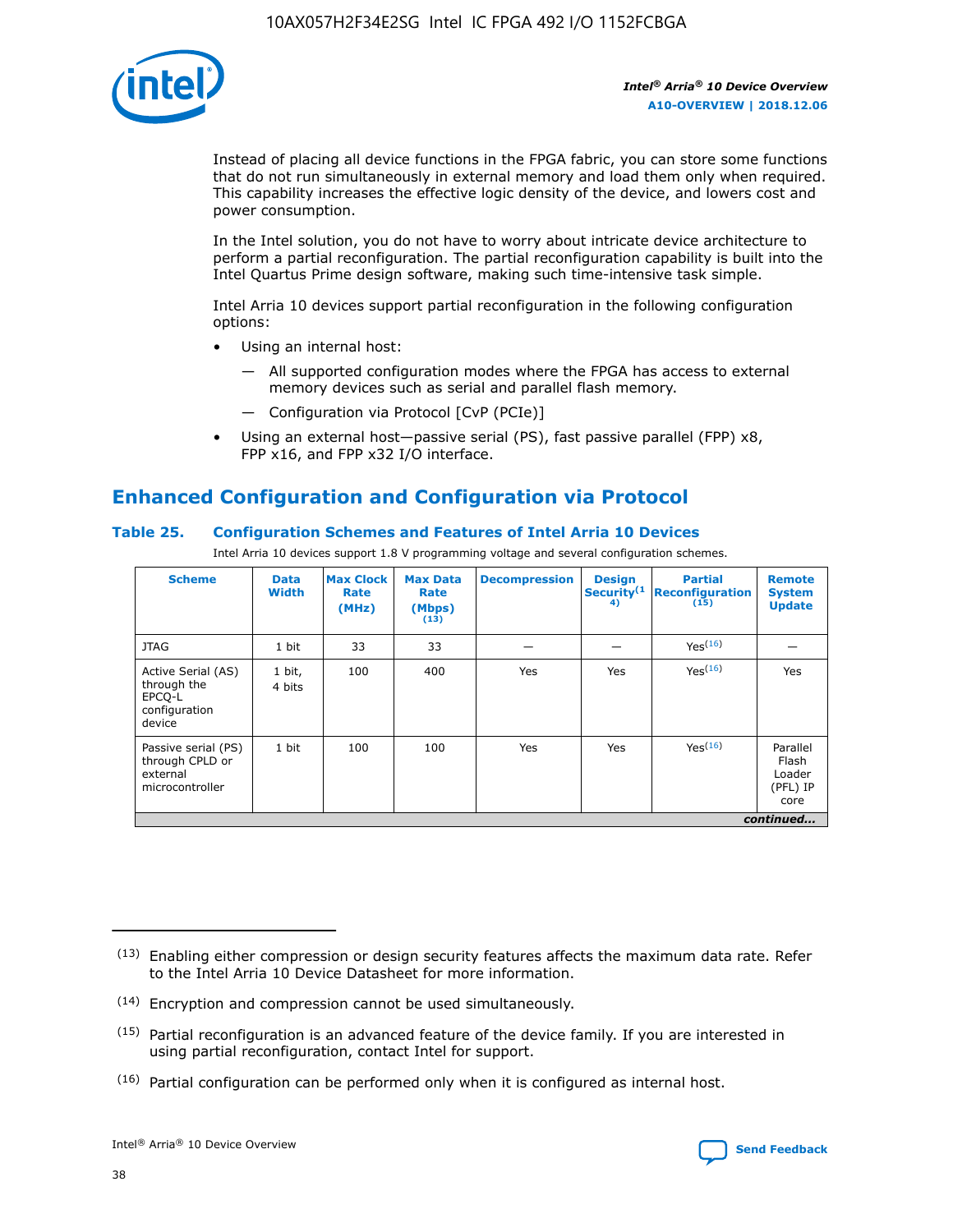Instead of placing all device functions in the FPGA fabric, you can store some functions that do not run simultaneously in external memory and load them only when required. This capability increases the effective logic density of the device, and lowers cost and power consumption.

In the Intel solution, you do not have to worry about intricate device architecture to perform a partial reconfiguration. The partial reconfiguration capability is built into the Intel Quartus Prime design software, making such time-intensive task simple.

Intel Arria 10 devices support partial reconfiguration in the following configuration options:

- Using an internal host:
  - — All supported configuration modes where the FPGA has access to external memory devices such as serial and parallel flash memory.
  - — Configuration via Protocol [CvP (PCIe)]
- Using an external host—passive serial (PS), fast passive parallel (FPP) x8, FPP x16, and FPP x32 I/O interface.

## Enhanced Configuration and Configuration via Protocol

### Table 25. Configuration Schemes and Features of Intel Arria 10 Devices

Intel Arria 10 devices support 1.8 V programming voltage and several configuration schemes.

| Scheme | Data Width | Max Clock Rate (MHz) | Max Data Rate (Mbps) (13) | Decompression | Design Security (14) | Partial Reconfiguration (15) | Remote System Update |
|---|---|---|---|---|---|---|---|
| JTAG | 1 bit | 33 | 33 | — | — | Yes(16) | — |
| Active Serial (AS) through the EPCQ-L configuration device | 1 bit, 4 bits | 100 | 400 | Yes | Yes | Yes(16) | Yes |
| Passive serial (PS) through CPLD or external microcontroller | 1 bit | 100 | 100 | Yes | Yes | Yes(16) | Parallel Flash Loader (PFL) IP core |

*continued...*

(13) Enabling either compression or design security features affects the maximum data rate. Refer to the Intel Arria 10 Device Datasheet for more information.

(14) Encryption and compression cannot be used simultaneously.

(15) Partial reconfiguration is an advanced feature of the device family. If you are interested in using partial reconfiguration, contact Intel for support.

(16) Partial configuration can be performed only when it is configured as internal host.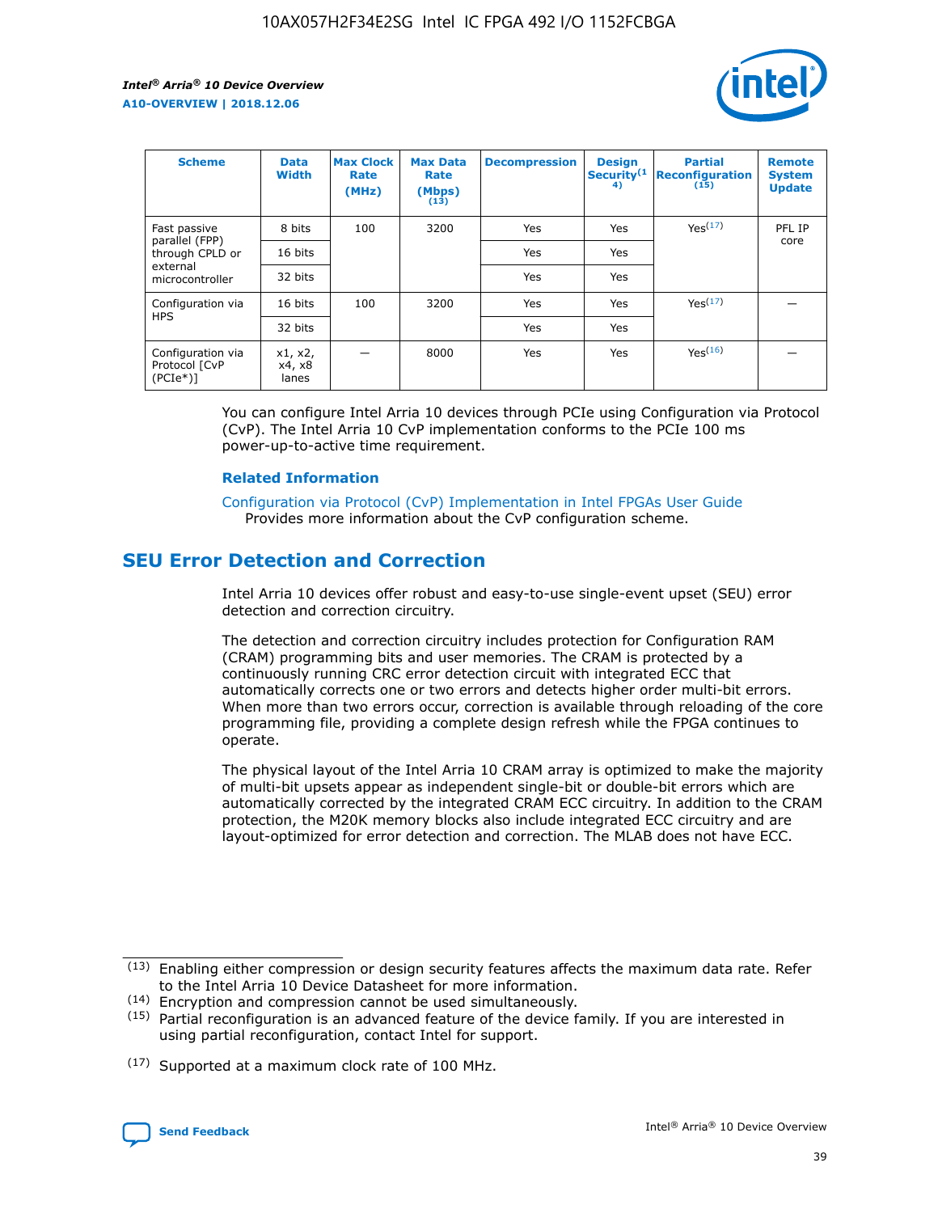| Scheme | Data Width | Max Clock Rate (MHz) | Max Data Rate (Mbps) (13) | Decompression | Design Security(14) | Partial Reconfiguration (15) | Remote System Update |
| --- | --- | --- | --- | --- | --- | --- | --- |
| Fast passive parallel (FPP) through CPLD or external microcontroller | 8 bits | 100 | 3200 | Yes | Yes | Yes(17) | PFL IP core |
| | 16 bits | | | Yes | Yes | | |
| | 32 bits | | | Yes | Yes | | |
| Configuration via HPS | 16 bits | 100 | 3200 | Yes | Yes | Yes(17) | — |
| | 32 bits | | | Yes | Yes | | |
| Configuration via Protocol [CvP (PCIe*)] | x1, x2, x4, x8 lanes | — | 8000 | Yes | Yes | Yes(16) | — |

You can configure Intel Arria 10 devices through PCIe using Configuration via Protocol (CvP). The Intel Arria 10 CvP implementation conforms to the PCIe 100 ms power-up-to-active time requirement.

### Related Information

Configuration via Protocol (CvP) Implementation in Intel FPGAs User Guide
Provides more information about the CvP configuration scheme.

## SEU Error Detection and Correction

Intel Arria 10 devices offer robust and easy-to-use single-event upset (SEU) error detection and correction circuitry.

The detection and correction circuitry includes protection for Configuration RAM (CRAM) programming bits and user memories. The CRAM is protected by a continuously running CRC error detection circuit with integrated ECC that automatically corrects one or two errors and detects higher order multi-bit errors. When more than two errors occur, correction is available through reloading of the core programming file, providing a complete design refresh while the FPGA continues to operate.

The physical layout of the Intel Arria 10 CRAM array is optimized to make the majority of multi-bit upsets appear as independent single-bit or double-bit errors which are automatically corrected by the integrated CRAM ECC circuitry. In addition to the CRAM protection, the M20K memory blocks also include integrated ECC circuitry and are layout-optimized for error detection and correction. The MLAB does not have ECC.

(13) Enabling either compression or design security features affects the maximum data rate. Refer to the Intel Arria 10 Device Datasheet for more information.

(14) Encryption and compression cannot be used simultaneously.

(15) Partial reconfiguration is an advanced feature of the device family. If you are interested in using partial reconfiguration, contact Intel for support.

(17) Supported at a maximum clock rate of 100 MHz.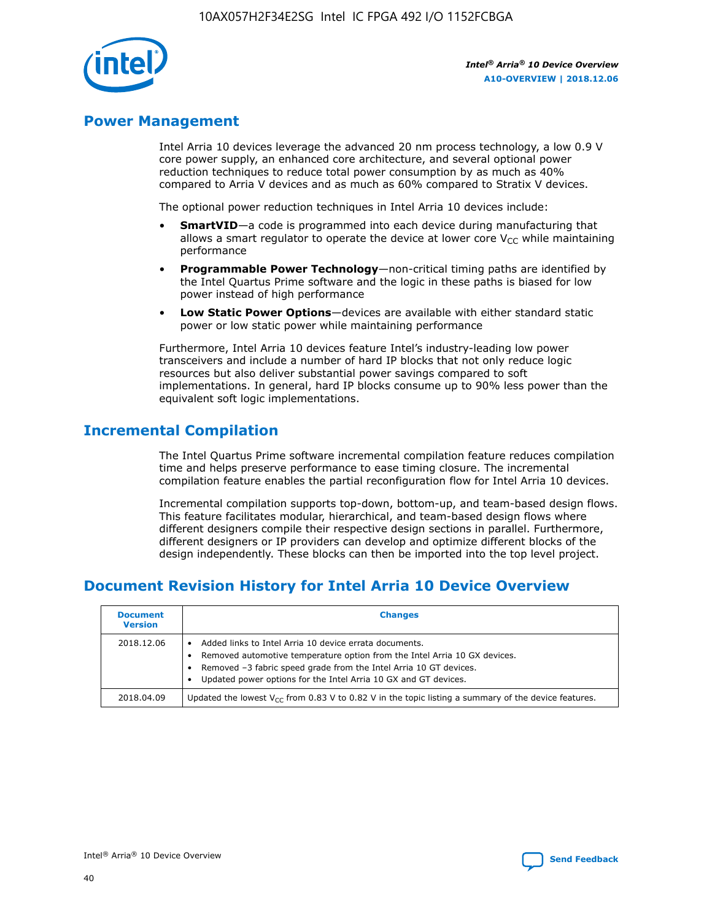## Power Management

Intel Arria 10 devices leverage the advanced 20 nm process technology, a low 0.9 V core power supply, an enhanced core architecture, and several optional power reduction techniques to reduce total power consumption by as much as 40% compared to Arria V devices and as much as 60% compared to Stratix V devices.

The optional power reduction techniques in Intel Arria 10 devices include:

- **SmartVID**—a code is programmed into each device during manufacturing that allows a smart regulator to operate the device at lower core $V_{CC}$ while maintaining performance
- **Programmable Power Technology**—non-critical timing paths are identified by the Intel Quartus Prime software and the logic in these paths is biased for low power instead of high performance
- **Low Static Power Options**—devices are available with either standard static power or low static power while maintaining performance

Furthermore, Intel Arria 10 devices feature Intel's industry-leading low power transceivers and include a number of hard IP blocks that not only reduce logic resources but also deliver substantial power savings compared to soft implementations. In general, hard IP blocks consume up to 90% less power than the equivalent soft logic implementations.

## Incremental Compilation

The Intel Quartus Prime software incremental compilation feature reduces compilation time and helps preserve performance to ease timing closure. The incremental compilation feature enables the partial reconfiguration flow for Intel Arria 10 devices.

Incremental compilation supports top-down, bottom-up, and team-based design flows. This feature facilitates modular, hierarchical, and team-based design flows where different designers compile their respective design sections in parallel. Furthermore, different designers or IP providers can develop and optimize different blocks of the design independently. These blocks can then be imported into the top level project.

## Document Revision History for Intel Arria 10 Device Overview

| Document Version | Changes |
|---|---|
| 2018.12.06 | • Added links to Intel Arria 10 device errata documents.<br>• Removed automotive temperature option from the Intel Arria 10 GX devices.<br>• Removed –3 fabric speed grade from the Intel Arria 10 GT devices.<br>• Updated power options for the Intel Arria 10 GX and GT devices. |
| 2018.04.09 | Updated the lowest $V_{CC}$ from 0.83 V to 0.82 V in the topic listing a summary of the device features. |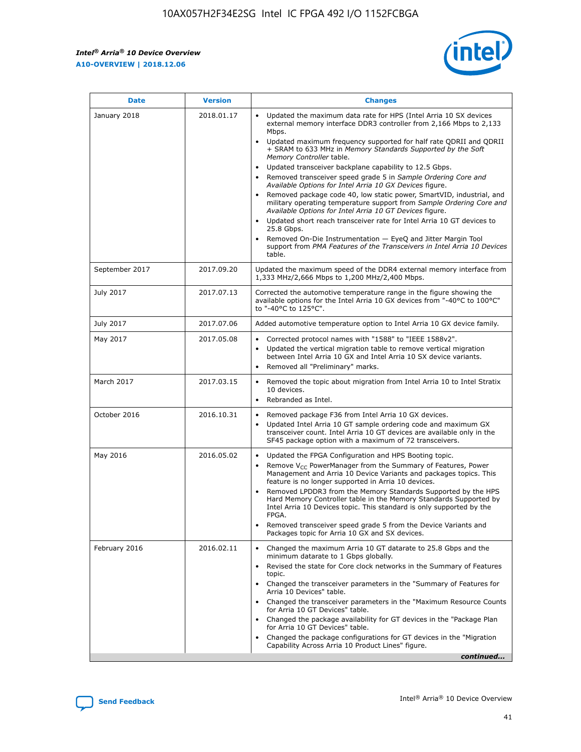| Date | Version | Changes |
| --- | --- | --- |
| January 2018 | 2018.01.17 | • Updated the maximum data rate for HPS (Intel Arria 10 SX devices external memory interface DDR3 controller from 2,166 Mbps to 2,133 Mbps.<br>• Updated maximum frequency supported for half rate QDRII and QDRII + SRAM to 633 MHz in *Memory Standards Supported by the Soft Memory Controller* table.<br>• Updated transceiver backplane capability to 12.5 Gbps.<br>• Removed transceiver speed grade 5 in *Sample Ordering Core and Available Options for Intel Arria 10 GX Devices* figure.<br>• Removed package code 40, low static power, SmartVID, industrial, and military operating temperature support from *Sample Ordering Core and Available Options for Intel Arria 10 GT Devices* figure.<br>• Updated short reach transceiver rate for Intel Arria 10 GT devices to 25.8 Gbps.<br>• Removed On-Die Instrumentation — EyeQ and Jitter Margin Tool support from *PMA Features of the Transceivers in Intel Arria 10 Devices* table. |
| September 2017 | 2017.09.20 | Updated the maximum speed of the DDR4 external memory interface from 1,333 MHz/2,666 Mbps to 1,200 MHz/2,400 Mbps. |
| July 2017 | 2017.07.13 | Corrected the automotive temperature range in the figure showing the available options for the Intel Arria 10 GX devices from "-40°C to 100°C" to "-40°C to 125°C". |
| July 2017 | 2017.07.06 | Added automotive temperature option to Intel Arria 10 GX device family. |
| May 2017 | 2017.05.08 | • Corrected protocol names with "1588" to "IEEE 1588v2".<br>• Updated the vertical migration table to remove vertical migration between Intel Arria 10 GX and Intel Arria 10 SX device variants.<br>• Removed all "Preliminary" marks. |
| March 2017 | 2017.03.15 | • Removed the topic about migration from Intel Arria 10 to Intel Stratix 10 devices.<br>• Rebranded as Intel. |
| October 2016 | 2016.10.31 | • Removed package F36 from Intel Arria 10 GX devices.<br>• Updated Intel Arria 10 GT sample ordering code and maximum GX transceiver count. Intel Arria 10 GT devices are available only in the SF45 package option with a maximum of 72 transceivers. |
| May 2016 | 2016.05.02 | • Updated the FPGA Configuration and HPS Booting topic.<br>• Remove $V_{CC}$ PowerManager from the Summary of Features, Power Management and Arria 10 Device Variants and packages topics. This feature is no longer supported in Arria 10 devices.<br>• Removed LPDDR3 from the Memory Standards Supported by the HPS Hard Memory Controller table in the Memory Standards Supported by Intel Arria 10 Devices topic. This standard is only supported by the FPGA.<br>• Removed transceiver speed grade 5 from the Device Variants and Packages topic for Arria 10 GX and SX devices. |
| February 2016 | 2016.02.11 | • Changed the maximum Arria 10 GT datarate to 25.8 Gbps and the minimum datarate to 1 Gbps globally.<br>• Revised the state for Core clock networks in the Summary of Features topic.<br>• Changed the transceiver parameters in the "Summary of Features for Arria 10 Devices" table.<br>• Changed the transceiver parameters in the "Maximum Resource Counts for Arria 10 GT Devices" table.<br>• Changed the package availability for GT devices in the "Package Plan for Arria 10 GT Devices" table.<br>• Changed the package configurations for GT devices in the "Migration Capability Across Arria 10 Product Lines" figure. |

*continued...*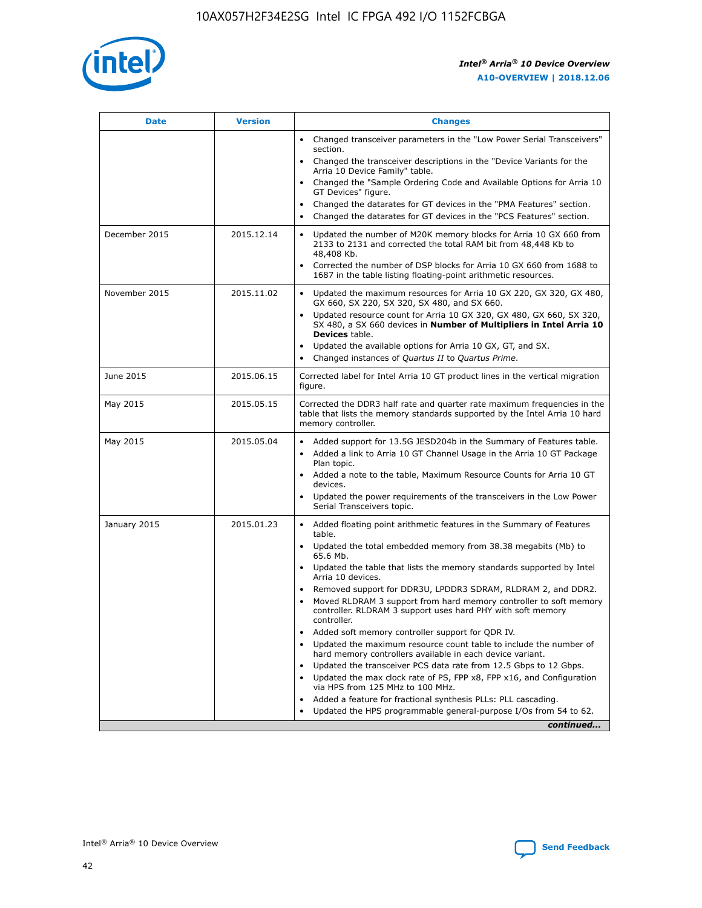| Date | Version | Changes |
| --- | --- | --- |
| | | • Changed transceiver parameters in the "Low Power Serial Transceivers" section.<br>• Changed the transceiver descriptions in the "Device Variants for the Arria 10 Device Family" table.<br>• Changed the "Sample Ordering Code and Available Options for Arria 10 GT Devices" figure.<br>• Changed the datarates for GT devices in the "PMA Features" section.<br>• Changed the datarates for GT devices in the "PCS Features" section. |
| December 2015 | 2015.12.14 | • Updated the number of M20K memory blocks for Arria 10 GX 660 from 2133 to 2131 and corrected the total RAM bit from 48,448 Kb to 48,408 Kb.<br>• Corrected the number of DSP blocks for Arria 10 GX 660 from 1688 to 1687 in the table listing floating-point arithmetic resources. |
| November 2015 | 2015.11.02 | • Updated the maximum resources for Arria 10 GX 220, GX 320, GX 480, GX 660, SX 220, SX 320, SX 480, and SX 660.<br>• Updated resource count for Arria 10 GX 320, GX 480, GX 660, SX 320, SX 480, a SX 660 devices in **Number of Multipliers in Intel Arria 10 Devices** table.<br>• Updated the available options for Arria 10 GX, GT, and SX.<br>• Changed instances of *Quartus II* to *Quartus Prime*. |
| June 2015 | 2015.06.15 | Corrected label for Intel Arria 10 GT product lines in the vertical migration figure. |
| May 2015 | 2015.05.15 | Corrected the DDR3 half rate and quarter rate maximum frequencies in the table that lists the memory standards supported by the Intel Arria 10 hard memory controller. |
| May 2015 | 2015.05.04 | • Added support for 13.5G JESD204b in the Summary of Features table.<br>• Added a link to Arria 10 GT Channel Usage in the Arria 10 GT Package Plan topic.<br>• Added a note to the table, Maximum Resource Counts for Arria 10 GT devices.<br>• Updated the power requirements of the transceivers in the Low Power Serial Transceivers topic. |
| January 2015 | 2015.01.23 | • Added floating point arithmetic features in the Summary of Features table.<br>• Updated the total embedded memory from 38.38 megabits (Mb) to 65.6 Mb.<br>• Updated the table that lists the memory standards supported by Intel Arria 10 devices.<br>• Removed support for DDR3U, LPDDR3 SDRAM, RLDRAM 2, and DDR2.<br>• Moved RLDRAM 3 support from hard memory controller to soft memory controller. RLDRAM 3 support uses hard PHY with soft memory controller.<br>• Added soft memory controller support for QDR IV.<br>• Updated the maximum resource count table to include the number of hard memory controllers available in each device variant.<br>• Updated the transceiver PCS data rate from 12.5 Gbps to 12 Gbps.<br>• Updated the max clock rate of PS, FPP x8, FPP x16, and Configuration via HPS from 125 MHz to 100 MHz.<br>• Added a feature for fractional synthesis PLLs: PLL cascading.<br>• Updated the HPS programmable general-purpose I/Os from 54 to 62. |

*continued...*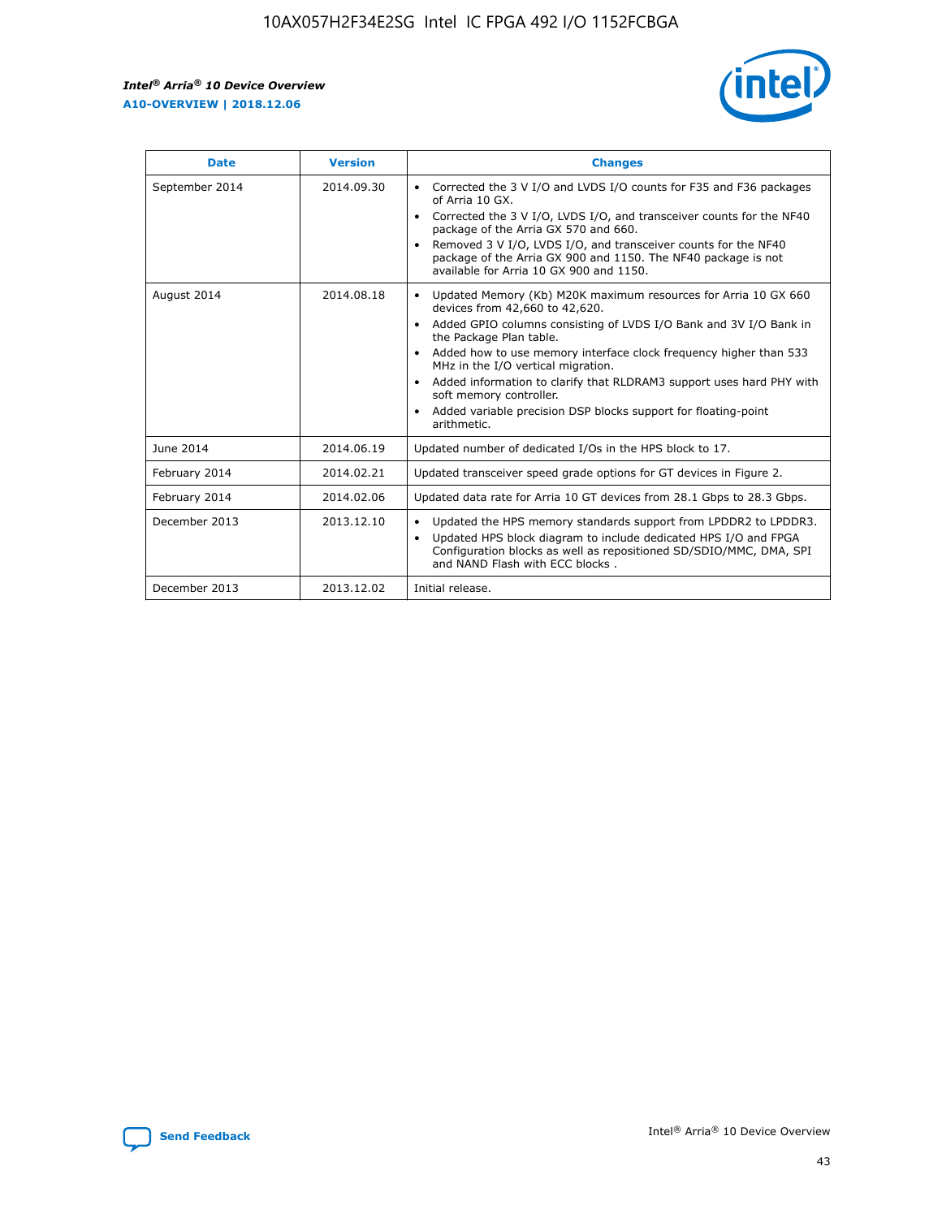| Date | Version | Changes |
| --- | --- | --- |
| September 2014 | 2014.09.30 | • Corrected the 3 V I/O and LVDS I/O counts for F35 and F36 packages of Arria 10 GX.<br>• Corrected the 3 V I/O, LVDS I/O, and transceiver counts for the NF40 package of the Arria GX 570 and 660.<br>• Removed 3 V I/O, LVDS I/O, and transceiver counts for the NF40 package of the Arria GX 900 and 1150. The NF40 package is not available for Arria 10 GX 900 and 1150. |
| August 2014 | 2014.08.18 | • Updated Memory (Kb) M20K maximum resources for Arria 10 GX 660 devices from 42,660 to 42,620.<br>• Added GPIO columns consisting of LVDS I/O Bank and 3V I/O Bank in the Package Plan table.<br>• Added how to use memory interface clock frequency higher than 533 MHz in the I/O vertical migration.<br>• Added information to clarify that RLDRAM3 support uses hard PHY with soft memory controller.<br>• Added variable precision DSP blocks support for floating-point arithmetic. |
| June 2014 | 2014.06.19 | Updated number of dedicated I/Os in the HPS block to 17. |
| February 2014 | 2014.02.21 | Updated transceiver speed grade options for GT devices in Figure 2. |
| February 2014 | 2014.02.06 | Updated data rate for Arria 10 GT devices from 28.1 Gbps to 28.3 Gbps. |
| December 2013 | 2013.12.10 | • Updated the HPS memory standards support from LPDDR2 to LPDDR3.<br>• Updated HPS block diagram to include dedicated HPS I/O and FPGA Configuration blocks as well as repositioned SD/SDIO/MMC, DMA, SPI and NAND Flash with ECC blocks . |
| December 2013 | 2013.12.02 | Initial release. |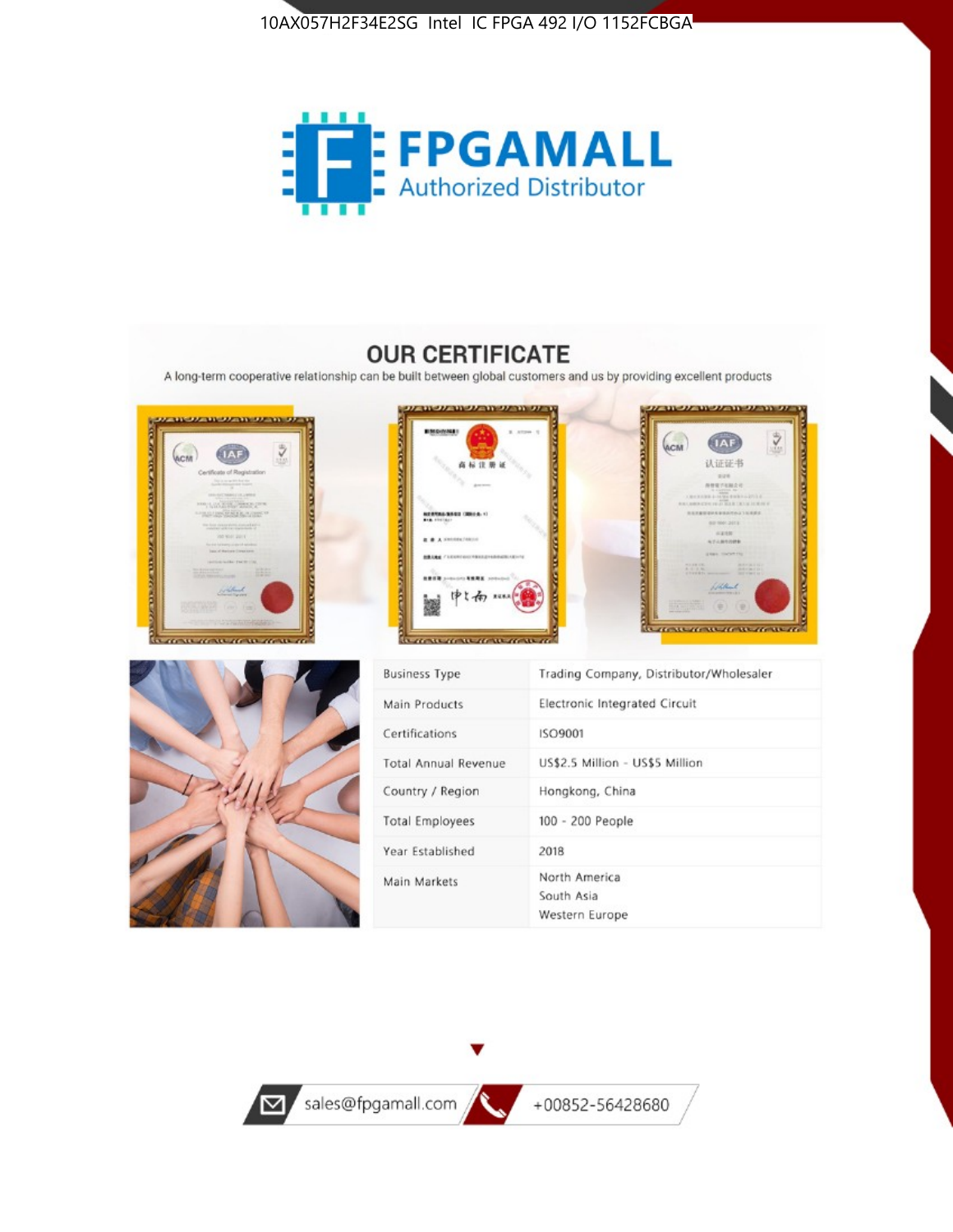FPGAMALL

Authorized Distributor

## OUR CERTIFICATE

A long-term cooperative relationship can be built between global customers and us by providing excellent products

| | |
|---|---|
| Business Type | Trading Company, Distributor/Wholesaler |
| Main Products | Electronic Integrated Circuit |
| Certifications | ISO9001 |
| Total Annual Revenue | US$2.5 Million - US$5 Million |
| Country / Region | Hongkong, China |
| Total Employees | 100 - 200 People |
| Year Established | 2018 |
| Main Markets | North America<br>South Asia<br>Western Europe |

sales@fpgamall.com

+00852-56428680